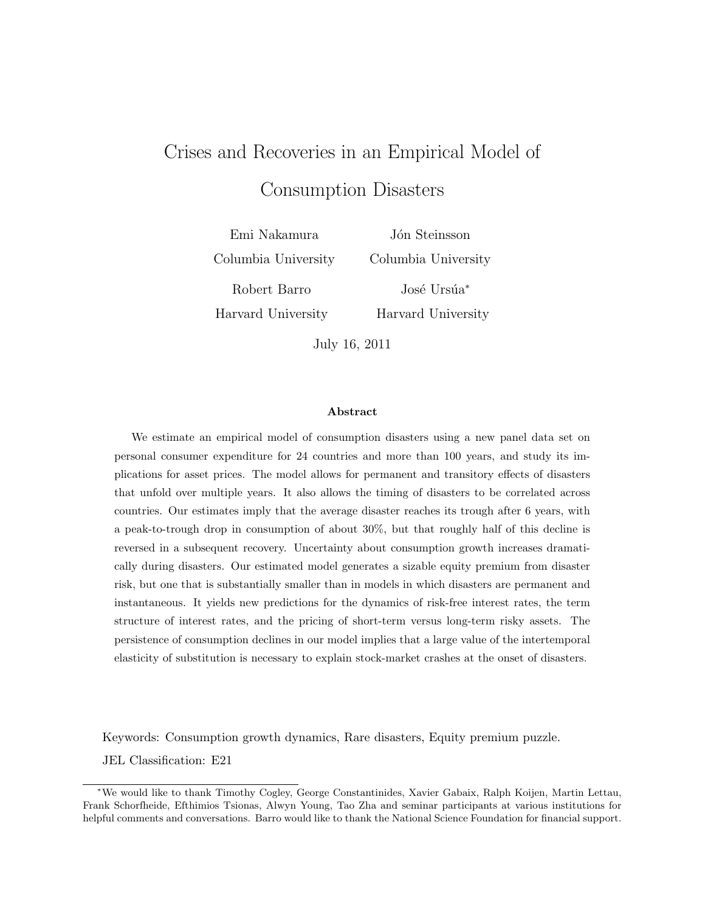# Crises and Recoveries in an Empirical Model of Consumption Disasters

Emi Nakamura — Columbia University

Jón Steinsson — Columbia University

Robert Barro — Harvard University

José Ursúa* — Harvard University

July 16, 2011

### Abstract

We estimate an empirical model of consumption disasters using a new panel data set on personal consumer expenditure for 24 countries and more than 100 years, and study its implications for asset prices. The model allows for permanent and transitory effects of disasters that unfold over multiple years. It also allows the timing of disasters to be correlated across countries. Our estimates imply that the average disaster reaches its trough after 6 years, with a peak-to-trough drop in consumption of about 30%, but that roughly half of this decline is reversed in a subsequent recovery. Uncertainty about consumption growth increases dramatically during disasters. Our estimated model generates a sizable equity premium from disaster risk, but one that is substantially smaller than in models in which disasters are permanent and instantaneous. It yields new predictions for the dynamics of risk-free interest rates, the term structure of interest rates, and the pricing of short-term versus long-term risky assets. The persistence of consumption declines in our model implies that a large value of the intertemporal elasticity of substitution is necessary to explain stock-market crashes at the onset of disasters.

Keywords: Consumption growth dynamics, Rare disasters, Equity premium puzzle.

JEL Classification: E21

*We would like to thank Timothy Cogley, George Constantinides, Xavier Gabaix, Ralph Koijen, Martin Lettau, Frank Schorfheide, Efthimios Tsionas, Alwyn Young, Tao Zha and seminar participants at various institutions for helpful comments and conversations. Barro would like to thank the National Science Foundation for financial support.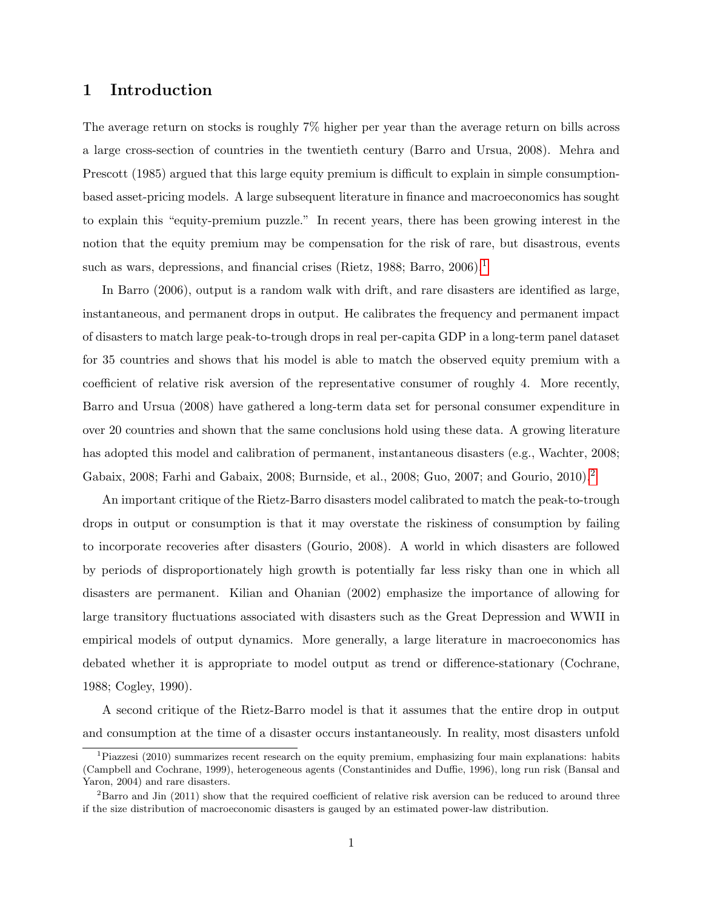# 1 Introduction

The average return on stocks is roughly 7% higher per year than the average return on bills across a large cross-section of countries in the twentieth century (Barro and Ursua, 2008). Mehra and Prescott (1985) argued that this large equity premium is difficult to explain in simple consumption-based asset-pricing models. A large subsequent literature in finance and macroeconomics has sought to explain this "equity-premium puzzle." In recent years, there has been growing interest in the notion that the equity premium may be compensation for the risk of rare, but disastrous, events such as wars, depressions, and financial crises (Rietz, 1988; Barro, 2006).[1]

In Barro (2006), output is a random walk with drift, and rare disasters are identified as large, instantaneous, and permanent drops in output. He calibrates the frequency and permanent impact of disasters to match large peak-to-trough drops in real per-capita GDP in a long-term panel dataset for 35 countries and shows that his model is able to match the observed equity premium with a coefficient of relative risk aversion of the representative consumer of roughly 4. More recently, Barro and Ursua (2008) have gathered a long-term data set for personal consumer expenditure in over 20 countries and shown that the same conclusions hold using these data. A growing literature has adopted this model and calibration of permanent, instantaneous disasters (e.g., Wachter, 2008; Gabaix, 2008; Farhi and Gabaix, 2008; Burnside, et al., 2008; Guo, 2007; and Gourio, 2010).[2]

An important critique of the Rietz-Barro disasters model calibrated to match the peak-to-trough drops in output or consumption is that it may overstate the riskiness of consumption by failing to incorporate recoveries after disasters (Gourio, 2008). A world in which disasters are followed by periods of disproportionately high growth is potentially far less risky than one in which all disasters are permanent. Kilian and Ohanian (2002) emphasize the importance of allowing for large transitory fluctuations associated with disasters such as the Great Depression and WWII in empirical models of output dynamics. More generally, a large literature in macroeconomics has debated whether it is appropriate to model output as trend or difference-stationary (Cochrane, 1988; Cogley, 1990).

A second critique of the Rietz-Barro model is that it assumes that the entire drop in output and consumption at the time of a disaster occurs instantaneously. In reality, most disasters unfold

[1] Piazzesi (2010) summarizes recent research on the equity premium, emphasizing four main explanations: habits (Campbell and Cochrane, 1999), heterogeneous agents (Constantinides and Duffie, 1996), long run risk (Bansal and Yaron, 2004) and rare disasters.

[2] Barro and Jin (2011) show that the required coefficient of relative risk aversion can be reduced to around three if the size distribution of macroeconomic disasters is gauged by an estimated power-law distribution.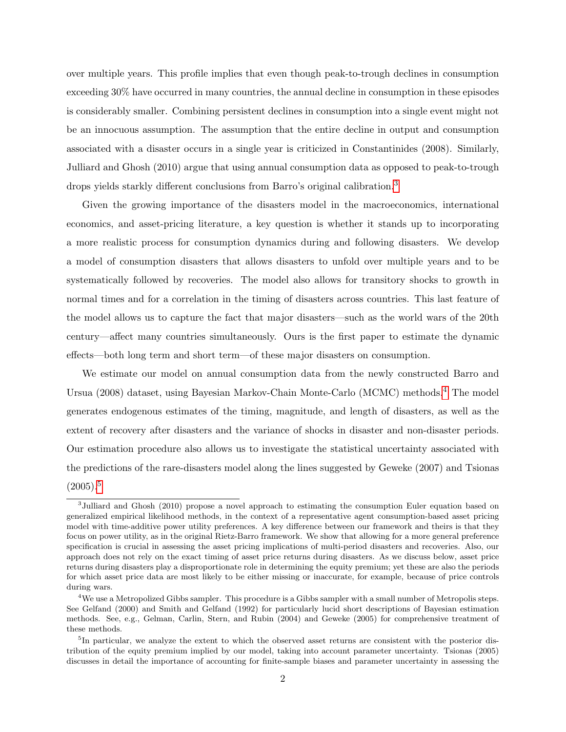over multiple years. This profile implies that even though peak-to-trough declines in consumption exceeding 30% have occurred in many countries, the annual decline in consumption in these episodes is considerably smaller. Combining persistent declines in consumption into a single event might not be an innocuous assumption. The assumption that the entire decline in output and consumption associated with a disaster occurs in a single year is criticized in Constantinides (2008). Similarly, Julliard and Ghosh (2010) argue that using annual consumption data as opposed to peak-to-trough drops yields starkly different conclusions from Barro's original calibration.[3]

Given the growing importance of the disasters model in the macroeconomics, international economics, and asset-pricing literature, a key question is whether it stands up to incorporating a more realistic process for consumption dynamics during and following disasters. We develop a model of consumption disasters that allows disasters to unfold over multiple years and to be systematically followed by recoveries. The model also allows for transitory shocks to growth in normal times and for a correlation in the timing of disasters across countries. This last feature of the model allows us to capture the fact that major disasters—such as the world wars of the 20th century—affect many countries simultaneously. Ours is the first paper to estimate the dynamic effects—both long term and short term—of these major disasters on consumption.

We estimate our model on annual consumption data from the newly constructed Barro and Ursua (2008) dataset, using Bayesian Markov-Chain Monte-Carlo (MCMC) methods.[4] The model generates endogenous estimates of the timing, magnitude, and length of disasters, as well as the extent of recovery after disasters and the variance of shocks in disaster and non-disaster periods. Our estimation procedure also allows us to investigate the statistical uncertainty associated with the predictions of the rare-disasters model along the lines suggested by Geweke (2007) and Tsionas (2005).[5]

[3] Julliard and Ghosh (2010) propose a novel approach to estimating the consumption Euler equation based on generalized empirical likelihood methods, in the context of a representative agent consumption-based asset pricing model with time-additive power utility preferences. A key difference between our framework and theirs is that they focus on power utility, as in the original Rietz-Barro framework. We show that allowing for a more general preference specification is crucial in assessing the asset pricing implications of multi-period disasters and recoveries. Also, our approach does not rely on the exact timing of asset price returns during disasters. As we discuss below, asset price returns during disasters play a disproportionate role in determining the equity premium; yet these are also the periods for which asset price data are most likely to be either missing or inaccurate, for example, because of price controls during wars.

[4] We use a Metropolized Gibbs sampler. This procedure is a Gibbs sampler with a small number of Metropolis steps. See Gelfand (2000) and Smith and Gelfand (1992) for particularly lucid short descriptions of Bayesian estimation methods. See, e.g., Gelman, Carlin, Stern, and Rubin (2004) and Geweke (2005) for comprehensive treatment of these methods.

[5] In particular, we analyze the extent to which the observed asset returns are consistent with the posterior distribution of the equity premium implied by our model, taking into account parameter uncertainty. Tsionas (2005) discusses in detail the importance of accounting for finite-sample biases and parameter uncertainty in assessing the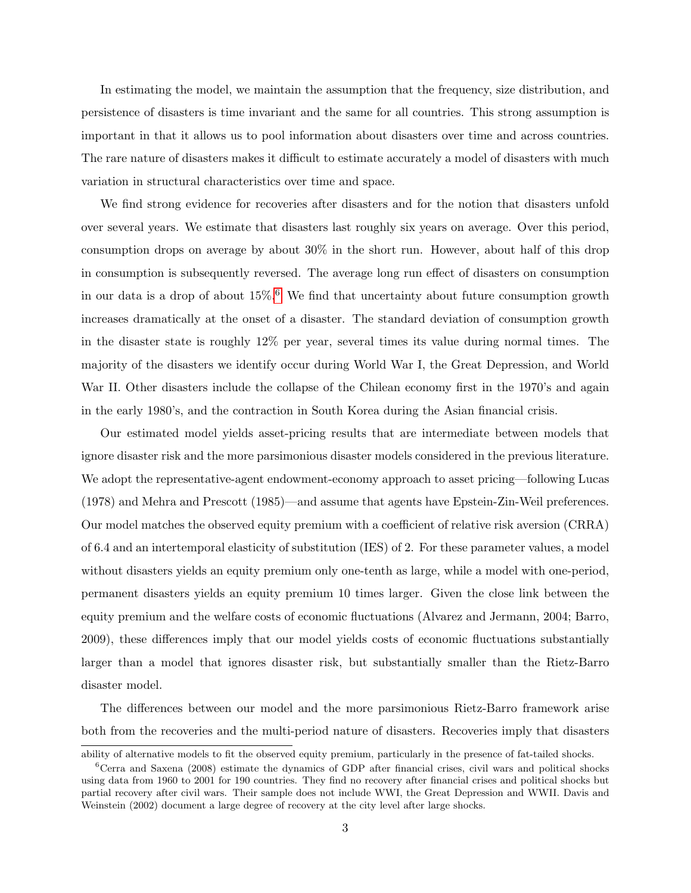In estimating the model, we maintain the assumption that the frequency, size distribution, and persistence of disasters is time invariant and the same for all countries. This strong assumption is important in that it allows us to pool information about disasters over time and across countries. The rare nature of disasters makes it difficult to estimate accurately a model of disasters with much variation in structural characteristics over time and space.

We find strong evidence for recoveries after disasters and for the notion that disasters unfold over several years. We estimate that disasters last roughly six years on average. Over this period, consumption drops on average by about 30% in the short run. However, about half of this drop in consumption is subsequently reversed. The average long run effect of disasters on consumption in our data is a drop of about 15%.[6] We find that uncertainty about future consumption growth increases dramatically at the onset of a disaster. The standard deviation of consumption growth in the disaster state is roughly 12% per year, several times its value during normal times. The majority of the disasters we identify occur during World War I, the Great Depression, and World War II. Other disasters include the collapse of the Chilean economy first in the 1970's and again in the early 1980's, and the contraction in South Korea during the Asian financial crisis.

Our estimated model yields asset-pricing results that are intermediate between models that ignore disaster risk and the more parsimonious disaster models considered in the previous literature. We adopt the representative-agent endowment-economy approach to asset pricing—following Lucas (1978) and Mehra and Prescott (1985)—and assume that agents have Epstein-Zin-Weil preferences. Our model matches the observed equity premium with a coefficient of relative risk aversion (CRRA) of 6.4 and an intertemporal elasticity of substitution (IES) of 2. For these parameter values, a model without disasters yields an equity premium only one-tenth as large, while a model with one-period, permanent disasters yields an equity premium 10 times larger. Given the close link between the equity premium and the welfare costs of economic fluctuations (Alvarez and Jermann, 2004; Barro, 2009), these differences imply that our model yields costs of economic fluctuations substantially larger than a model that ignores disaster risk, but substantially smaller than the Rietz-Barro disaster model.

The differences between our model and the more parsimonious Rietz-Barro framework arise both from the recoveries and the multi-period nature of disasters. Recoveries imply that disasters

ability of alternative models to fit the observed equity premium, particularly in the presence of fat-tailed shocks.

[6] Cerra and Saxena (2008) estimate the dynamics of GDP after financial crises, civil wars and political shocks using data from 1960 to 2001 for 190 countries. They find no recovery after financial crises and political shocks but partial recovery after civil wars. Their sample does not include WWI, the Great Depression and WWII. Davis and Weinstein (2002) document a large degree of recovery at the city level after large shocks.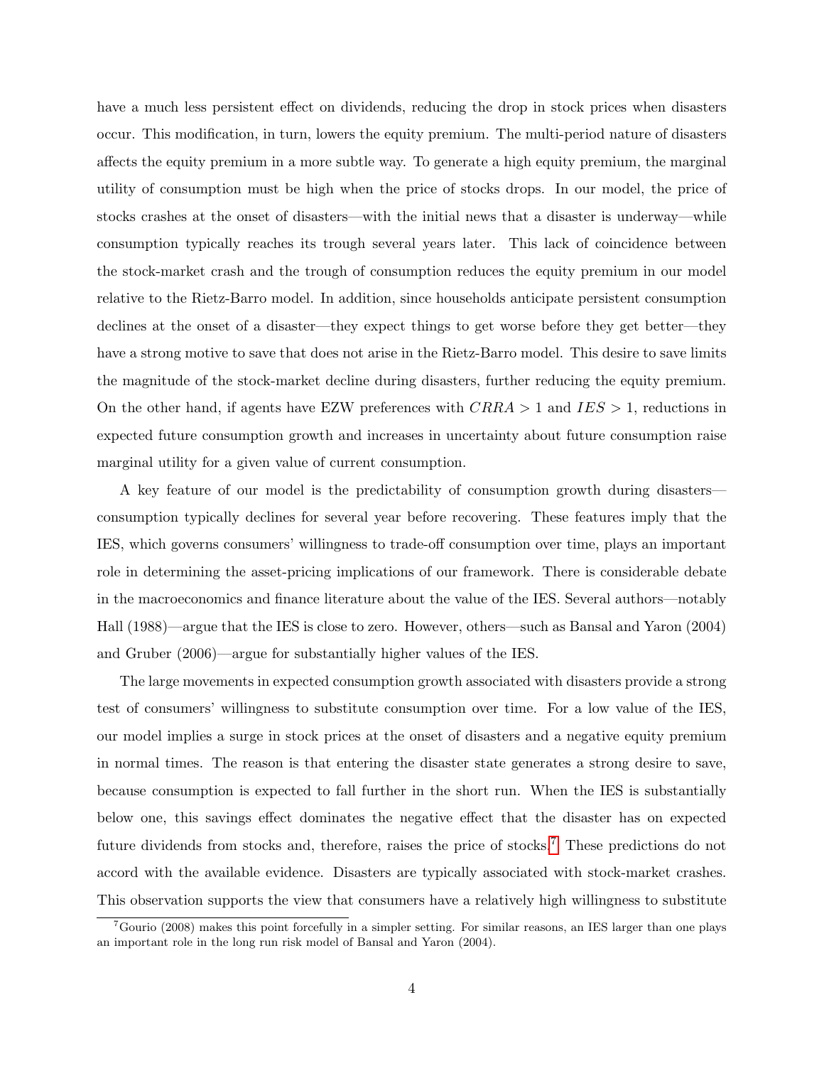have a much less persistent effect on dividends, reducing the drop in stock prices when disasters occur. This modification, in turn, lowers the equity premium. The multi-period nature of disasters affects the equity premium in a more subtle way. To generate a high equity premium, the marginal utility of consumption must be high when the price of stocks drops. In our model, the price of stocks crashes at the onset of disasters—with the initial news that a disaster is underway—while consumption typically reaches its trough several years later. This lack of coincidence between the stock-market crash and the trough of consumption reduces the equity premium in our model relative to the Rietz-Barro model. In addition, since households anticipate persistent consumption declines at the onset of a disaster—they expect things to get worse before they get better—they have a strong motive to save that does not arise in the Rietz-Barro model. This desire to save limits the magnitude of the stock-market decline during disasters, further reducing the equity premium. On the other hand, if agents have EZW preferences with $CRRA > 1$ and $IES > 1$, reductions in expected future consumption growth and increases in uncertainty about future consumption raise marginal utility for a given value of current consumption.

A key feature of our model is the predictability of consumption growth during disasters—consumption typically declines for several year before recovering. These features imply that the IES, which governs consumers' willingness to trade-off consumption over time, plays an important role in determining the asset-pricing implications of our framework. There is considerable debate in the macroeconomics and finance literature about the value of the IES. Several authors—notably Hall (1988)—argue that the IES is close to zero. However, others—such as Bansal and Yaron (2004) and Gruber (2006)—argue for substantially higher values of the IES.

The large movements in expected consumption growth associated with disasters provide a strong test of consumers' willingness to substitute consumption over time. For a low value of the IES, our model implies a surge in stock prices at the onset of disasters and a negative equity premium in normal times. The reason is that entering the disaster state generates a strong desire to save, because consumption is expected to fall further in the short run. When the IES is substantially below one, this savings effect dominates the negative effect that the disaster has on expected future dividends from stocks and, therefore, raises the price of stocks.[7] These predictions do not accord with the available evidence. Disasters are typically associated with stock-market crashes. This observation supports the view that consumers have a relatively high willingness to substitute

[7] Gourio (2008) makes this point forcefully in a simpler setting. For similar reasons, an IES larger than one plays an important role in the long run risk model of Bansal and Yaron (2004).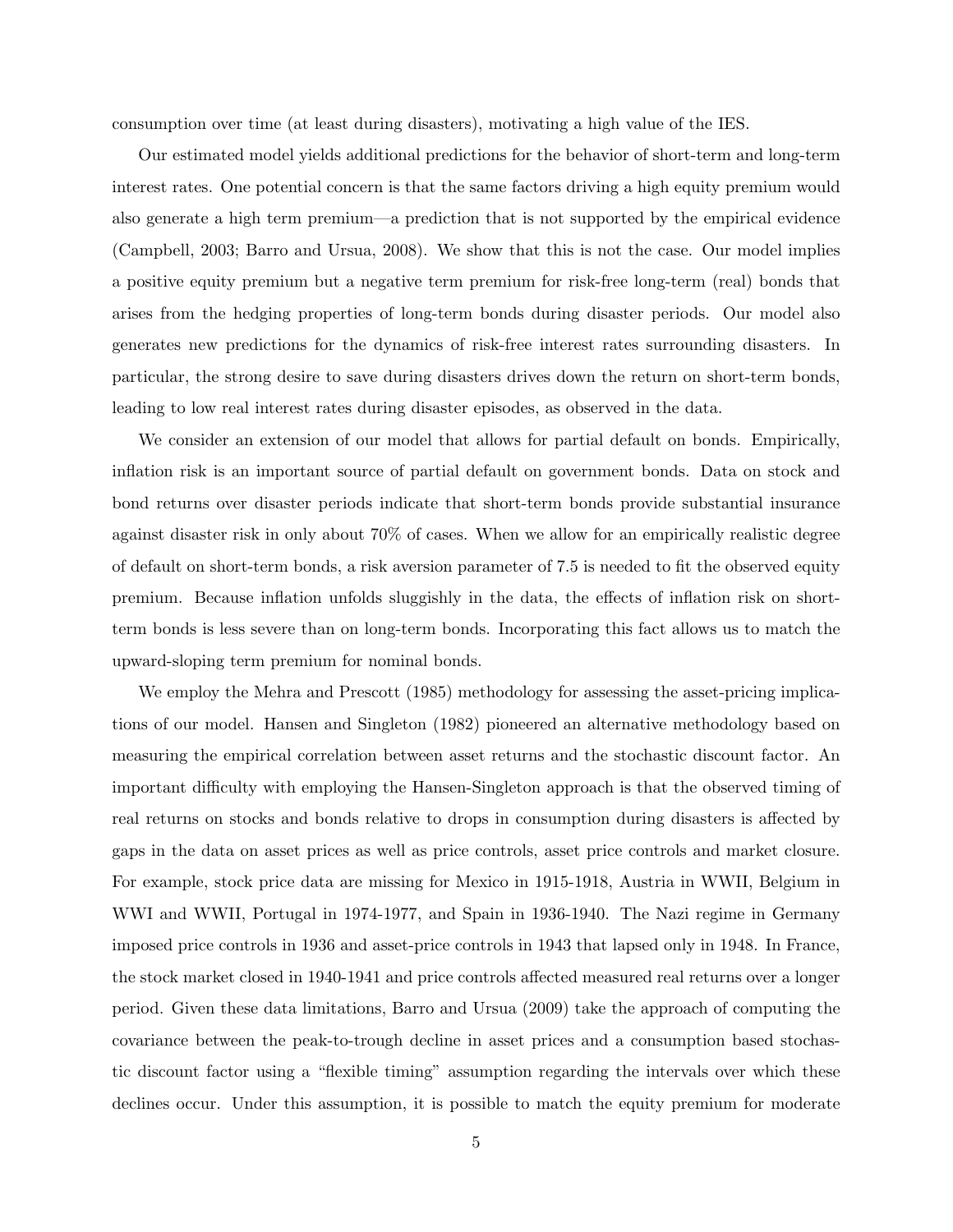consumption over time (at least during disasters), motivating a high value of the IES.

Our estimated model yields additional predictions for the behavior of short-term and long-term interest rates. One potential concern is that the same factors driving a high equity premium would also generate a high term premium—a prediction that is not supported by the empirical evidence (Campbell, 2003; Barro and Ursua, 2008). We show that this is not the case. Our model implies a positive equity premium but a negative term premium for risk-free long-term (real) bonds that arises from the hedging properties of long-term bonds during disaster periods. Our model also generates new predictions for the dynamics of risk-free interest rates surrounding disasters. In particular, the strong desire to save during disasters drives down the return on short-term bonds, leading to low real interest rates during disaster episodes, as observed in the data.

We consider an extension of our model that allows for partial default on bonds. Empirically, inflation risk is an important source of partial default on government bonds. Data on stock and bond returns over disaster periods indicate that short-term bonds provide substantial insurance against disaster risk in only about 70% of cases. When we allow for an empirically realistic degree of default on short-term bonds, a risk aversion parameter of 7.5 is needed to fit the observed equity premium. Because inflation unfolds sluggishly in the data, the effects of inflation risk on short-term bonds is less severe than on long-term bonds. Incorporating this fact allows us to match the upward-sloping term premium for nominal bonds.

We employ the Mehra and Prescott (1985) methodology for assessing the asset-pricing implications of our model. Hansen and Singleton (1982) pioneered an alternative methodology based on measuring the empirical correlation between asset returns and the stochastic discount factor. An important difficulty with employing the Hansen-Singleton approach is that the observed timing of real returns on stocks and bonds relative to drops in consumption during disasters is affected by gaps in the data on asset prices as well as price controls, asset price controls and market closure. For example, stock price data are missing for Mexico in 1915-1918, Austria in WWII, Belgium in WWI and WWII, Portugal in 1974-1977, and Spain in 1936-1940. The Nazi regime in Germany imposed price controls in 1936 and asset-price controls in 1943 that lapsed only in 1948. In France, the stock market closed in 1940-1941 and price controls affected measured real returns over a longer period. Given these data limitations, Barro and Ursua (2009) take the approach of computing the covariance between the peak-to-trough decline in asset prices and a consumption based stochastic discount factor using a "flexible timing" assumption regarding the intervals over which these declines occur. Under this assumption, it is possible to match the equity premium for moderate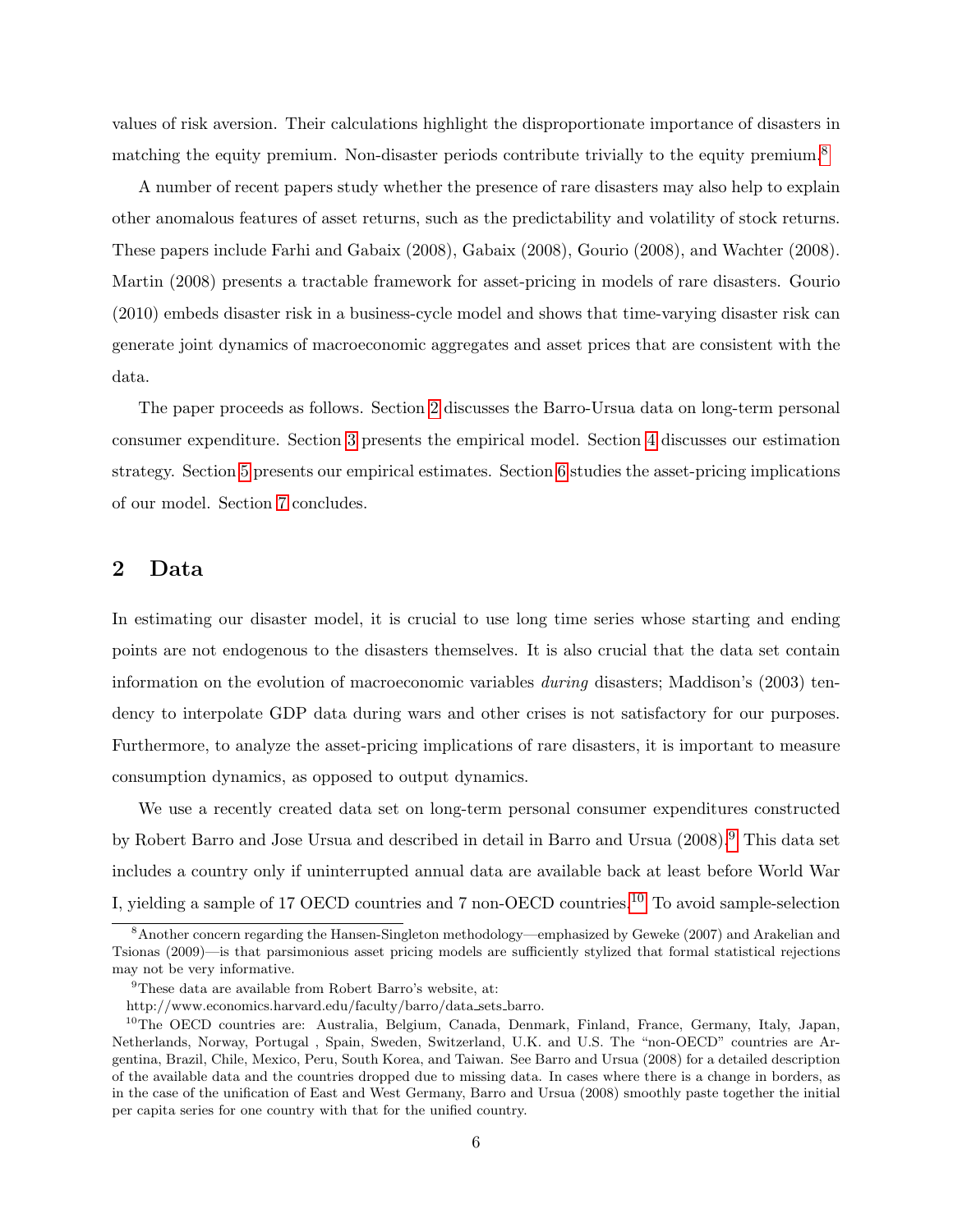values of risk aversion. Their calculations highlight the disproportionate importance of disasters in matching the equity premium. Non-disaster periods contribute trivially to the equity premium.[8]

A number of recent papers study whether the presence of rare disasters may also help to explain other anomalous features of asset returns, such as the predictability and volatility of stock returns. These papers include Farhi and Gabaix (2008), Gabaix (2008), Gourio (2008), and Wachter (2008). Martin (2008) presents a tractable framework for asset-pricing in models of rare disasters. Gourio (2010) embeds disaster risk in a business-cycle model and shows that time-varying disaster risk can generate joint dynamics of macroeconomic aggregates and asset prices that are consistent with the data.

The paper proceeds as follows. Section 2 discusses the Barro-Ursua data on long-term personal consumer expenditure. Section 3 presents the empirical model. Section 4 discusses our estimation strategy. Section 5 presents our empirical estimates. Section 6 studies the asset-pricing implications of our model. Section 7 concludes.

## 2 Data

In estimating our disaster model, it is crucial to use long time series whose starting and ending points are not endogenous to the disasters themselves. It is also crucial that the data set contain information on the evolution of macroeconomic variables *during* disasters; Maddison's (2003) tendency to interpolate GDP data during wars and other crises is not satisfactory for our purposes. Furthermore, to analyze the asset-pricing implications of rare disasters, it is important to measure consumption dynamics, as opposed to output dynamics.

We use a recently created data set on long-term personal consumer expenditures constructed by Robert Barro and Jose Ursua and described in detail in Barro and Ursua (2008).[9] This data set includes a country only if uninterrupted annual data are available back at least before World War I, yielding a sample of 17 OECD countries and 7 non-OECD countries.[10] To avoid sample-selection

[8] Another concern regarding the Hansen-Singleton methodology—emphasized by Geweke (2007) and Arakelian and Tsionas (2009)—is that parsimonious asset pricing models are sufficiently stylized that formal statistical rejections may not be very informative.

[9] These data are available from Robert Barro's website, at: http://www.economics.harvard.edu/faculty/barro/data_sets_barro.

[10] The OECD countries are: Australia, Belgium, Canada, Denmark, Finland, France, Germany, Italy, Japan, Netherlands, Norway, Portugal , Spain, Sweden, Switzerland, U.K. and U.S. The "non-OECD" countries are Argentina, Brazil, Chile, Mexico, Peru, South Korea, and Taiwan. See Barro and Ursua (2008) for a detailed description of the available data and the countries dropped due to missing data. In cases where there is a change in borders, as in the case of the unification of East and West Germany, Barro and Ursua (2008) smoothly paste together the initial per capita series for one country with that for the unified country.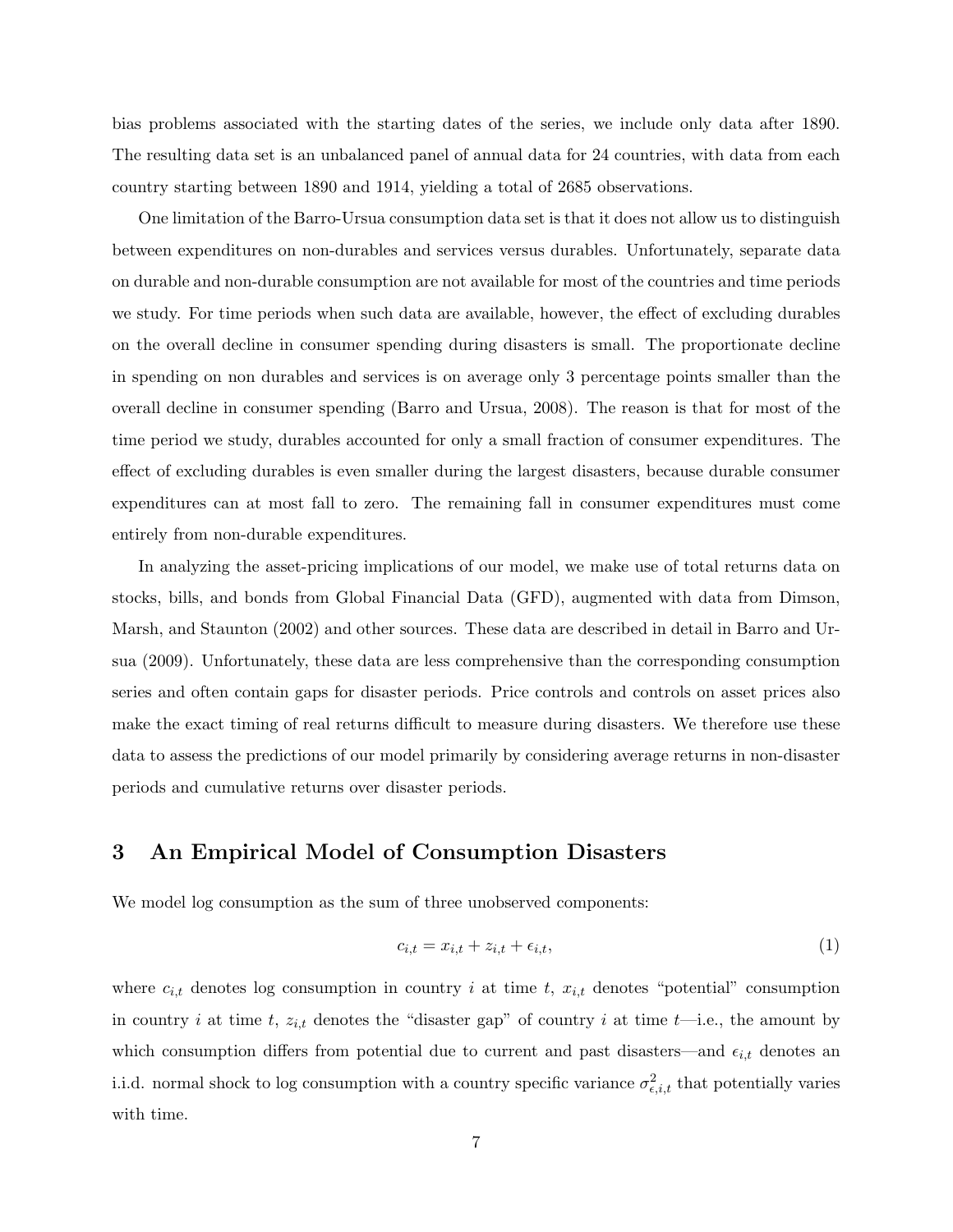bias problems associated with the starting dates of the series, we include only data after 1890. The resulting data set is an unbalanced panel of annual data for 24 countries, with data from each country starting between 1890 and 1914, yielding a total of 2685 observations.

One limitation of the Barro-Ursua consumption data set is that it does not allow us to distinguish between expenditures on non-durables and services versus durables. Unfortunately, separate data on durable and non-durable consumption are not available for most of the countries and time periods we study. For time periods when such data are available, however, the effect of excluding durables on the overall decline in consumer spending during disasters is small. The proportionate decline in spending on non durables and services is on average only 3 percentage points smaller than the overall decline in consumer spending (Barro and Ursua, 2008). The reason is that for most of the time period we study, durables accounted for only a small fraction of consumer expenditures. The effect of excluding durables is even smaller during the largest disasters, because durable consumer expenditures can at most fall to zero. The remaining fall in consumer expenditures must come entirely from non-durable expenditures.

In analyzing the asset-pricing implications of our model, we make use of total returns data on stocks, bills, and bonds from Global Financial Data (GFD), augmented with data from Dimson, Marsh, and Staunton (2002) and other sources. These data are described in detail in Barro and Ursua (2009). Unfortunately, these data are less comprehensive than the corresponding consumption series and often contain gaps for disaster periods. Price controls and controls on asset prices also make the exact timing of real returns difficult to measure during disasters. We therefore use these data to assess the predictions of our model primarily by considering average returns in non-disaster periods and cumulative returns over disaster periods.

## 3 An Empirical Model of Consumption Disasters

We model log consumption as the sum of three unobserved components:

$$c_{i,t} = x_{i,t} + z_{i,t} + \epsilon_{i,t}, \tag{1}$$

where $c_{i,t}$ denotes log consumption in country $i$ at time $t$, $x_{i,t}$ denotes "potential" consumption in country $i$ at time $t$, $z_{i,t}$ denotes the "disaster gap" of country $i$ at time $t$—i.e., the amount by which consumption differs from potential due to current and past disasters—and $\epsilon_{i,t}$ denotes an i.i.d. normal shock to log consumption with a country specific variance $\sigma^2_{\epsilon,i,t}$ that potentially varies with time.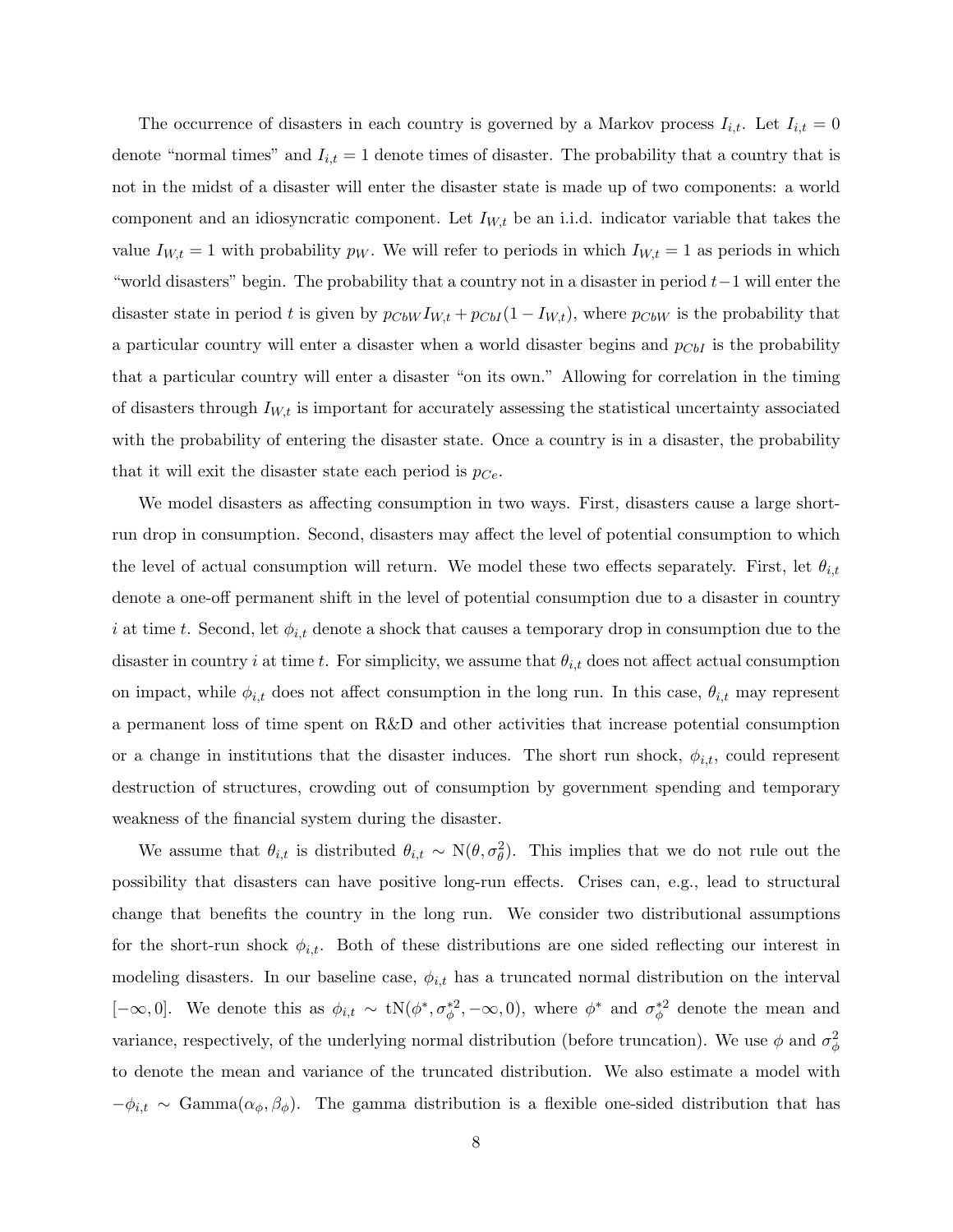The occurrence of disasters in each country is governed by a Markov process $I_{i,t}$. Let $I_{i,t} = 0$ denote "normal times" and $I_{i,t} = 1$ denote times of disaster. The probability that a country that is not in the midst of a disaster will enter the disaster state is made up of two components: a world component and an idiosyncratic component. Let $I_{W,t}$ be an i.i.d. indicator variable that takes the value $I_{W,t} = 1$ with probability $p_W$. We will refer to periods in which $I_{W,t} = 1$ as periods in which "world disasters" begin. The probability that a country not in a disaster in period $t-1$ will enter the disaster state in period $t$ is given by $p_{CbW} I_{W,t} + p_{CbI}(1 - I_{W,t})$, where $p_{CbW}$ is the probability that a particular country will enter a disaster when a world disaster begins and $p_{CbI}$ is the probability that a particular country will enter a disaster "on its own." Allowing for correlation in the timing of disasters through $I_{W,t}$ is important for accurately assessing the statistical uncertainty associated with the probability of entering the disaster state. Once a country is in a disaster, the probability that it will exit the disaster state each period is $p_{Ce}$.

We model disasters as affecting consumption in two ways. First, disasters cause a large short-run drop in consumption. Second, disasters may affect the level of potential consumption to which the level of actual consumption will return. We model these two effects separately. First, let $\theta_{i,t}$ denote a one-off permanent shift in the level of potential consumption due to a disaster in country $i$ at time $t$. Second, let $\phi_{i,t}$ denote a shock that causes a temporary drop in consumption due to the disaster in country $i$ at time $t$. For simplicity, we assume that $\theta_{i,t}$ does not affect actual consumption on impact, while $\phi_{i,t}$ does not affect consumption in the long run. In this case, $\theta_{i,t}$ may represent a permanent loss of time spent on R&D and other activities that increase potential consumption or a change in institutions that the disaster induces. The short run shock, $\phi_{i,t}$, could represent destruction of structures, crowding out of consumption by government spending and temporary weakness of the financial system during the disaster.

We assume that $\theta_{i,t}$ is distributed $\theta_{i,t} \sim \mathrm{N}(\theta, \sigma_\theta^2)$. This implies that we do not rule out the possibility that disasters can have positive long-run effects. Crises can, e.g., lead to structural change that benefits the country in the long run. We consider two distributional assumptions for the short-run shock $\phi_{i,t}$. Both of these distributions are one sided reflecting our interest in modeling disasters. In our baseline case, $\phi_{i,t}$ has a truncated normal distribution on the interval $[-\infty, 0]$. We denote this as $\phi_{i,t} \sim \mathrm{tN}(\phi^*, \sigma_\phi^{*2}, -\infty, 0)$, where $\phi^*$ and $\sigma_\phi^{*2}$ denote the mean and variance, respectively, of the underlying normal distribution (before truncation). We use $\phi$ and $\sigma_\phi^2$ to denote the mean and variance of the truncated distribution. We also estimate a model with $-\phi_{i,t} \sim \mathrm{Gamma}(\alpha_\phi, \beta_\phi)$. The gamma distribution is a flexible one-sided distribution that has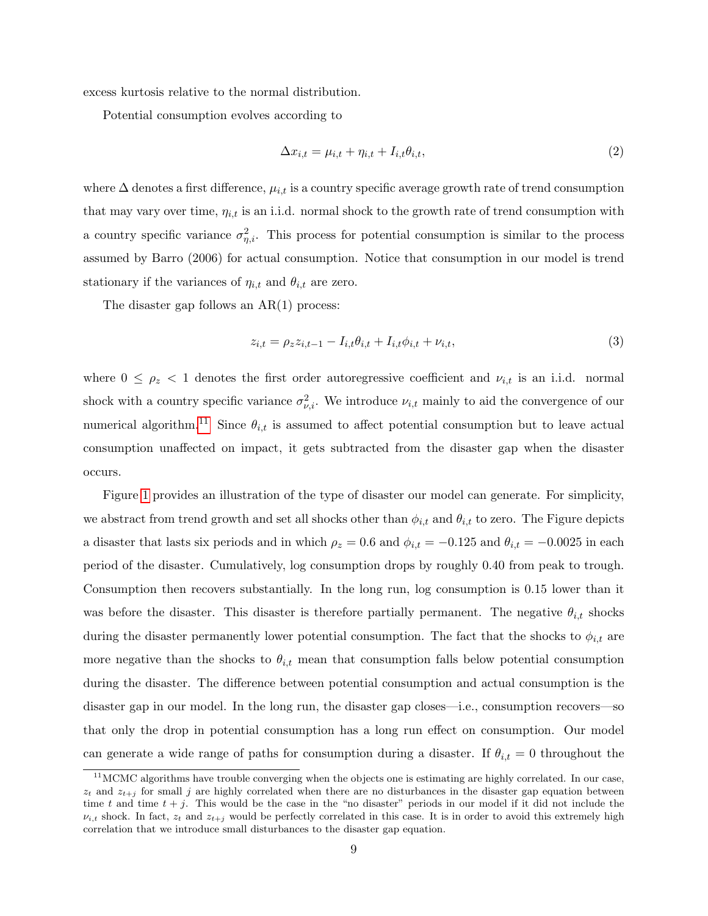excess kurtosis relative to the normal distribution.

Potential consumption evolves according to

$$\Delta x_{i,t} = \mu_{i,t} + \eta_{i,t} + I_{i,t}\theta_{i,t}, \tag{2}$$

where $\Delta$ denotes a first difference, $\mu_{i,t}$ is a country specific average growth rate of trend consumption that may vary over time, $\eta_{i,t}$ is an i.i.d. normal shock to the growth rate of trend consumption with a country specific variance $\sigma^2_{\eta,i}$. This process for potential consumption is similar to the process assumed by Barro (2006) for actual consumption. Notice that consumption in our model is trend stationary if the variances of $\eta_{i,t}$ and $\theta_{i,t}$ are zero.

The disaster gap follows an AR(1) process:

$$z_{i,t} = \rho_z z_{i,t-1} - I_{i,t}\theta_{i,t} + I_{i,t}\phi_{i,t} + \nu_{i,t}, \tag{3}$$

where $0 \leq \rho_z < 1$ denotes the first order autoregressive coefficient and $\nu_{i,t}$ is an i.i.d. normal shock with a country specific variance $\sigma^2_{\nu,i}$. We introduce $\nu_{i,t}$ mainly to aid the convergence of our numerical algorithm.[11] Since $\theta_{i,t}$ is assumed to affect potential consumption but to leave actual consumption unaffected on impact, it gets subtracted from the disaster gap when the disaster occurs.

Figure 1 provides an illustration of the type of disaster our model can generate. For simplicity, we abstract from trend growth and set all shocks other than $\phi_{i,t}$ and $\theta_{i,t}$ to zero. The Figure depicts a disaster that lasts six periods and in which $\rho_z = 0.6$ and $\phi_{i,t} = -0.125$ and $\theta_{i,t} = -0.0025$ in each period of the disaster. Cumulatively, log consumption drops by roughly 0.40 from peak to trough. Consumption then recovers substantially. In the long run, log consumption is 0.15 lower than it was before the disaster. This disaster is therefore partially permanent. The negative $\theta_{i,t}$ shocks during the disaster permanently lower potential consumption. The fact that the shocks to $\phi_{i,t}$ are more negative than the shocks to $\theta_{i,t}$ mean that consumption falls below potential consumption during the disaster. The difference between potential consumption and actual consumption is the disaster gap in our model. In the long run, the disaster gap closes—i.e., consumption recovers—so that only the drop in potential consumption has a long run effect on consumption. Our model can generate a wide range of paths for consumption during a disaster. If $\theta_{i,t} = 0$ throughout the

[11] MCMC algorithms have trouble converging when the objects one is estimating are highly correlated. In our case, $z_t$ and $z_{t+j}$ for small $j$ are highly correlated when there are no disturbances in the disaster gap equation between time $t$ and time $t + j$. This would be the case in the "no disaster" periods in our model if it did not include the $\nu_{i,t}$ shock. In fact, $z_t$ and $z_{t+j}$ would be perfectly correlated in this case. It is in order to avoid this extremely high correlation that we introduce small disturbances to the disaster gap equation.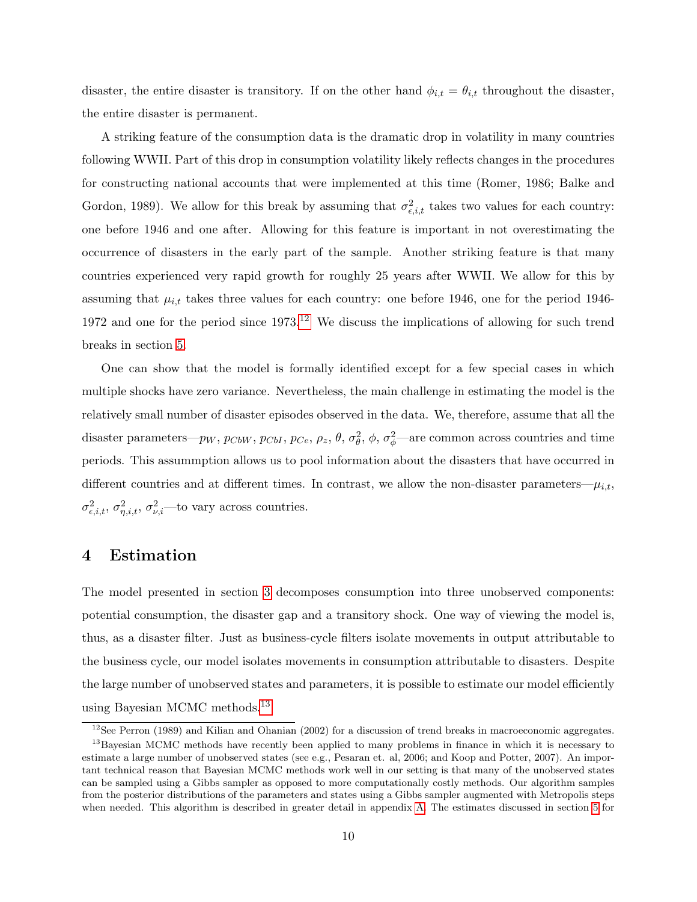disaster, the entire disaster is transitory. If on the other hand $\phi_{i,t} = \theta_{i,t}$ throughout the disaster, the entire disaster is permanent.

A striking feature of the consumption data is the dramatic drop in volatility in many countries following WWII. Part of this drop in consumption volatility likely reflects changes in the procedures for constructing national accounts that were implemented at this time (Romer, 1986; Balke and Gordon, 1989). We allow for this break by assuming that $\sigma^2_{\epsilon,i,t}$ takes two values for each country: one before 1946 and one after. Allowing for this feature is important in not overestimating the occurrence of disasters in the early part of the sample. Another striking feature is that many countries experienced very rapid growth for roughly 25 years after WWII. We allow for this by assuming that $\mu_{i,t}$ takes three values for each country: one before 1946, one for the period 1946-1972 and one for the period since 1973.[12] We discuss the implications of allowing for such trend breaks in section 5.

One can show that the model is formally identified except for a few special cases in which multiple shocks have zero variance. Nevertheless, the main challenge in estimating the model is the relatively small number of disaster episodes observed in the data. We, therefore, assume that all the disaster parameters—$p_W$, $p_{CbW}$, $p_{CbI}$, $p_{Ce}$, $\rho_z$, $\theta$, $\sigma^2_\theta$, $\phi$, $\sigma^2_\phi$—are common across countries and time periods. This assummption allows us to pool information about the disasters that have occurred in different countries and at different times. In contrast, we allow the non-disaster parameters—$\mu_{i,t}$, $\sigma^2_{\epsilon,i,t}$, $\sigma^2_{\eta,i,t}$, $\sigma^2_{\nu,i}$—to vary across countries.

# 4 Estimation

The model presented in section 3 decomposes consumption into three unobserved components: potential consumption, the disaster gap and a transitory shock. One way of viewing the model is, thus, as a disaster filter. Just as business-cycle filters isolate movements in output attributable to the business cycle, our model isolates movements in consumption attributable to disasters. Despite the large number of unobserved states and parameters, it is possible to estimate our model efficiently using Bayesian MCMC methods.[13]

[12] See Perron (1989) and Kilian and Ohanian (2002) for a discussion of trend breaks in macroeconomic aggregates.

[13] Bayesian MCMC methods have recently been applied to many problems in finance in which it is necessary to estimate a large number of unobserved states (see e.g., Pesaran et. al, 2006; and Koop and Potter, 2007). An important technical reason that Bayesian MCMC methods work well in our setting is that many of the unobserved states can be sampled using a Gibbs sampler as opposed to more computationally costly methods. Our algorithm samples from the posterior distributions of the parameters and states using a Gibbs sampler augmented with Metropolis steps when needed. This algorithm is described in greater detail in appendix A. The estimates discussed in section 5 for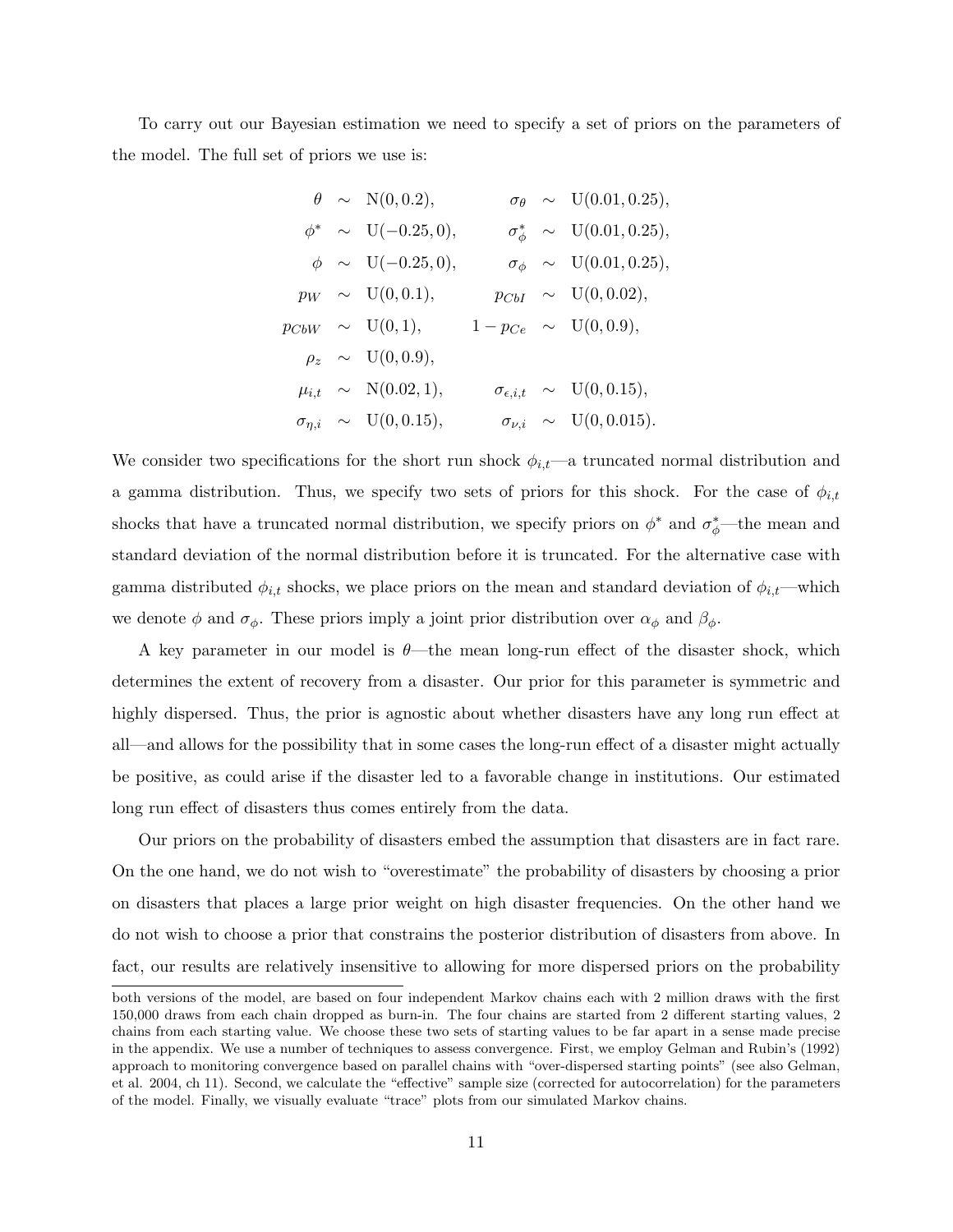To carry out our Bayesian estimation we need to specify a set of priors on the parameters of the model. The full set of priors we use is:

$$
\begin{array}{rclrcl}
\theta & \sim & \mathrm{N}(0, 0.2), & \sigma_\theta & \sim & \mathrm{U}(0.01, 0.25), \\
\phi^* & \sim & \mathrm{U}(-0.25, 0), & \sigma_\phi^* & \sim & \mathrm{U}(0.01, 0.25), \\
\phi & \sim & \mathrm{U}(-0.25, 0), & \sigma_\phi & \sim & \mathrm{U}(0.01, 0.25), \\
p_W & \sim & \mathrm{U}(0, 0.1), & p_{CbI} & \sim & \mathrm{U}(0, 0.02), \\
p_{CbW} & \sim & \mathrm{U}(0, 1), & 1 - p_{Ce} & \sim & \mathrm{U}(0, 0.9), \\
\rho_z & \sim & \mathrm{U}(0, 0.9), & & & \\
\mu_{i,t} & \sim & \mathrm{N}(0.02, 1), & \sigma_{\epsilon,i,t} & \sim & \mathrm{U}(0, 0.15), \\
\sigma_{\eta,i} & \sim & \mathrm{U}(0, 0.15), & \sigma_{\nu,i} & \sim & \mathrm{U}(0, 0.015).
\end{array}
$$

We consider two specifications for the short run shock $\phi_{i,t}$—a truncated normal distribution and a gamma distribution. Thus, we specify two sets of priors for this shock. For the case of $\phi_{i,t}$ shocks that have a truncated normal distribution, we specify priors on $\phi^*$ and $\sigma_\phi^*$—the mean and standard deviation of the normal distribution before it is truncated. For the alternative case with gamma distributed $\phi_{i,t}$ shocks, we place priors on the mean and standard deviation of $\phi_{i,t}$—which we denote $\phi$ and $\sigma_\phi$. These priors imply a joint prior distribution over $\alpha_\phi$ and $\beta_\phi$.

A key parameter in our model is $\theta$—the mean long-run effect of the disaster shock, which determines the extent of recovery from a disaster. Our prior for this parameter is symmetric and highly dispersed. Thus, the prior is agnostic about whether disasters have any long run effect at all—and allows for the possibility that in some cases the long-run effect of a disaster might actually be positive, as could arise if the disaster led to a favorable change in institutions. Our estimated long run effect of disasters thus comes entirely from the data.

Our priors on the probability of disasters embed the assumption that disasters are in fact rare. On the one hand, we do not wish to "overestimate" the probability of disasters by choosing a prior on disasters that places a large prior weight on high disaster frequencies. On the other hand we do not wish to choose a prior that constrains the posterior distribution of disasters from above. In fact, our results are relatively insensitive to allowing for more dispersed priors on the probability

both versions of the model, are based on four independent Markov chains each with 2 million draws with the first 150,000 draws from each chain dropped as burn-in. The four chains are started from 2 different starting values, 2 chains from each starting value. We choose these two sets of starting values to be far apart in a sense made precise in the appendix. We use a number of techniques to assess convergence. First, we employ Gelman and Rubin's (1992) approach to monitoring convergence based on parallel chains with "over-dispersed starting points" (see also Gelman, et al. 2004, ch 11). Second, we calculate the "effective" sample size (corrected for autocorrelation) for the parameters of the model. Finally, we visually evaluate "trace" plots from our simulated Markov chains.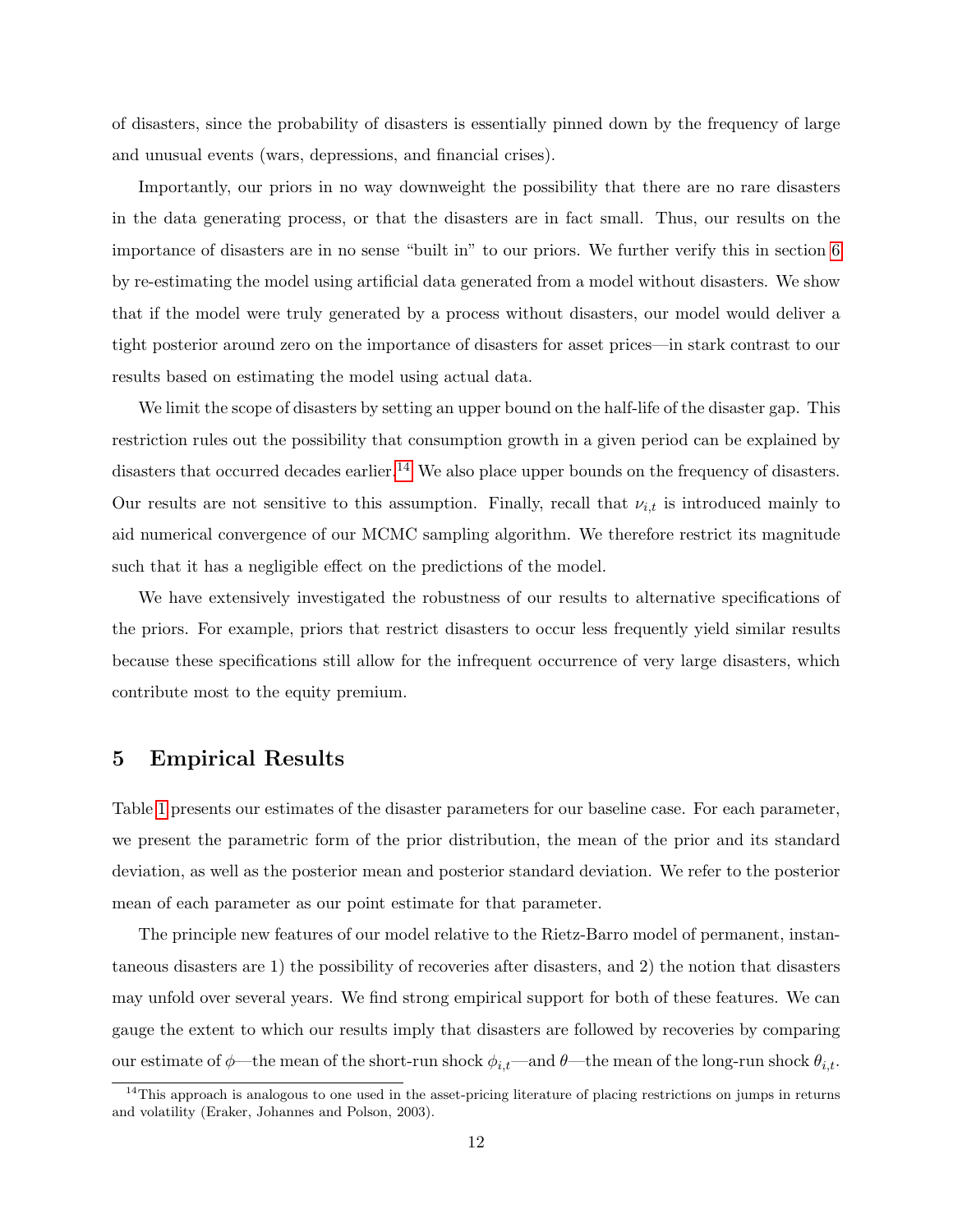of disasters, since the probability of disasters is essentially pinned down by the frequency of large and unusual events (wars, depressions, and financial crises).

Importantly, our priors in no way downweight the possibility that there are no rare disasters in the data generating process, or that the disasters are in fact small. Thus, our results on the importance of disasters are in no sense "built in" to our priors. We further verify this in section 6 by re-estimating the model using artificial data generated from a model without disasters. We show that if the model were truly generated by a process without disasters, our model would deliver a tight posterior around zero on the importance of disasters for asset prices—in stark contrast to our results based on estimating the model using actual data.

We limit the scope of disasters by setting an upper bound on the half-life of the disaster gap. This restriction rules out the possibility that consumption growth in a given period can be explained by disasters that occurred decades earlier.[14] We also place upper bounds on the frequency of disasters. Our results are not sensitive to this assumption. Finally, recall that $\nu_{i,t}$ is introduced mainly to aid numerical convergence of our MCMC sampling algorithm. We therefore restrict its magnitude such that it has a negligible effect on the predictions of the model.

We have extensively investigated the robustness of our results to alternative specifications of the priors. For example, priors that restrict disasters to occur less frequently yield similar results because these specifications still allow for the infrequent occurrence of very large disasters, which contribute most to the equity premium.

## 5 Empirical Results

Table 1 presents our estimates of the disaster parameters for our baseline case. For each parameter, we present the parametric form of the prior distribution, the mean of the prior and its standard deviation, as well as the posterior mean and posterior standard deviation. We refer to the posterior mean of each parameter as our point estimate for that parameter.

The principle new features of our model relative to the Rietz-Barro model of permanent, instantaneous disasters are 1) the possibility of recoveries after disasters, and 2) the notion that disasters may unfold over several years. We find strong empirical support for both of these features. We can gauge the extent to which our results imply that disasters are followed by recoveries by comparing our estimate of $\phi$—the mean of the short-run shock $\phi_{i,t}$—and $\theta$—the mean of the long-run shock $\theta_{i,t}$.

[14] This approach is analogous to one used in the asset-pricing literature of placing restrictions on jumps in returns and volatility (Eraker, Johannes and Polson, 2003).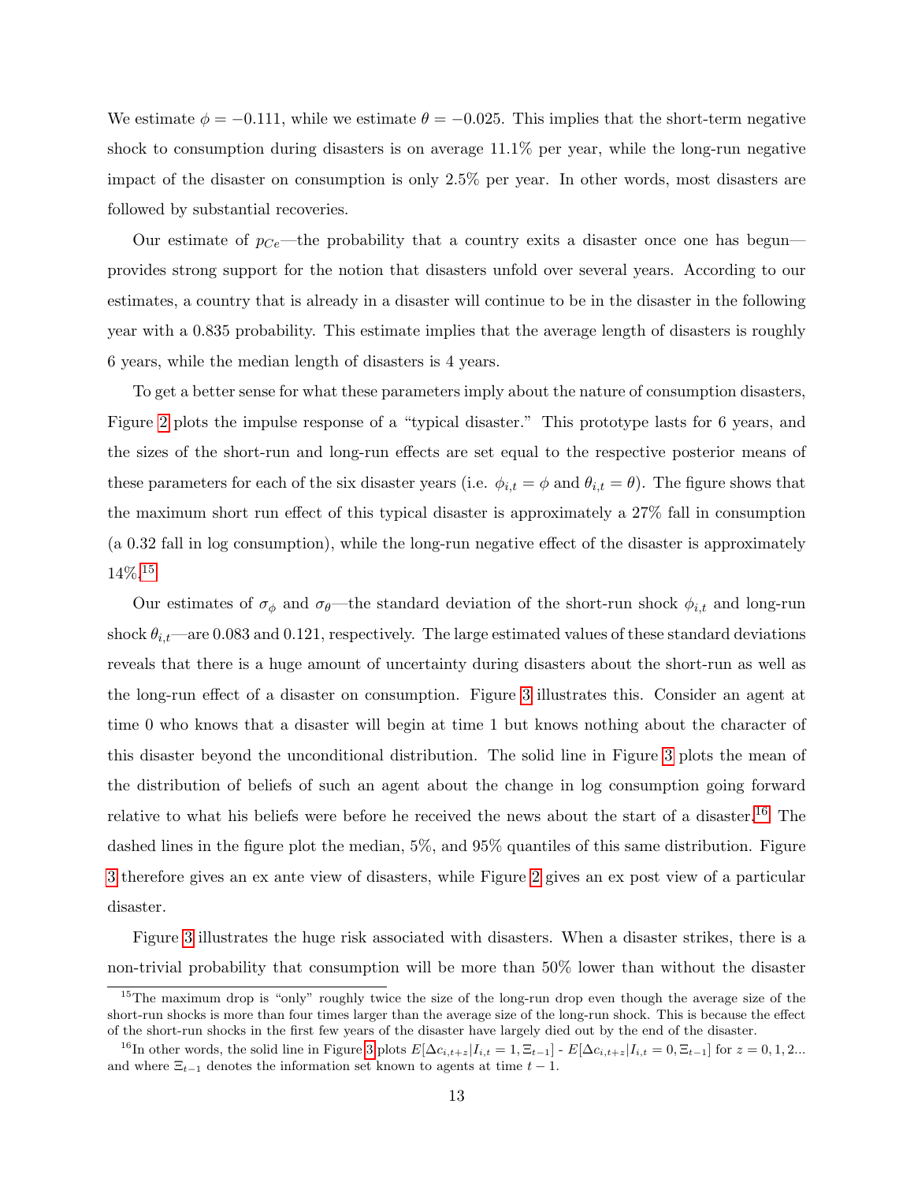We estimate $\phi = -0.111$, while we estimate $\theta = -0.025$. This implies that the short-term negative shock to consumption during disasters is on average 11.1% per year, while the long-run negative impact of the disaster on consumption is only 2.5% per year. In other words, most disasters are followed by substantial recoveries.

Our estimate of $p_{Ce}$—the probability that a country exits a disaster once one has begun—provides strong support for the notion that disasters unfold over several years. According to our estimates, a country that is already in a disaster will continue to be in the disaster in the following year with a 0.835 probability. This estimate implies that the average length of disasters is roughly 6 years, while the median length of disasters is 4 years.

To get a better sense for what these parameters imply about the nature of consumption disasters, Figure 2 plots the impulse response of a "typical disaster." This prototype lasts for 6 years, and the sizes of the short-run and long-run effects are set equal to the respective posterior means of these parameters for each of the six disaster years (i.e. $\phi_{i,t} = \phi$ and $\theta_{i,t} = \theta$). The figure shows that the maximum short run effect of this typical disaster is approximately a 27% fall in consumption (a 0.32 fall in log consumption), while the long-run negative effect of the disaster is approximately 14%.[15]

Our estimates of $\sigma_\phi$ and $\sigma_\theta$—the standard deviation of the short-run shock $\phi_{i,t}$ and long-run shock $\theta_{i,t}$—are 0.083 and 0.121, respectively. The large estimated values of these standard deviations reveals that there is a huge amount of uncertainty during disasters about the short-run as well as the long-run effect of a disaster on consumption. Figure 3 illustrates this. Consider an agent at time 0 who knows that a disaster will begin at time 1 but knows nothing about the character of this disaster beyond the unconditional distribution. The solid line in Figure 3 plots the mean of the distribution of beliefs of such an agent about the change in log consumption going forward relative to what his beliefs were before he received the news about the start of a disaster.[16] The dashed lines in the figure plot the median, 5%, and 95% quantiles of this same distribution. Figure 3 therefore gives an ex ante view of disasters, while Figure 2 gives an ex post view of a particular disaster.

Figure 3 illustrates the huge risk associated with disasters. When a disaster strikes, there is a non-trivial probability that consumption will be more than 50% lower than without the disaster

[15] The maximum drop is "only" roughly twice the size of the long-run drop even though the average size of the short-run shocks is more than four times larger than the average size of the long-run shock. This is because the effect of the short-run shocks in the first few years of the disaster have largely died out by the end of the disaster.

[16] In other words, the solid line in Figure 3 plots $E[\Delta c_{i,t+z}|I_{i,t} = 1, \Xi_{t-1}]$ - $E[\Delta c_{i,t+z}|I_{i,t} = 0, \Xi_{t-1}]$ for $z = 0, 1, 2...$ and where $\Xi_{t-1}$ denotes the information set known to agents at time $t - 1$.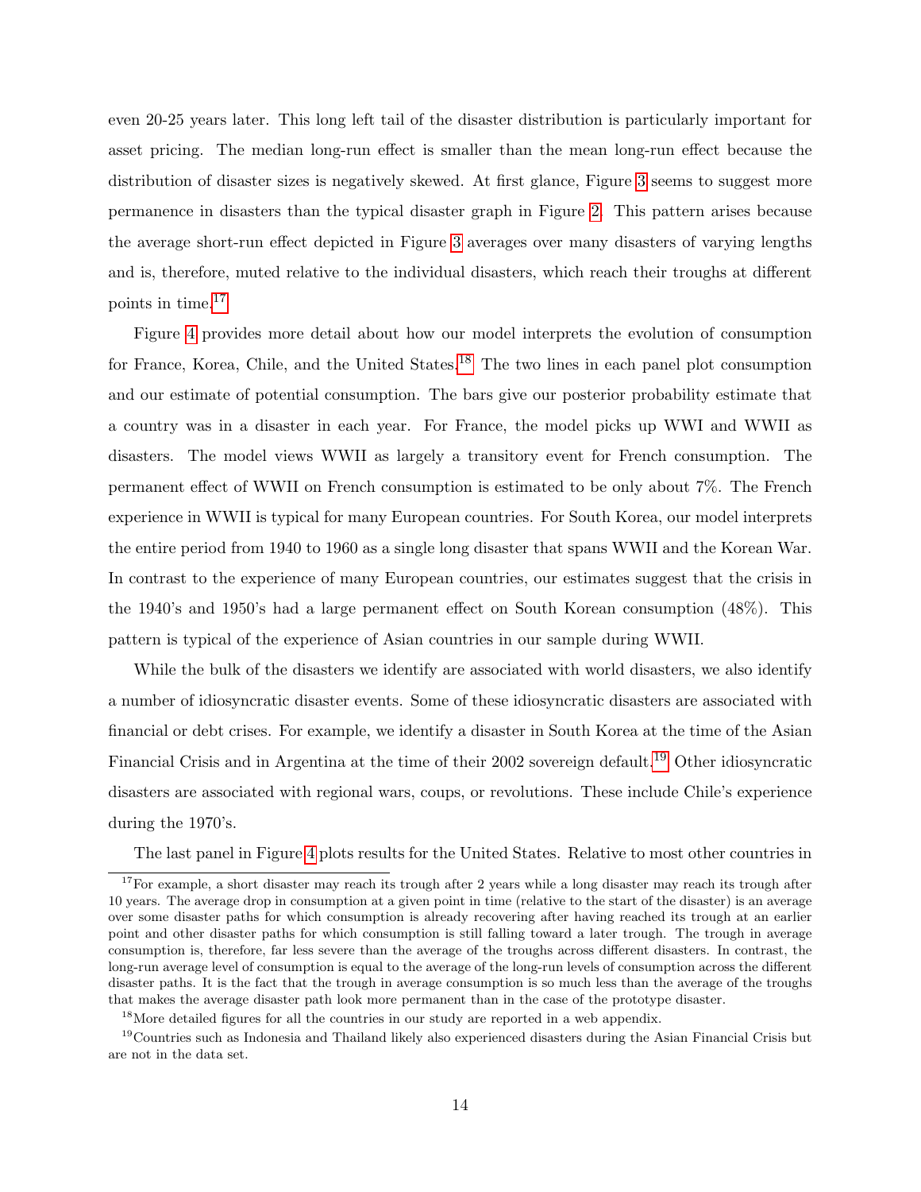even 20-25 years later. This long left tail of the disaster distribution is particularly important for asset pricing. The median long-run effect is smaller than the mean long-run effect because the distribution of disaster sizes is negatively skewed. At first glance, Figure 3 seems to suggest more permanence in disasters than the typical disaster graph in Figure 2. This pattern arises because the average short-run effect depicted in Figure 3 averages over many disasters of varying lengths and is, therefore, muted relative to the individual disasters, which reach their troughs at different points in time.[17]

Figure 4 provides more detail about how our model interprets the evolution of consumption for France, Korea, Chile, and the United States.[18] The two lines in each panel plot consumption and our estimate of potential consumption. The bars give our posterior probability estimate that a country was in a disaster in each year. For France, the model picks up WWI and WWII as disasters. The model views WWII as largely a transitory event for French consumption. The permanent effect of WWII on French consumption is estimated to be only about 7%. The French experience in WWII is typical for many European countries. For South Korea, our model interprets the entire period from 1940 to 1960 as a single long disaster that spans WWII and the Korean War. In contrast to the experience of many European countries, our estimates suggest that the crisis in the 1940's and 1950's had a large permanent effect on South Korean consumption (48%). This pattern is typical of the experience of Asian countries in our sample during WWII.

While the bulk of the disasters we identify are associated with world disasters, we also identify a number of idiosyncratic disaster events. Some of these idiosyncratic disasters are associated with financial or debt crises. For example, we identify a disaster in South Korea at the time of the Asian Financial Crisis and in Argentina at the time of their 2002 sovereign default.[19] Other idiosyncratic disasters are associated with regional wars, coups, or revolutions. These include Chile's experience during the 1970's.

The last panel in Figure 4 plots results for the United States. Relative to most other countries in

[17] For example, a short disaster may reach its trough after 2 years while a long disaster may reach its trough after 10 years. The average drop in consumption at a given point in time (relative to the start of the disaster) is an average over some disaster paths for which consumption is already recovering after having reached its trough at an earlier point and other disaster paths for which consumption is still falling toward a later trough. The trough in average consumption is, therefore, far less severe than the average of the troughs across different disasters. In contrast, the long-run average level of consumption is equal to the average of the long-run levels of consumption across the different disaster paths. It is the fact that the trough in average consumption is so much less than the average of the troughs that makes the average disaster path look more permanent than in the case of the prototype disaster.

[18] More detailed figures for all the countries in our study are reported in a web appendix.

[19] Countries such as Indonesia and Thailand likely also experienced disasters during the Asian Financial Crisis but are not in the data set.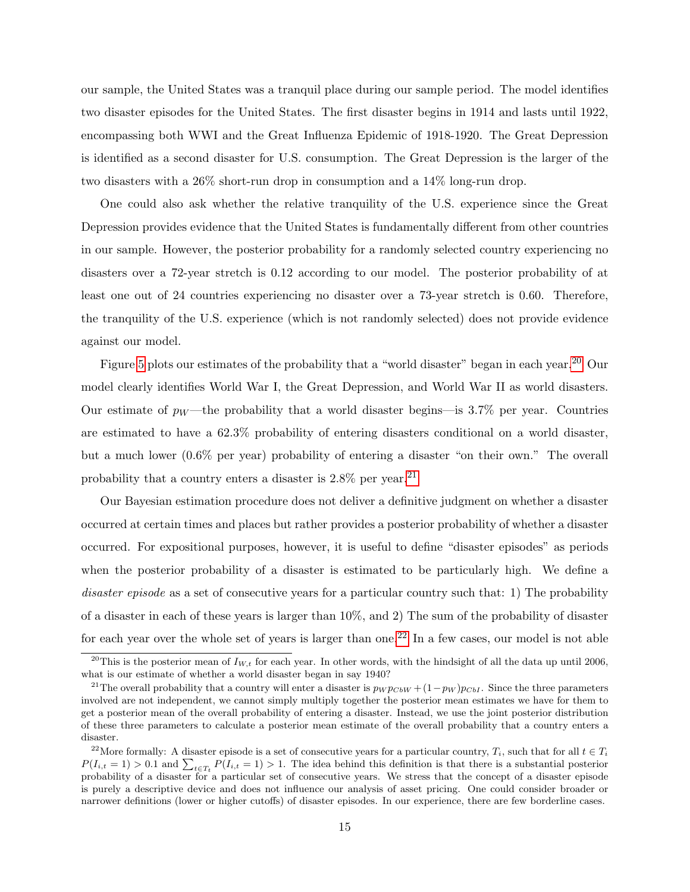our sample, the United States was a tranquil place during our sample period. The model identifies two disaster episodes for the United States. The first disaster begins in 1914 and lasts until 1922, encompassing both WWI and the Great Influenza Epidemic of 1918-1920. The Great Depression is identified as a second disaster for U.S. consumption. The Great Depression is the larger of the two disasters with a 26% short-run drop in consumption and a 14% long-run drop.

One could also ask whether the relative tranquility of the U.S. experience since the Great Depression provides evidence that the United States is fundamentally different from other countries in our sample. However, the posterior probability for a randomly selected country experiencing no disasters over a 72-year stretch is 0.12 according to our model. The posterior probability of at least one out of 24 countries experiencing no disaster over a 73-year stretch is 0.60. Therefore, the tranquility of the U.S. experience (which is not randomly selected) does not provide evidence against our model.

Figure 5 plots our estimates of the probability that a "world disaster" began in each year.[20] Our model clearly identifies World War I, the Great Depression, and World War II as world disasters. Our estimate of $p_W$—the probability that a world disaster begins—is 3.7% per year. Countries are estimated to have a 62.3% probability of entering disasters conditional on a world disaster, but a much lower (0.6% per year) probability of entering a disaster "on their own." The overall probability that a country enters a disaster is 2.8% per year.[21]

Our Bayesian estimation procedure does not deliver a definitive judgment on whether a disaster occurred at certain times and places but rather provides a posterior probability of whether a disaster occurred. For expositional purposes, however, it is useful to define "disaster episodes" as periods when the posterior probability of a disaster is estimated to be particularly high. We define a *disaster episode* as a set of consecutive years for a particular country such that: 1) The probability of a disaster in each of these years is larger than 10%, and 2) The sum of the probability of disaster for each year over the whole set of years is larger than one.[22] In a few cases, our model is not able

---

[20] This is the posterior mean of $I_{W,t}$ for each year. In other words, with the hindsight of all the data up until 2006, what is our estimate of whether a world disaster began in say 1940?

[21] The overall probability that a country will enter a disaster is $p_W p_{CbW} + (1 - p_W) p_{CbI}$. Since the three parameters involved are not independent, we cannot simply multiply together the posterior mean estimates we have for them to get a posterior mean of the overall probability of entering a disaster. Instead, we use the joint posterior distribution of these three parameters to calculate a posterior mean estimate of the overall probability that a country enters a disaster.

[22] More formally: A disaster episode is a set of consecutive years for a particular country, $T_i$, such that for all $t \in T_i$ $P(I_{i,t} = 1) > 0.1$ and $\sum_{t \in T_t} P(I_{i,t} = 1) > 1$. The idea behind this definition is that there is a substantial posterior probability of a disaster for a particular set of consecutive years. We stress that the concept of a disaster episode is purely a descriptive device and does not influence our analysis of asset pricing. One could consider broader or narrower definitions (lower or higher cutoffs) of disaster episodes. In our experience, there are few borderline cases.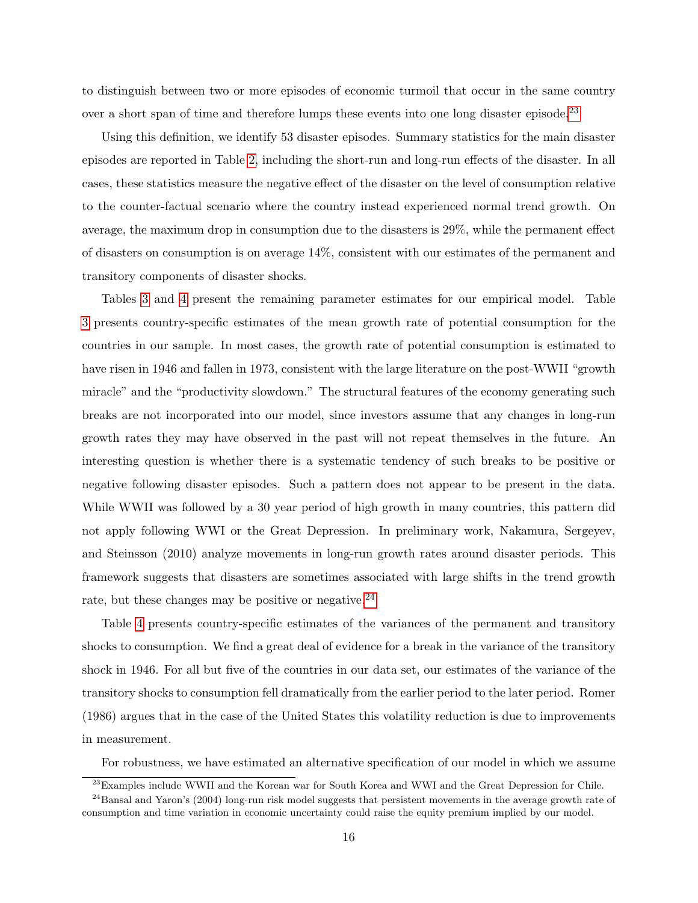to distinguish between two or more episodes of economic turmoil that occur in the same country over a short span of time and therefore lumps these events into one long disaster episode.[23]

Using this definition, we identify 53 disaster episodes. Summary statistics for the main disaster episodes are reported in Table 2, including the short-run and long-run effects of the disaster. In all cases, these statistics measure the negative effect of the disaster on the level of consumption relative to the counter-factual scenario where the country instead experienced normal trend growth. On average, the maximum drop in consumption due to the disasters is 29%, while the permanent effect of disasters on consumption is on average 14%, consistent with our estimates of the permanent and transitory components of disaster shocks.

Tables 3 and 4 present the remaining parameter estimates for our empirical model. Table 3 presents country-specific estimates of the mean growth rate of potential consumption for the countries in our sample. In most cases, the growth rate of potential consumption is estimated to have risen in 1946 and fallen in 1973, consistent with the large literature on the post-WWII "growth miracle" and the "productivity slowdown." The structural features of the economy generating such breaks are not incorporated into our model, since investors assume that any changes in long-run growth rates they may have observed in the past will not repeat themselves in the future. An interesting question is whether there is a systematic tendency of such breaks to be positive or negative following disaster episodes. Such a pattern does not appear to be present in the data. While WWII was followed by a 30 year period of high growth in many countries, this pattern did not apply following WWI or the Great Depression. In preliminary work, Nakamura, Sergeyev, and Steinsson (2010) analyze movements in long-run growth rates around disaster periods. This framework suggests that disasters are sometimes associated with large shifts in the trend growth rate, but these changes may be positive or negative.[24]

Table 4 presents country-specific estimates of the variances of the permanent and transitory shocks to consumption. We find a great deal of evidence for a break in the variance of the transitory shock in 1946. For all but five of the countries in our data set, our estimates of the variance of the transitory shocks to consumption fell dramatically from the earlier period to the later period. Romer (1986) argues that in the case of the United States this volatility reduction is due to improvements in measurement.

For robustness, we have estimated an alternative specification of our model in which we assume

[23] Examples include WWII and the Korean war for South Korea and WWI and the Great Depression for Chile.

[24] Bansal and Yaron's (2004) long-run risk model suggests that persistent movements in the average growth rate of consumption and time variation in economic uncertainty could raise the equity premium implied by our model.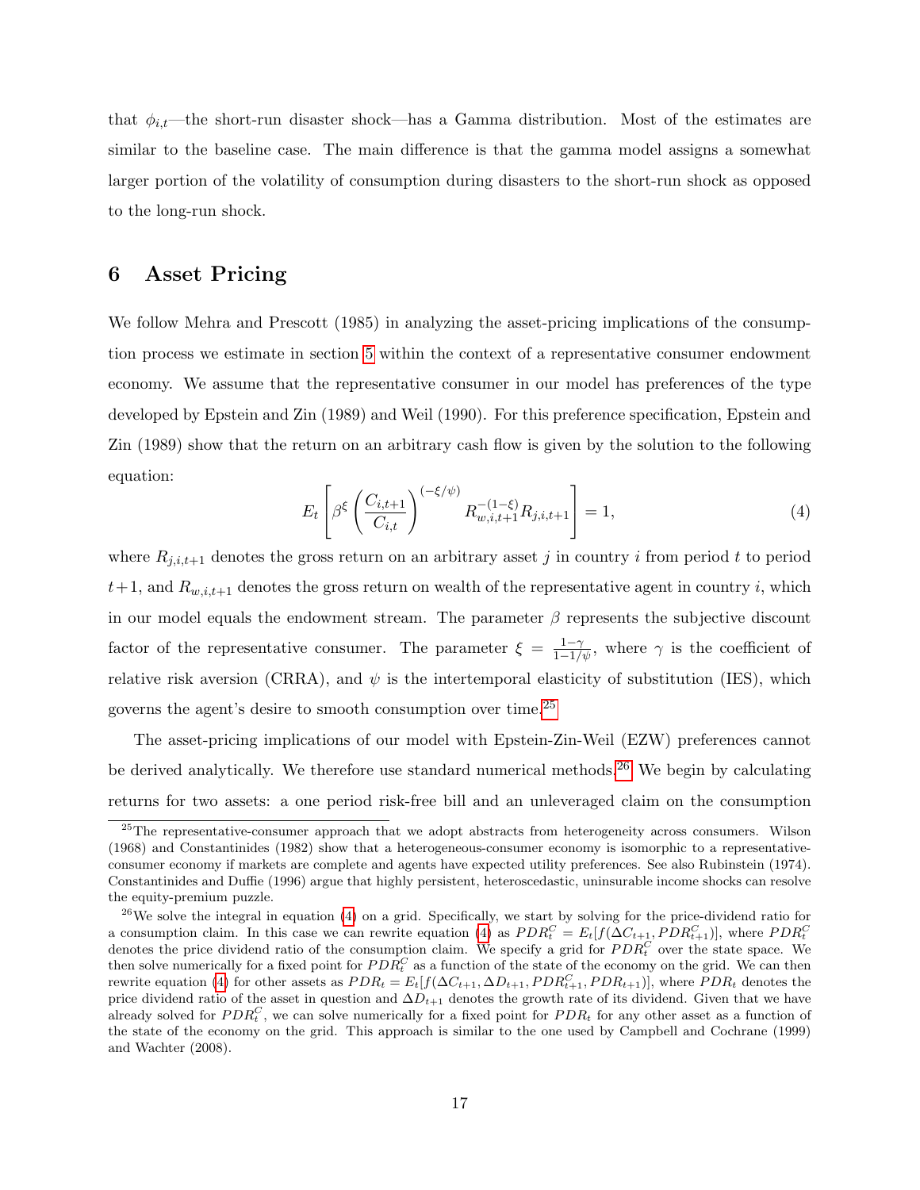that $\phi_{i,t}$—the short-run disaster shock—has a Gamma distribution. Most of the estimates are similar to the baseline case. The main difference is that the gamma model assigns a somewhat larger portion of the volatility of consumption during disasters to the short-run shock as opposed to the long-run shock.

# 6 Asset Pricing

We follow Mehra and Prescott (1985) in analyzing the asset-pricing implications of the consumption process we estimate in section 5 within the context of a representative consumer endowment economy. We assume that the representative consumer in our model has preferences of the type developed by Epstein and Zin (1989) and Weil (1990). For this preference specification, Epstein and Zin (1989) show that the return on an arbitrary cash flow is given by the solution to the following equation:

$$E_t \left[ \beta^{\xi} \left( \frac{C_{i,t+1}}{C_{i,t}} \right)^{(-\xi/\psi)} R_{w,i,t+1}^{-(1-\xi)} R_{j,i,t+1} \right] = 1, \tag{4}$$

where $R_{j,i,t+1}$ denotes the gross return on an arbitrary asset $j$ in country $i$ from period $t$ to period $t+1$, and $R_{w,i,t+1}$ denotes the gross return on wealth of the representative agent in country $i$, which in our model equals the endowment stream. The parameter $\beta$ represents the subjective discount factor of the representative consumer. The parameter $\xi = \frac{1-\gamma}{1-1/\psi}$, where $\gamma$ is the coefficient of relative risk aversion (CRRA), and $\psi$ is the intertemporal elasticity of substitution (IES), which governs the agent's desire to smooth consumption over time.[25]

The asset-pricing implications of our model with Epstein-Zin-Weil (EZW) preferences cannot be derived analytically. We therefore use standard numerical methods.[26] We begin by calculating returns for two assets: a one period risk-free bill and an unleveraged claim on the consumption

[25] The representative-consumer approach that we adopt abstracts from heterogeneity across consumers. Wilson (1968) and Constantinides (1982) show that a heterogeneous-consumer economy is isomorphic to a representative-consumer economy if markets are complete and agents have expected utility preferences. See also Rubinstein (1974). Constantinides and Duffie (1996) argue that highly persistent, heteroscedastic, uninsurable income shocks can resolve the equity-premium puzzle.

[26] We solve the integral in equation (4) on a grid. Specifically, we start by solving for the price-dividend ratio for a consumption claim. In this case we can rewrite equation (4) as $PDR_t^C = E_t[f(\Delta C_{t+1}, PDR_{t+1}^C)]$, where $PDR_t^C$ denotes the price dividend ratio of the consumption claim. We specify a grid for $PDR_t^C$ over the state space. We then solve numerically for a fixed point for $PDR_t^C$ as a function of the state of the economy on the grid. We can then rewrite equation (4) for other assets as $PDR_t = E_t[f(\Delta C_{t+1}, \Delta D_{t+1}, PDR_{t+1}^C, PDR_{t+1})]$, where $PDR_t$ denotes the price dividend ratio of the asset in question and $\Delta D_{t+1}$ denotes the growth rate of its dividend. Given that we have already solved for $PDR_t^C$, we can solve numerically for a fixed point for $PDR_t$ for any other asset as a function of the state of the economy on the grid. This approach is similar to the one used by Campbell and Cochrane (1999) and Wachter (2008).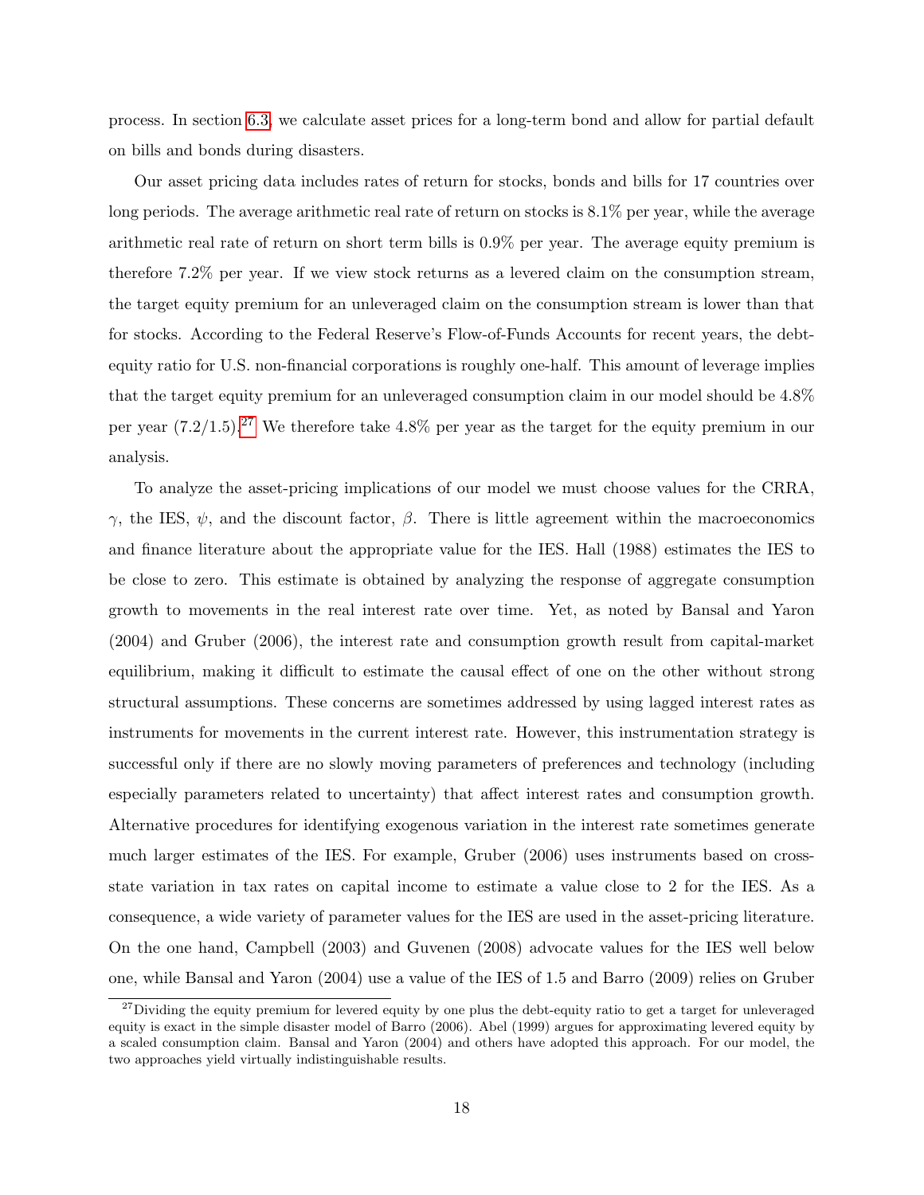process. In section 6.3, we calculate asset prices for a long-term bond and allow for partial default on bills and bonds during disasters.

Our asset pricing data includes rates of return for stocks, bonds and bills for 17 countries over long periods. The average arithmetic real rate of return on stocks is 8.1% per year, while the average arithmetic real rate of return on short term bills is 0.9% per year. The average equity premium is therefore 7.2% per year. If we view stock returns as a levered claim on the consumption stream, the target equity premium for an unleveraged claim on the consumption stream is lower than that for stocks. According to the Federal Reserve's Flow-of-Funds Accounts for recent years, the debt-equity ratio for U.S. non-financial corporations is roughly one-half. This amount of leverage implies that the target equity premium for an unleveraged consumption claim in our model should be 4.8% per year (7.2/1.5).[27] We therefore take 4.8% per year as the target for the equity premium in our analysis.

To analyze the asset-pricing implications of our model we must choose values for the CRRA, $\gamma$, the IES, $\psi$, and the discount factor, $\beta$. There is little agreement within the macroeconomics and finance literature about the appropriate value for the IES. Hall (1988) estimates the IES to be close to zero. This estimate is obtained by analyzing the response of aggregate consumption growth to movements in the real interest rate over time. Yet, as noted by Bansal and Yaron (2004) and Gruber (2006), the interest rate and consumption growth result from capital-market equilibrium, making it difficult to estimate the causal effect of one on the other without strong structural assumptions. These concerns are sometimes addressed by using lagged interest rates as instruments for movements in the current interest rate. However, this instrumentation strategy is successful only if there are no slowly moving parameters of preferences and technology (including especially parameters related to uncertainty) that affect interest rates and consumption growth. Alternative procedures for identifying exogenous variation in the interest rate sometimes generate much larger estimates of the IES. For example, Gruber (2006) uses instruments based on cross-state variation in tax rates on capital income to estimate a value close to 2 for the IES. As a consequence, a wide variety of parameter values for the IES are used in the asset-pricing literature. On the one hand, Campbell (2003) and Guvenen (2008) advocate values for the IES well below one, while Bansal and Yaron (2004) use a value of the IES of 1.5 and Barro (2009) relies on Gruber

---

[27] Dividing the equity premium for levered equity by one plus the debt-equity ratio to get a target for unleveraged equity is exact in the simple disaster model of Barro (2006). Abel (1999) argues for approximating levered equity by a scaled consumption claim. Bansal and Yaron (2004) and others have adopted this approach. For our model, the two approaches yield virtually indistinguishable results.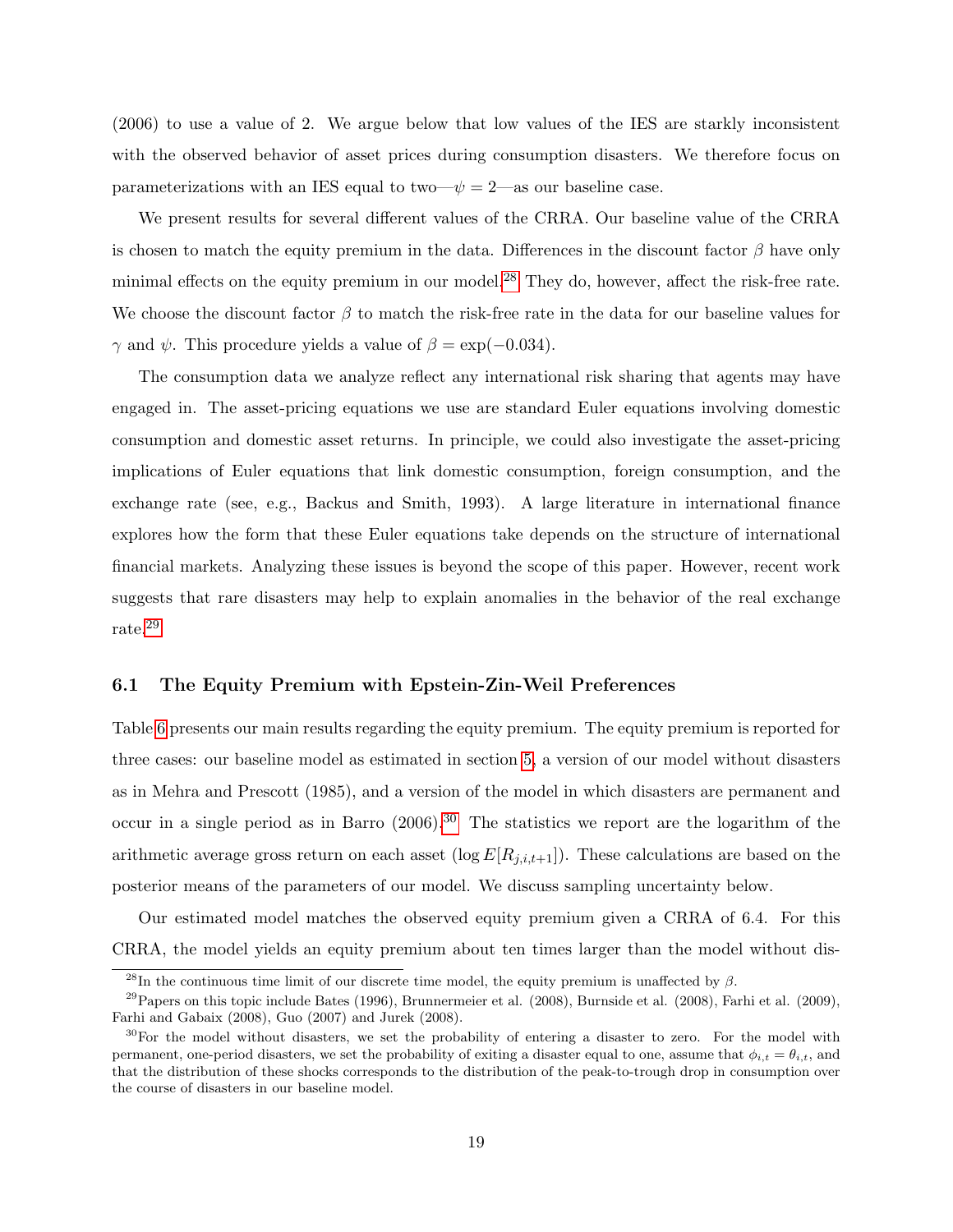(2006) to use a value of 2. We argue below that low values of the IES are starkly inconsistent with the observed behavior of asset prices during consumption disasters. We therefore focus on parameterizations with an IES equal to two—$\psi = 2$—as our baseline case.

We present results for several different values of the CRRA. Our baseline value of the CRRA is chosen to match the equity premium in the data. Differences in the discount factor $\beta$ have only minimal effects on the equity premium in our model.[28] They do, however, affect the risk-free rate. We choose the discount factor $\beta$ to match the risk-free rate in the data for our baseline values for $\gamma$ and $\psi$. This procedure yields a value of $\beta = \exp(-0.034)$.

The consumption data we analyze reflect any international risk sharing that agents may have engaged in. The asset-pricing equations we use are standard Euler equations involving domestic consumption and domestic asset returns. In principle, we could also investigate the asset-pricing implications of Euler equations that link domestic consumption, foreign consumption, and the exchange rate (see, e.g., Backus and Smith, 1993). A large literature in international finance explores how the form that these Euler equations take depends on the structure of international financial markets. Analyzing these issues is beyond the scope of this paper. However, recent work suggests that rare disasters may help to explain anomalies in the behavior of the real exchange rate.[29]

### 6.1 The Equity Premium with Epstein-Zin-Weil Preferences

Table 6 presents our main results regarding the equity premium. The equity premium is reported for three cases: our baseline model as estimated in section 5, a version of our model without disasters as in Mehra and Prescott (1985), and a version of the model in which disasters are permanent and occur in a single period as in Barro (2006).[30] The statistics we report are the logarithm of the arithmetic average gross return on each asset ($\log E[R_{j,i,t+1}]$). These calculations are based on the posterior means of the parameters of our model. We discuss sampling uncertainty below.

Our estimated model matches the observed equity premium given a CRRA of 6.4. For this CRRA, the model yields an equity premium about ten times larger than the model without dis-

[28] In the continuous time limit of our discrete time model, the equity premium is unaffected by $\beta$.

[29] Papers on this topic include Bates (1996), Brunnermeier et al. (2008), Burnside et al. (2008), Farhi et al. (2009), Farhi and Gabaix (2008), Guo (2007) and Jurek (2008).

[30] For the model without disasters, we set the probability of entering a disaster to zero. For the model with permanent, one-period disasters, we set the probability of exiting a disaster equal to one, assume that $\phi_{i,t} = \theta_{i,t}$, and that the distribution of these shocks corresponds to the distribution of the peak-to-trough drop in consumption over the course of disasters in our baseline model.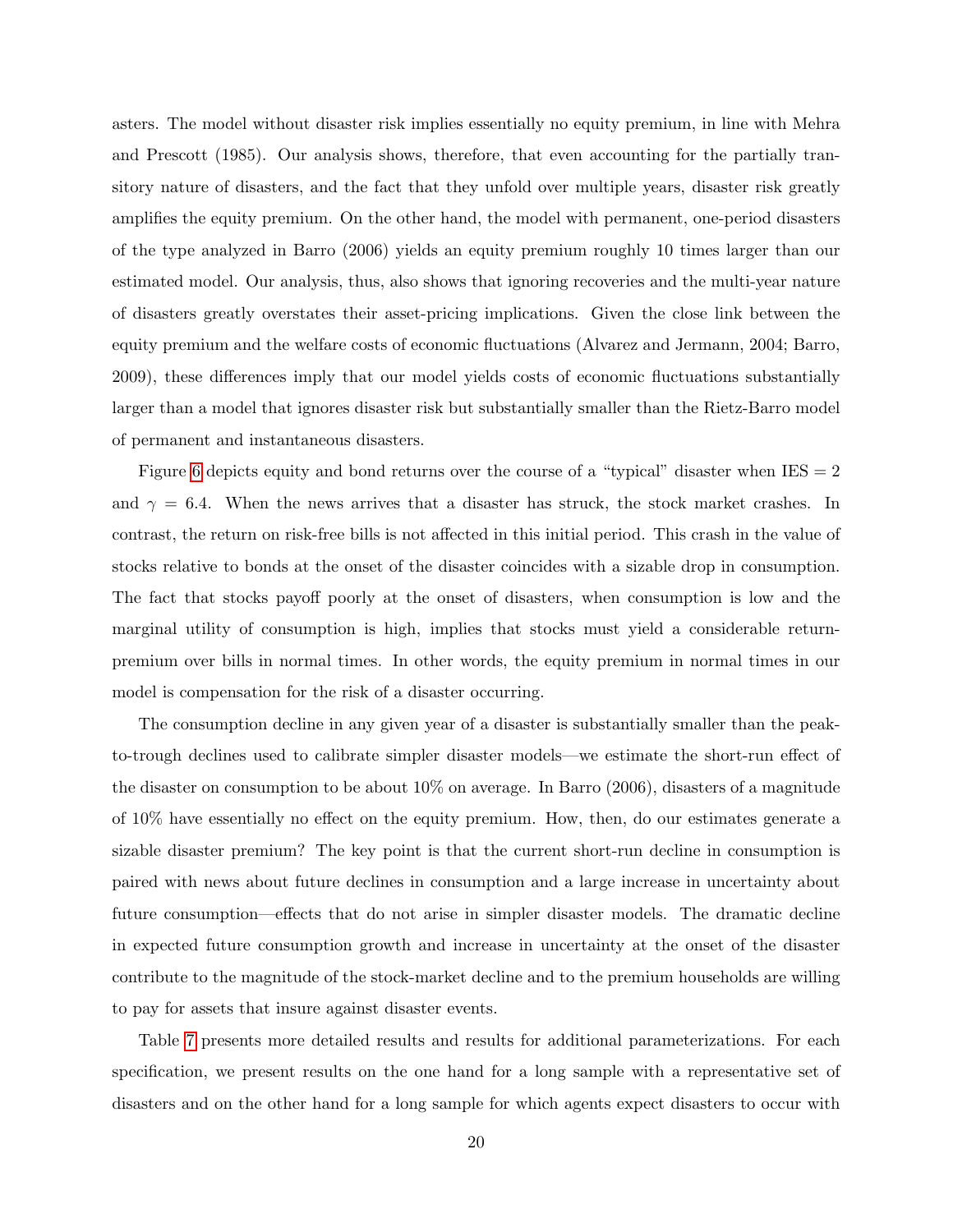asters. The model without disaster risk implies essentially no equity premium, in line with Mehra and Prescott (1985). Our analysis shows, therefore, that even accounting for the partially transitory nature of disasters, and the fact that they unfold over multiple years, disaster risk greatly amplifies the equity premium. On the other hand, the model with permanent, one-period disasters of the type analyzed in Barro (2006) yields an equity premium roughly 10 times larger than our estimated model. Our analysis, thus, also shows that ignoring recoveries and the multi-year nature of disasters greatly overstates their asset-pricing implications. Given the close link between the equity premium and the welfare costs of economic fluctuations (Alvarez and Jermann, 2004; Barro, 2009), these differences imply that our model yields costs of economic fluctuations substantially larger than a model that ignores disaster risk but substantially smaller than the Rietz-Barro model of permanent and instantaneous disasters.

Figure 6 depicts equity and bond returns over the course of a "typical" disaster when IES = 2 and $\gamma = 6.4$. When the news arrives that a disaster has struck, the stock market crashes. In contrast, the return on risk-free bills is not affected in this initial period. This crash in the value of stocks relative to bonds at the onset of the disaster coincides with a sizable drop in consumption. The fact that stocks payoff poorly at the onset of disasters, when consumption is low and the marginal utility of consumption is high, implies that stocks must yield a considerable return-premium over bills in normal times. In other words, the equity premium in normal times in our model is compensation for the risk of a disaster occurring.

The consumption decline in any given year of a disaster is substantially smaller than the peak-to-trough declines used to calibrate simpler disaster models—we estimate the short-run effect of the disaster on consumption to be about 10% on average. In Barro (2006), disasters of a magnitude of 10% have essentially no effect on the equity premium. How, then, do our estimates generate a sizable disaster premium? The key point is that the current short-run decline in consumption is paired with news about future declines in consumption and a large increase in uncertainty about future consumption—effects that do not arise in simpler disaster models. The dramatic decline in expected future consumption growth and increase in uncertainty at the onset of the disaster contribute to the magnitude of the stock-market decline and to the premium households are willing to pay for assets that insure against disaster events.

Table 7 presents more detailed results and results for additional parameterizations. For each specification, we present results on the one hand for a long sample with a representative set of disasters and on the other hand for a long sample for which agents expect disasters to occur with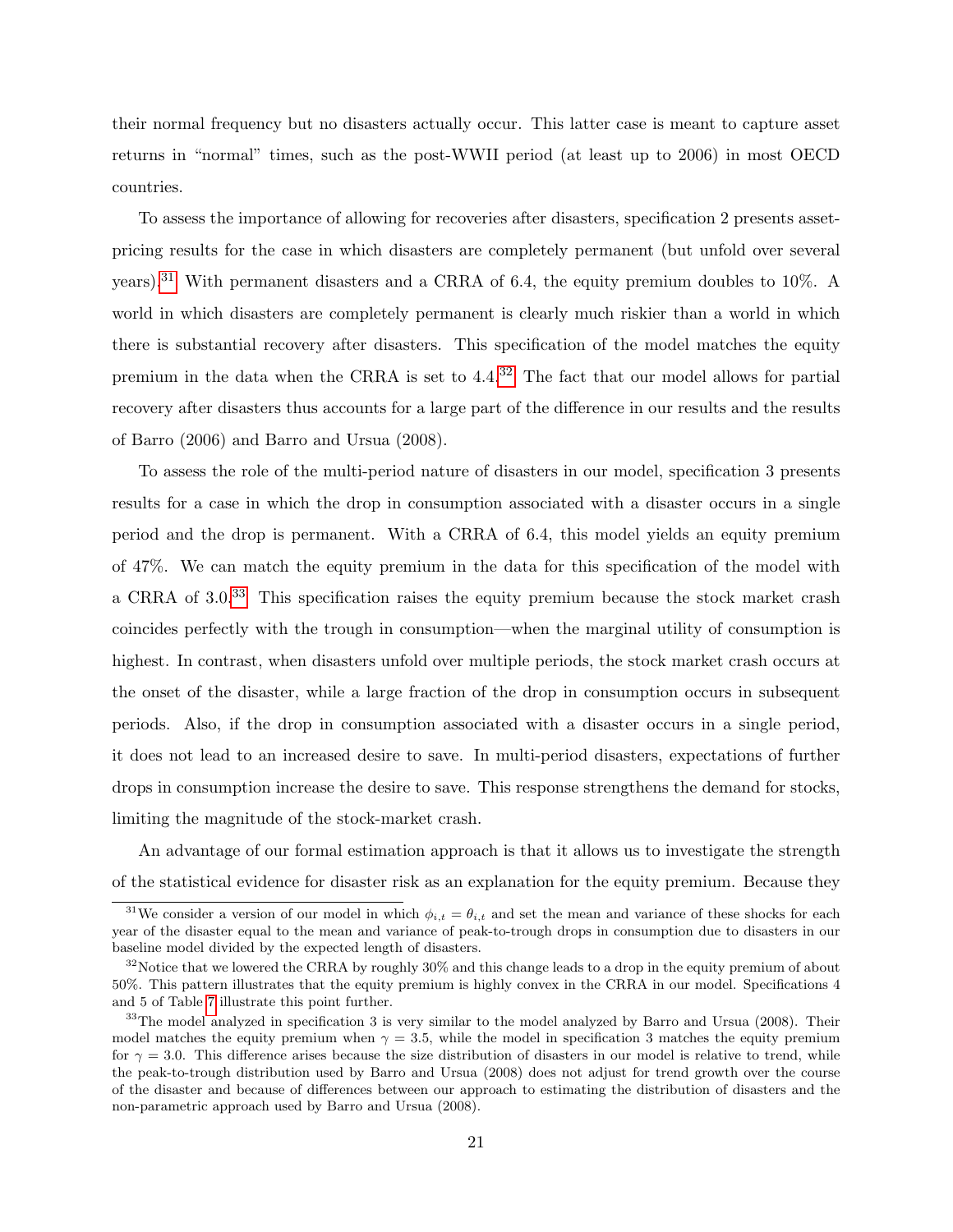their normal frequency but no disasters actually occur. This latter case is meant to capture asset returns in "normal" times, such as the post-WWII period (at least up to 2006) in most OECD countries.

To assess the importance of allowing for recoveries after disasters, specification 2 presents asset-pricing results for the case in which disasters are completely permanent (but unfold over several years).[31] With permanent disasters and a CRRA of 6.4, the equity premium doubles to 10%. A world in which disasters are completely permanent is clearly much riskier than a world in which there is substantial recovery after disasters. This specification of the model matches the equity premium in the data when the CRRA is set to 4.4.[32] The fact that our model allows for partial recovery after disasters thus accounts for a large part of the difference in our results and the results of Barro (2006) and Barro and Ursua (2008).

To assess the role of the multi-period nature of disasters in our model, specification 3 presents results for a case in which the drop in consumption associated with a disaster occurs in a single period and the drop is permanent. With a CRRA of 6.4, this model yields an equity premium of 47%. We can match the equity premium in the data for this specification of the model with a CRRA of 3.0.[33] This specification raises the equity premium because the stock market crash coincides perfectly with the trough in consumption—when the marginal utility of consumption is highest. In contrast, when disasters unfold over multiple periods, the stock market crash occurs at the onset of the disaster, while a large fraction of the drop in consumption occurs in subsequent periods. Also, if the drop in consumption associated with a disaster occurs in a single period, it does not lead to an increased desire to save. In multi-period disasters, expectations of further drops in consumption increase the desire to save. This response strengthens the demand for stocks, limiting the magnitude of the stock-market crash.

An advantage of our formal estimation approach is that it allows us to investigate the strength of the statistical evidence for disaster risk as an explanation for the equity premium. Because they

[31] We consider a version of our model in which $\phi_{i,t} = \theta_{i,t}$ and set the mean and variance of these shocks for each year of the disaster equal to the mean and variance of peak-to-trough drops in consumption due to disasters in our baseline model divided by the expected length of disasters.

[32] Notice that we lowered the CRRA by roughly 30% and this change leads to a drop in the equity premium of about 50%. This pattern illustrates that the equity premium is highly convex in the CRRA in our model. Specifications 4 and 5 of Table 7 illustrate this point further.

[33] The model analyzed in specification 3 is very similar to the model analyzed by Barro and Ursua (2008). Their model matches the equity premium when $\gamma = 3.5$, while the model in specification 3 matches the equity premium for $\gamma = 3.0$. This difference arises because the size distribution of disasters in our model is relative to trend, while the peak-to-trough distribution used by Barro and Ursua (2008) does not adjust for trend growth over the course of the disaster and because of differences between our approach to estimating the distribution of disasters and the non-parametric approach used by Barro and Ursua (2008).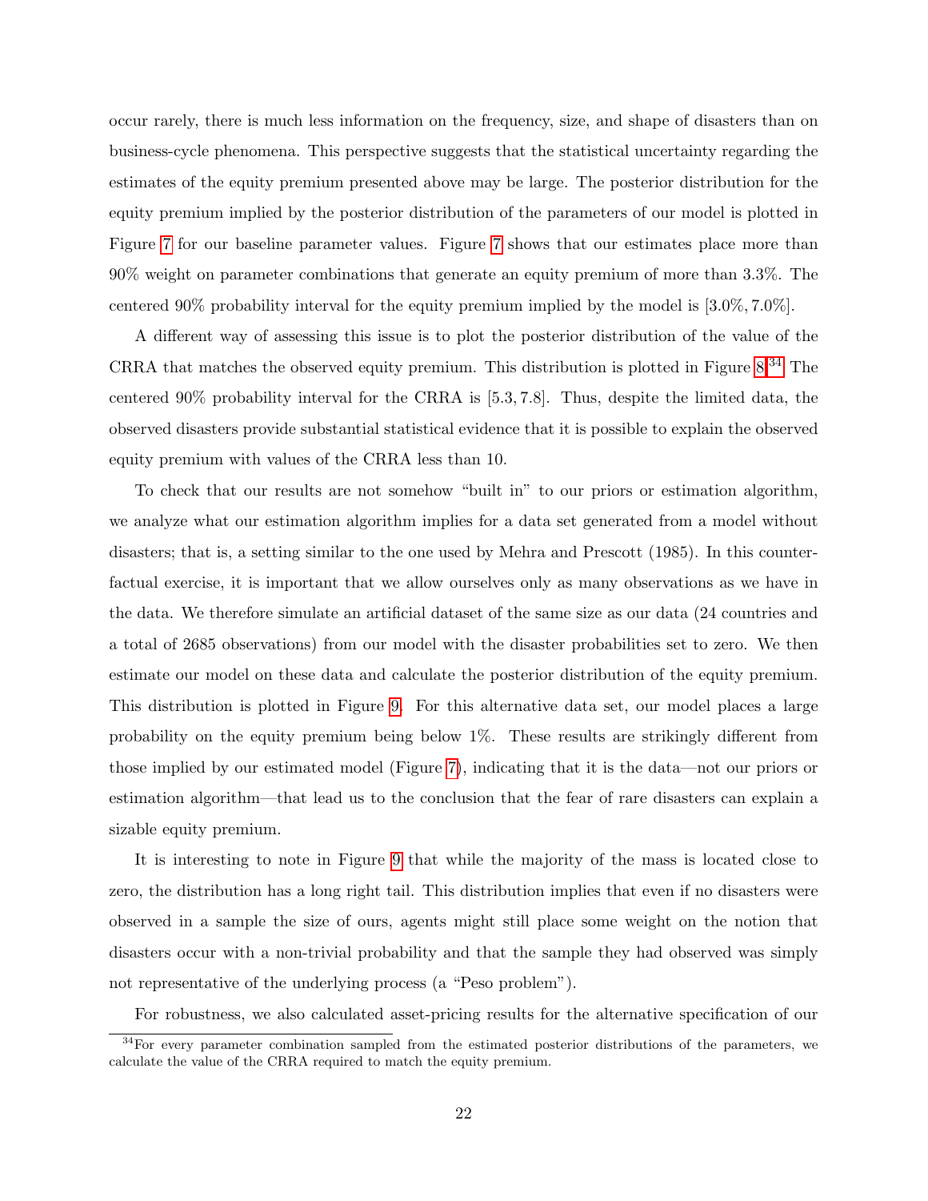occur rarely, there is much less information on the frequency, size, and shape of disasters than on business-cycle phenomena. This perspective suggests that the statistical uncertainty regarding the estimates of the equity premium presented above may be large. The posterior distribution for the equity premium implied by the posterior distribution of the parameters of our model is plotted in Figure 7 for our baseline parameter values. Figure 7 shows that our estimates place more than 90% weight on parameter combinations that generate an equity premium of more than 3.3%. The centered 90% probability interval for the equity premium implied by the model is $[3.0\%, 7.0\%]$.

A different way of assessing this issue is to plot the posterior distribution of the value of the CRRA that matches the observed equity premium. This distribution is plotted in Figure 8.[34] The centered 90% probability interval for the CRRA is $[5.3, 7.8]$. Thus, despite the limited data, the observed disasters provide substantial statistical evidence that it is possible to explain the observed equity premium with values of the CRRA less than 10.

To check that our results are not somehow "built in" to our priors or estimation algorithm, we analyze what our estimation algorithm implies for a data set generated from a model without disasters; that is, a setting similar to the one used by Mehra and Prescott (1985). In this counterfactual exercise, it is important that we allow ourselves only as many observations as we have in the data. We therefore simulate an artificial dataset of the same size as our data (24 countries and a total of 2685 observations) from our model with the disaster probabilities set to zero. We then estimate our model on these data and calculate the posterior distribution of the equity premium. This distribution is plotted in Figure 9. For this alternative data set, our model places a large probability on the equity premium being below 1%. These results are strikingly different from those implied by our estimated model (Figure 7), indicating that it is the data—not our priors or estimation algorithm—that lead us to the conclusion that the fear of rare disasters can explain a sizable equity premium.

It is interesting to note in Figure 9 that while the majority of the mass is located close to zero, the distribution has a long right tail. This distribution implies that even if no disasters were observed in a sample the size of ours, agents might still place some weight on the notion that disasters occur with a non-trivial probability and that the sample they had observed was simply not representative of the underlying process (a "Peso problem").

For robustness, we also calculated asset-pricing results for the alternative specification of our

[34] For every parameter combination sampled from the estimated posterior distributions of the parameters, we calculate the value of the CRRA required to match the equity premium.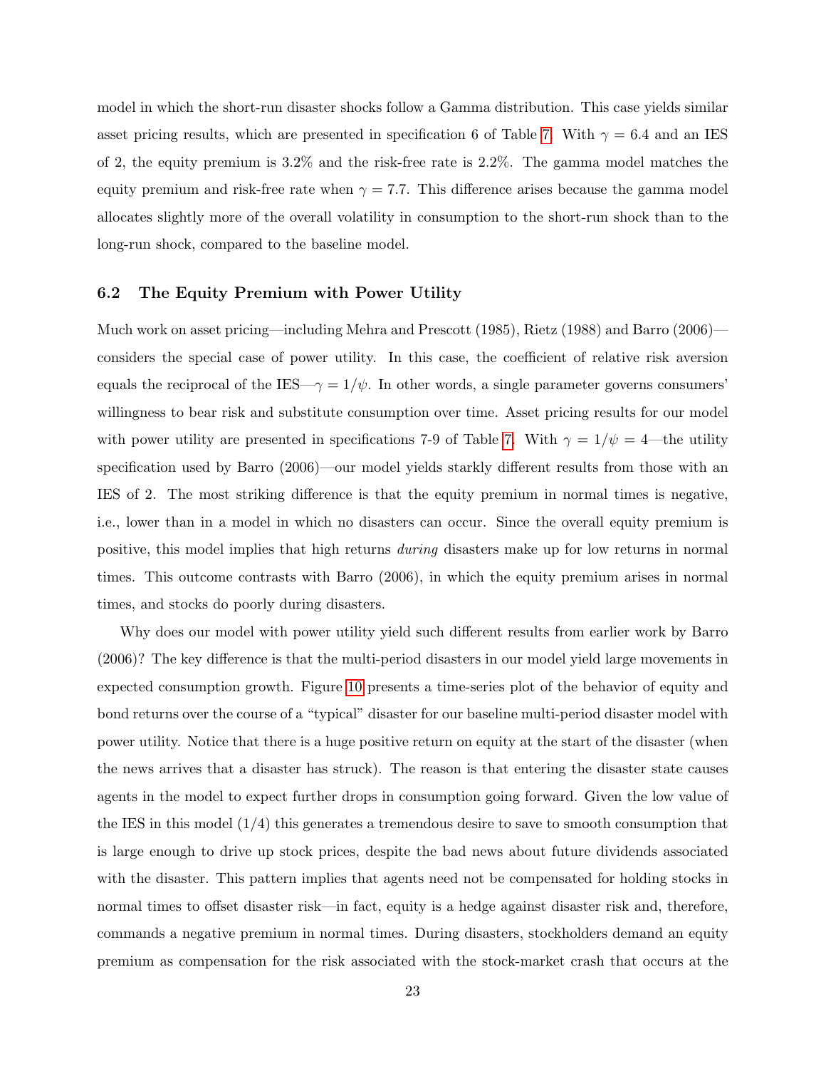model in which the short-run disaster shocks follow a Gamma distribution. This case yields similar asset pricing results, which are presented in specification 6 of Table 7. With $\gamma = 6.4$ and an IES of 2, the equity premium is 3.2% and the risk-free rate is 2.2%. The gamma model matches the equity premium and risk-free rate when $\gamma = 7.7$. This difference arises because the gamma model allocates slightly more of the overall volatility in consumption to the short-run shock than to the long-run shock, compared to the baseline model.

### 6.2 The Equity Premium with Power Utility

Much work on asset pricing—including Mehra and Prescott (1985), Rietz (1988) and Barro (2006)—considers the special case of power utility. In this case, the coefficient of relative risk aversion equals the reciprocal of the IES—$\gamma = 1/\psi$. In other words, a single parameter governs consumers' willingness to bear risk and substitute consumption over time. Asset pricing results for our model with power utility are presented in specifications 7-9 of Table 7. With $\gamma = 1/\psi = 4$—the utility specification used by Barro (2006)—our model yields starkly different results from those with an IES of 2. The most striking difference is that the equity premium in normal times is negative, i.e., lower than in a model in which no disasters can occur. Since the overall equity premium is positive, this model implies that high returns *during* disasters make up for low returns in normal times. This outcome contrasts with Barro (2006), in which the equity premium arises in normal times, and stocks do poorly during disasters.

Why does our model with power utility yield such different results from earlier work by Barro (2006)? The key difference is that the multi-period disasters in our model yield large movements in expected consumption growth. Figure 10 presents a time-series plot of the behavior of equity and bond returns over the course of a "typical" disaster for our baseline multi-period disaster model with power utility. Notice that there is a huge positive return on equity at the start of the disaster (when the news arrives that a disaster has struck). The reason is that entering the disaster state causes agents in the model to expect further drops in consumption going forward. Given the low value of the IES in this model (1/4) this generates a tremendous desire to save to smooth consumption that is large enough to drive up stock prices, despite the bad news about future dividends associated with the disaster. This pattern implies that agents need not be compensated for holding stocks in normal times to offset disaster risk—in fact, equity is a hedge against disaster risk and, therefore, commands a negative premium in normal times. During disasters, stockholders demand an equity premium as compensation for the risk associated with the stock-market crash that occurs at the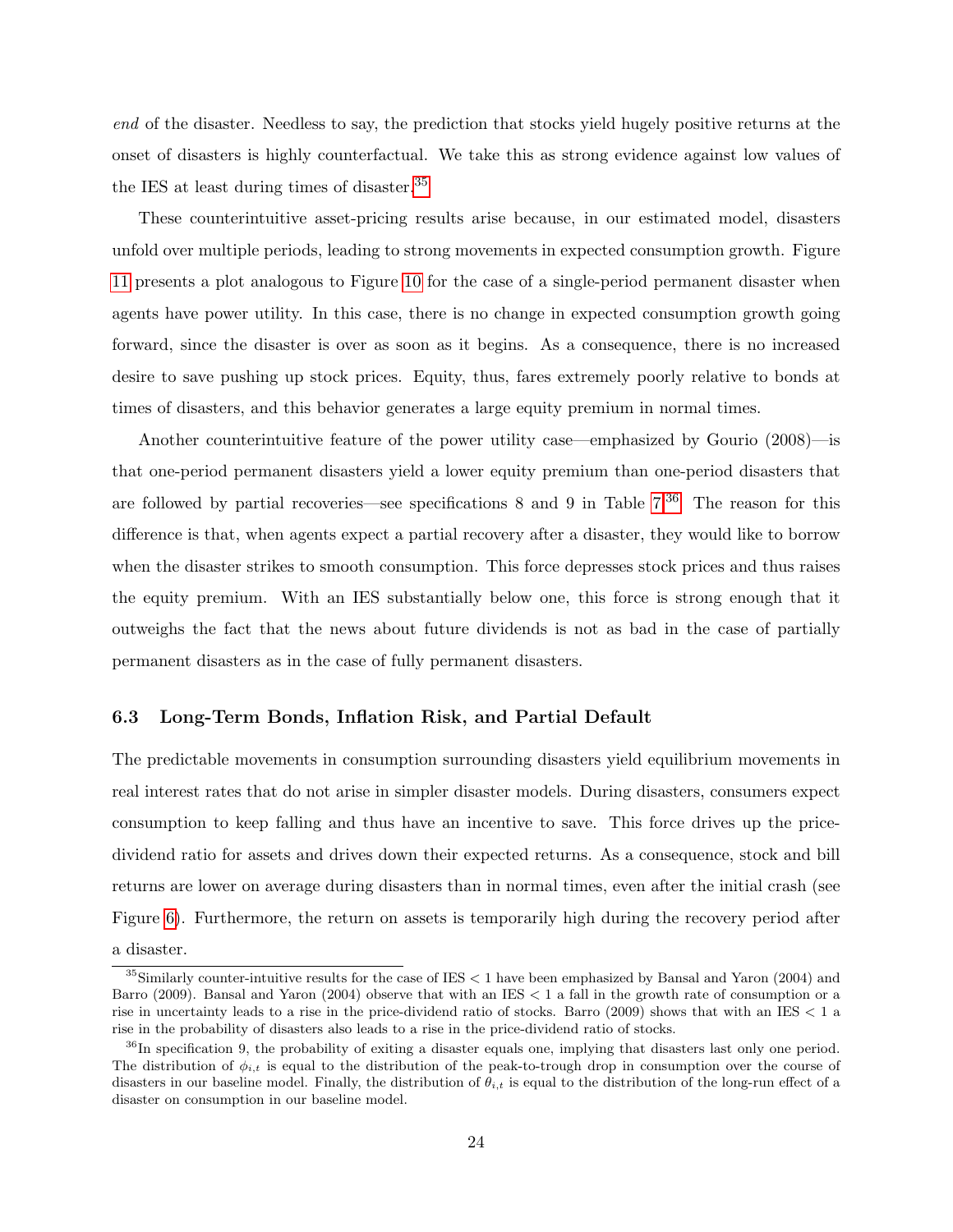*end* of the disaster. Needless to say, the prediction that stocks yield hugely positive returns at the onset of disasters is highly counterfactual. We take this as strong evidence against low values of the IES at least during times of disaster.[35]

These counterintuitive asset-pricing results arise because, in our estimated model, disasters unfold over multiple periods, leading to strong movements in expected consumption growth. Figure 11 presents a plot analogous to Figure 10 for the case of a single-period permanent disaster when agents have power utility. In this case, there is no change in expected consumption growth going forward, since the disaster is over as soon as it begins. As a consequence, there is no increased desire to save pushing up stock prices. Equity, thus, fares extremely poorly relative to bonds at times of disasters, and this behavior generates a large equity premium in normal times.

Another counterintuitive feature of the power utility case—emphasized by Gourio (2008)—is that one-period permanent disasters yield a lower equity premium than one-period disasters that are followed by partial recoveries—see specifications 8 and 9 in Table 7.[36] The reason for this difference is that, when agents expect a partial recovery after a disaster, they would like to borrow when the disaster strikes to smooth consumption. This force depresses stock prices and thus raises the equity premium. With an IES substantially below one, this force is strong enough that it outweighs the fact that the news about future dividends is not as bad in the case of partially permanent disasters as in the case of fully permanent disasters.

### 6.3 Long-Term Bonds, Inflation Risk, and Partial Default

The predictable movements in consumption surrounding disasters yield equilibrium movements in real interest rates that do not arise in simpler disaster models. During disasters, consumers expect consumption to keep falling and thus have an incentive to save. This force drives up the price-dividend ratio for assets and drives down their expected returns. As a consequence, stock and bill returns are lower on average during disasters than in normal times, even after the initial crash (see Figure 6). Furthermore, the return on assets is temporarily high during the recovery period after a disaster.

[35] Similarly counter-intuitive results for the case of IES < 1 have been emphasized by Bansal and Yaron (2004) and Barro (2009). Bansal and Yaron (2004) observe that with an IES < 1 a fall in the growth rate of consumption or a rise in uncertainty leads to a rise in the price-dividend ratio of stocks. Barro (2009) shows that with an IES < 1 a rise in the probability of disasters also leads to a rise in the price-dividend ratio of stocks.

[36] In specification 9, the probability of exiting a disaster equals one, implying that disasters last only one period. The distribution of $\phi_{i,t}$ is equal to the distribution of the peak-to-trough drop in consumption over the course of disasters in our baseline model. Finally, the distribution of $\theta_{i,t}$ is equal to the distribution of the long-run effect of a disaster on consumption in our baseline model.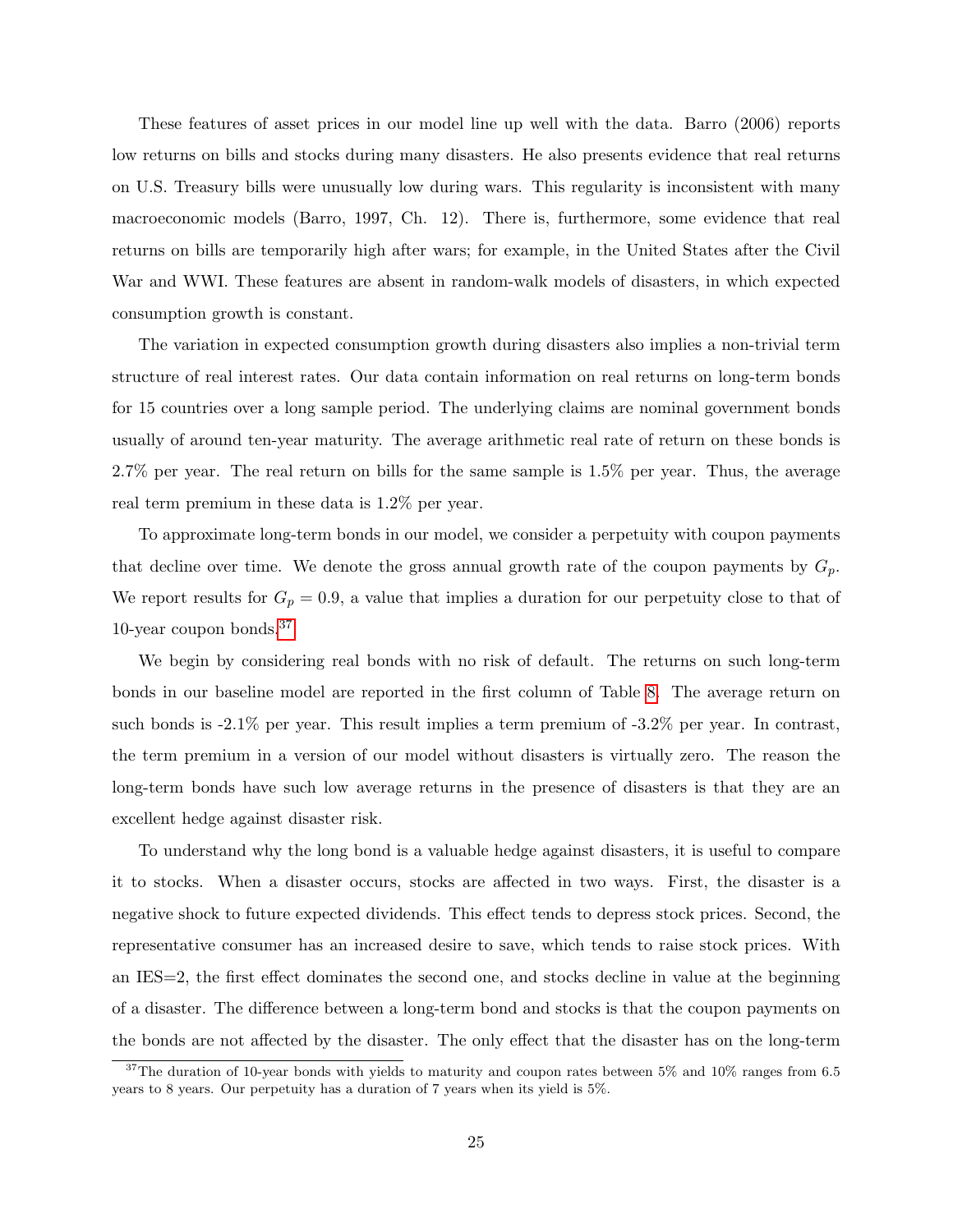These features of asset prices in our model line up well with the data. Barro (2006) reports low returns on bills and stocks during many disasters. He also presents evidence that real returns on U.S. Treasury bills were unusually low during wars. This regularity is inconsistent with many macroeconomic models (Barro, 1997, Ch. 12). There is, furthermore, some evidence that real returns on bills are temporarily high after wars; for example, in the United States after the Civil War and WWI. These features are absent in random-walk models of disasters, in which expected consumption growth is constant.

The variation in expected consumption growth during disasters also implies a non-trivial term structure of real interest rates. Our data contain information on real returns on long-term bonds for 15 countries over a long sample period. The underlying claims are nominal government bonds usually of around ten-year maturity. The average arithmetic real rate of return on these bonds is 2.7% per year. The real return on bills for the same sample is 1.5% per year. Thus, the average real term premium in these data is 1.2% per year.

To approximate long-term bonds in our model, we consider a perpetuity with coupon payments that decline over time. We denote the gross annual growth rate of the coupon payments by $G_p$. We report results for $G_p = 0.9$, a value that implies a duration for our perpetuity close to that of 10-year coupon bonds.[37]

We begin by considering real bonds with no risk of default. The returns on such long-term bonds in our baseline model are reported in the first column of Table 8. The average return on such bonds is -2.1% per year. This result implies a term premium of -3.2% per year. In contrast, the term premium in a version of our model without disasters is virtually zero. The reason the long-term bonds have such low average returns in the presence of disasters is that they are an excellent hedge against disaster risk.

To understand why the long bond is a valuable hedge against disasters, it is useful to compare it to stocks. When a disaster occurs, stocks are affected in two ways. First, the disaster is a negative shock to future expected dividends. This effect tends to depress stock prices. Second, the representative consumer has an increased desire to save, which tends to raise stock prices. With an IES=2, the first effect dominates the second one, and stocks decline in value at the beginning of a disaster. The difference between a long-term bond and stocks is that the coupon payments on the bonds are not affected by the disaster. The only effect that the disaster has on the long-term

[37] The duration of 10-year bonds with yields to maturity and coupon rates between 5% and 10% ranges from 6.5 years to 8 years. Our perpetuity has a duration of 7 years when its yield is 5%.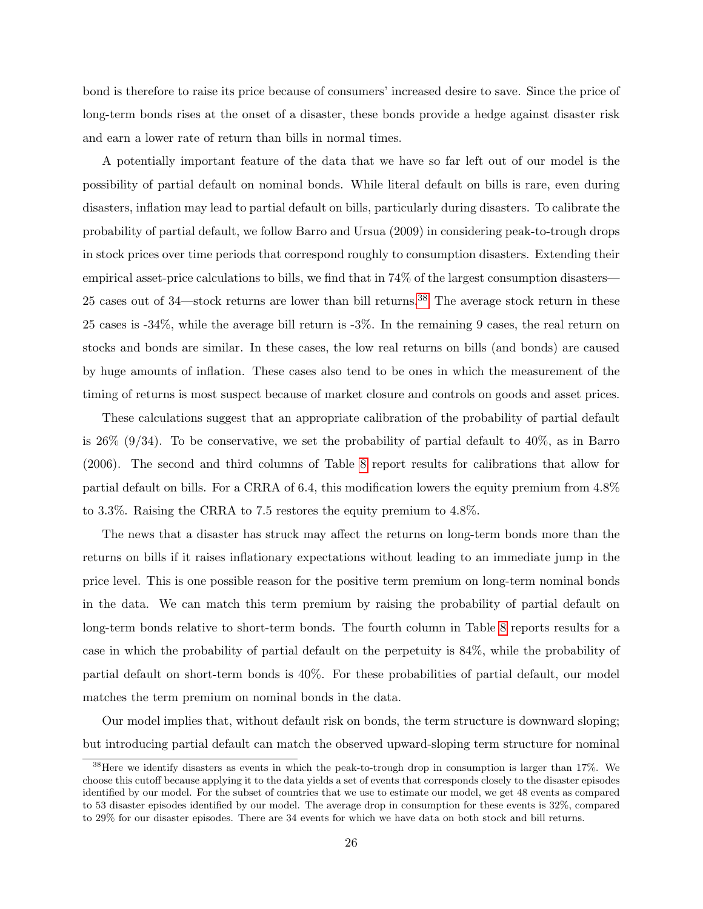bond is therefore to raise its price because of consumers' increased desire to save. Since the price of long-term bonds rises at the onset of a disaster, these bonds provide a hedge against disaster risk and earn a lower rate of return than bills in normal times.

A potentially important feature of the data that we have so far left out of our model is the possibility of partial default on nominal bonds. While literal default on bills is rare, even during disasters, inflation may lead to partial default on bills, particularly during disasters. To calibrate the probability of partial default, we follow Barro and Ursua (2009) in considering peak-to-trough drops in stock prices over time periods that correspond roughly to consumption disasters. Extending their empirical asset-price calculations to bills, we find that in 74% of the largest consumption disasters—25 cases out of 34—stock returns are lower than bill returns.[38] The average stock return in these 25 cases is -34%, while the average bill return is -3%. In the remaining 9 cases, the real return on stocks and bonds are similar. In these cases, the low real returns on bills (and bonds) are caused by huge amounts of inflation. These cases also tend to be ones in which the measurement of the timing of returns is most suspect because of market closure and controls on goods and asset prices.

These calculations suggest that an appropriate calibration of the probability of partial default is 26% (9/34). To be conservative, we set the probability of partial default to 40%, as in Barro (2006). The second and third columns of Table 8 report results for calibrations that allow for partial default on bills. For a CRRA of 6.4, this modification lowers the equity premium from 4.8% to 3.3%. Raising the CRRA to 7.5 restores the equity premium to 4.8%.

The news that a disaster has struck may affect the returns on long-term bonds more than the returns on bills if it raises inflationary expectations without leading to an immediate jump in the price level. This is one possible reason for the positive term premium on long-term nominal bonds in the data. We can match this term premium by raising the probability of partial default on long-term bonds relative to short-term bonds. The fourth column in Table 8 reports results for a case in which the probability of partial default on the perpetuity is 84%, while the probability of partial default on short-term bonds is 40%. For these probabilities of partial default, our model matches the term premium on nominal bonds in the data.

Our model implies that, without default risk on bonds, the term structure is downward sloping; but introducing partial default can match the observed upward-sloping term structure for nominal

[38] Here we identify disasters as events in which the peak-to-trough drop in consumption is larger than 17%. We choose this cutoff because applying it to the data yields a set of events that corresponds closely to the disaster episodes identified by our model. For the subset of countries that we use to estimate our model, we get 48 events as compared to 53 disaster episodes identified by our model. The average drop in consumption for these events is 32%, compared to 29% for our disaster episodes. There are 34 events for which we have data on both stock and bill returns.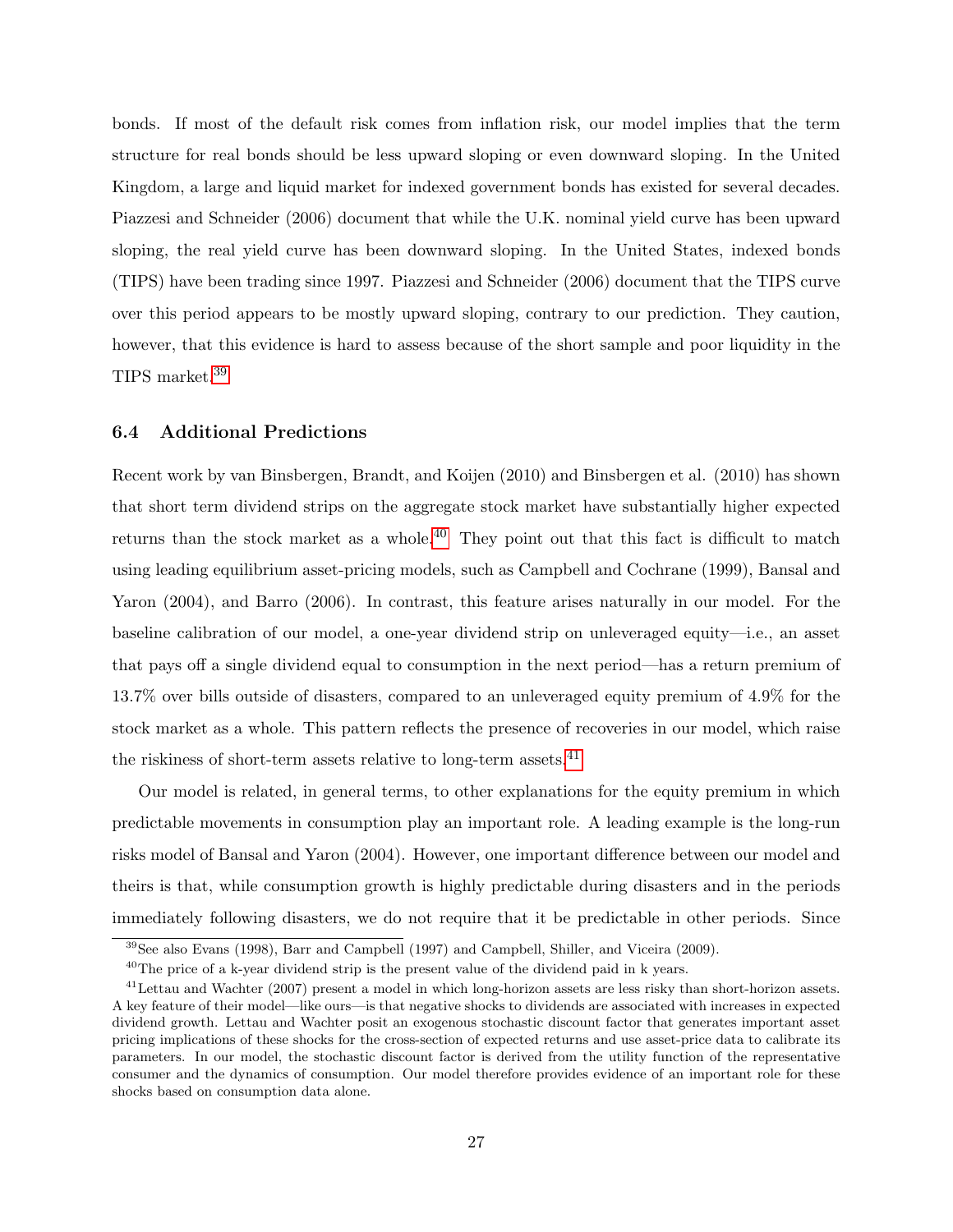bonds. If most of the default risk comes from inflation risk, our model implies that the term structure for real bonds should be less upward sloping or even downward sloping. In the United Kingdom, a large and liquid market for indexed government bonds has existed for several decades. Piazzesi and Schneider (2006) document that while the U.K. nominal yield curve has been upward sloping, the real yield curve has been downward sloping. In the United States, indexed bonds (TIPS) have been trading since 1997. Piazzesi and Schneider (2006) document that the TIPS curve over this period appears to be mostly upward sloping, contrary to our prediction. They caution, however, that this evidence is hard to assess because of the short sample and poor liquidity in the TIPS market.[39]

### 6.4 Additional Predictions

Recent work by van Binsbergen, Brandt, and Koijen (2010) and Binsbergen et al. (2010) has shown that short term dividend strips on the aggregate stock market have substantially higher expected returns than the stock market as a whole.[40] They point out that this fact is difficult to match using leading equilibrium asset-pricing models, such as Campbell and Cochrane (1999), Bansal and Yaron (2004), and Barro (2006). In contrast, this feature arises naturally in our model. For the baseline calibration of our model, a one-year dividend strip on unleveraged equity—i.e., an asset that pays off a single dividend equal to consumption in the next period—has a return premium of 13.7% over bills outside of disasters, compared to an unleveraged equity premium of 4.9% for the stock market as a whole. This pattern reflects the presence of recoveries in our model, which raise the riskiness of short-term assets relative to long-term assets.[41]

Our model is related, in general terms, to other explanations for the equity premium in which predictable movements in consumption play an important role. A leading example is the long-run risks model of Bansal and Yaron (2004). However, one important difference between our model and theirs is that, while consumption growth is highly predictable during disasters and in the periods immediately following disasters, we do not require that it be predictable in other periods. Since

[39] See also Evans (1998), Barr and Campbell (1997) and Campbell, Shiller, and Viceira (2009).

[40] The price of a k-year dividend strip is the present value of the dividend paid in k years.

[41] Lettau and Wachter (2007) present a model in which long-horizon assets are less risky than short-horizon assets. A key feature of their model—like ours—is that negative shocks to dividends are associated with increases in expected dividend growth. Lettau and Wachter posit an exogenous stochastic discount factor that generates important asset pricing implications of these shocks for the cross-section of expected returns and use asset-price data to calibrate its parameters. In our model, the stochastic discount factor is derived from the utility function of the representative consumer and the dynamics of consumption. Our model therefore provides evidence of an important role for these shocks based on consumption data alone.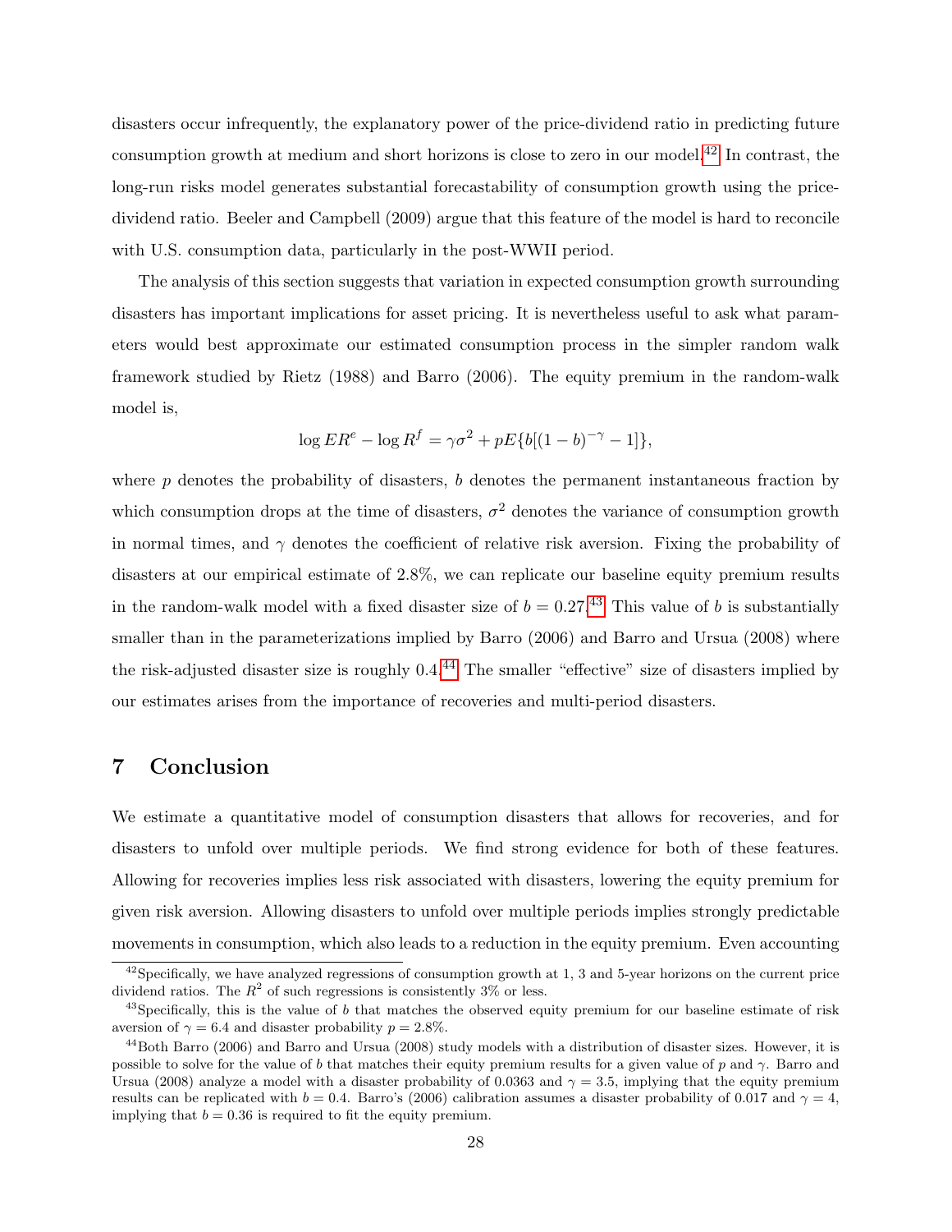disasters occur infrequently, the explanatory power of the price-dividend ratio in predicting future consumption growth at medium and short horizons is close to zero in our model.[42] In contrast, the long-run risks model generates substantial forecastability of consumption growth using the price-dividend ratio. Beeler and Campbell (2009) argue that this feature of the model is hard to reconcile with U.S. consumption data, particularly in the post-WWII period.

The analysis of this section suggests that variation in expected consumption growth surrounding disasters has important implications for asset pricing. It is nevertheless useful to ask what parameters would best approximate our estimated consumption process in the simpler random walk framework studied by Rietz (1988) and Barro (2006). The equity premium in the random-walk model is,

$$\log ER^e - \log R^f = \gamma\sigma^2 + pE\{b[(1-b)^{-\gamma} - 1]\},$$

where $p$ denotes the probability of disasters, $b$ denotes the permanent instantaneous fraction by which consumption drops at the time of disasters, $\sigma^2$ denotes the variance of consumption growth in normal times, and $\gamma$ denotes the coefficient of relative risk aversion. Fixing the probability of disasters at our empirical estimate of 2.8%, we can replicate our baseline equity premium results in the random-walk model with a fixed disaster size of $b = 0.27$.[43] This value of $b$ is substantially smaller than in the parameterizations implied by Barro (2006) and Barro and Ursua (2008) where the risk-adjusted disaster size is roughly 0.4.[44] The smaller "effective" size of disasters implied by our estimates arises from the importance of recoveries and multi-period disasters.

# 7 Conclusion

We estimate a quantitative model of consumption disasters that allows for recoveries, and for disasters to unfold over multiple periods. We find strong evidence for both of these features. Allowing for recoveries implies less risk associated with disasters, lowering the equity premium for given risk aversion. Allowing disasters to unfold over multiple periods implies strongly predictable movements in consumption, which also leads to a reduction in the equity premium. Even accounting

[42] Specifically, we have analyzed regressions of consumption growth at 1, 3 and 5-year horizons on the current price dividend ratios. The $R^2$ of such regressions is consistently 3% or less.

[43] Specifically, this is the value of $b$ that matches the observed equity premium for our baseline estimate of risk aversion of $\gamma = 6.4$ and disaster probability $p = 2.8\%$.

[44] Both Barro (2006) and Barro and Ursua (2008) study models with a distribution of disaster sizes. However, it is possible to solve for the value of $b$ that matches their equity premium results for a given value of $p$ and $\gamma$. Barro and Ursua (2008) analyze a model with a disaster probability of 0.0363 and $\gamma = 3.5$, implying that the equity premium results can be replicated with $b = 0.4$. Barro's (2006) calibration assumes a disaster probability of 0.017 and $\gamma = 4$, implying that $b = 0.36$ is required to fit the equity premium.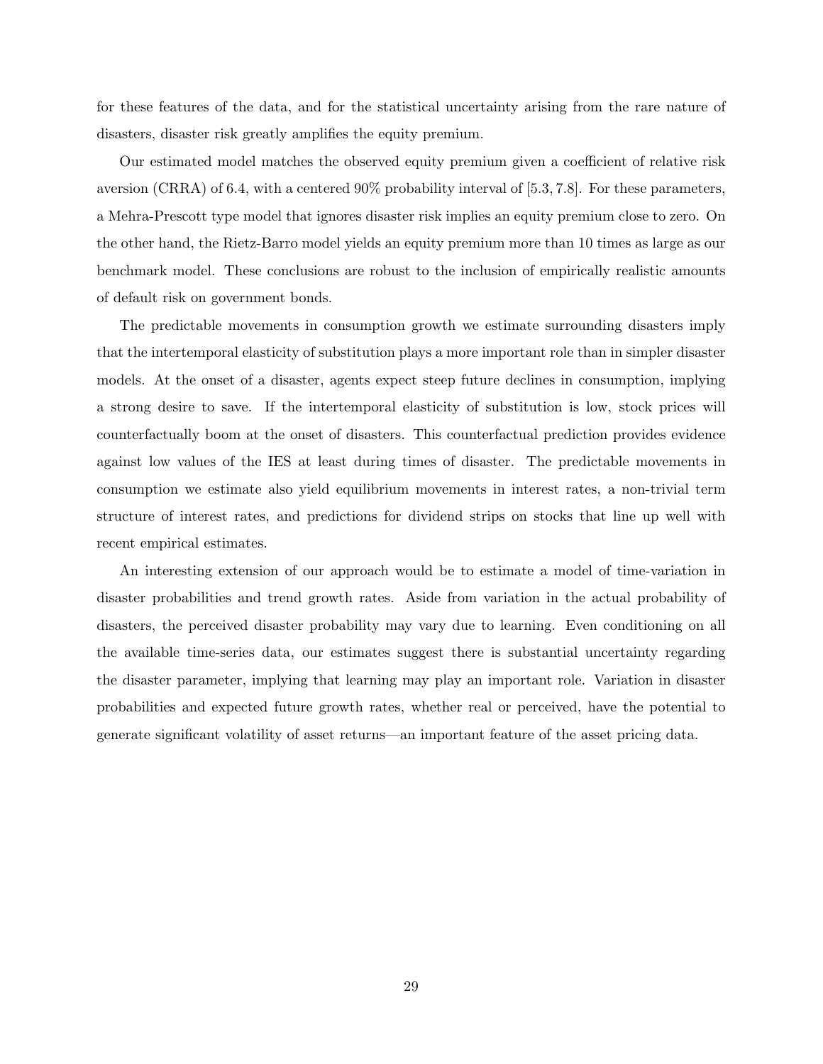for these features of the data, and for the statistical uncertainty arising from the rare nature of disasters, disaster risk greatly amplifies the equity premium.

Our estimated model matches the observed equity premium given a coefficient of relative risk aversion (CRRA) of 6.4, with a centered 90% probability interval of $[5.3, 7.8]$. For these parameters, a Mehra-Prescott type model that ignores disaster risk implies an equity premium close to zero. On the other hand, the Rietz-Barro model yields an equity premium more than 10 times as large as our benchmark model. These conclusions are robust to the inclusion of empirically realistic amounts of default risk on government bonds.

The predictable movements in consumption growth we estimate surrounding disasters imply that the intertemporal elasticity of substitution plays a more important role than in simpler disaster models. At the onset of a disaster, agents expect steep future declines in consumption, implying a strong desire to save. If the intertemporal elasticity of substitution is low, stock prices will counterfactually boom at the onset of disasters. This counterfactual prediction provides evidence against low values of the IES at least during times of disaster. The predictable movements in consumption we estimate also yield equilibrium movements in interest rates, a non-trivial term structure of interest rates, and predictions for dividend strips on stocks that line up well with recent empirical estimates.

An interesting extension of our approach would be to estimate a model of time-variation in disaster probabilities and trend growth rates. Aside from variation in the actual probability of disasters, the perceived disaster probability may vary due to learning. Even conditioning on all the available time-series data, our estimates suggest there is substantial uncertainty regarding the disaster parameter, implying that learning may play an important role. Variation in disaster probabilities and expected future growth rates, whether real or perceived, have the potential to generate significant volatility of asset returns—an important feature of the asset pricing data.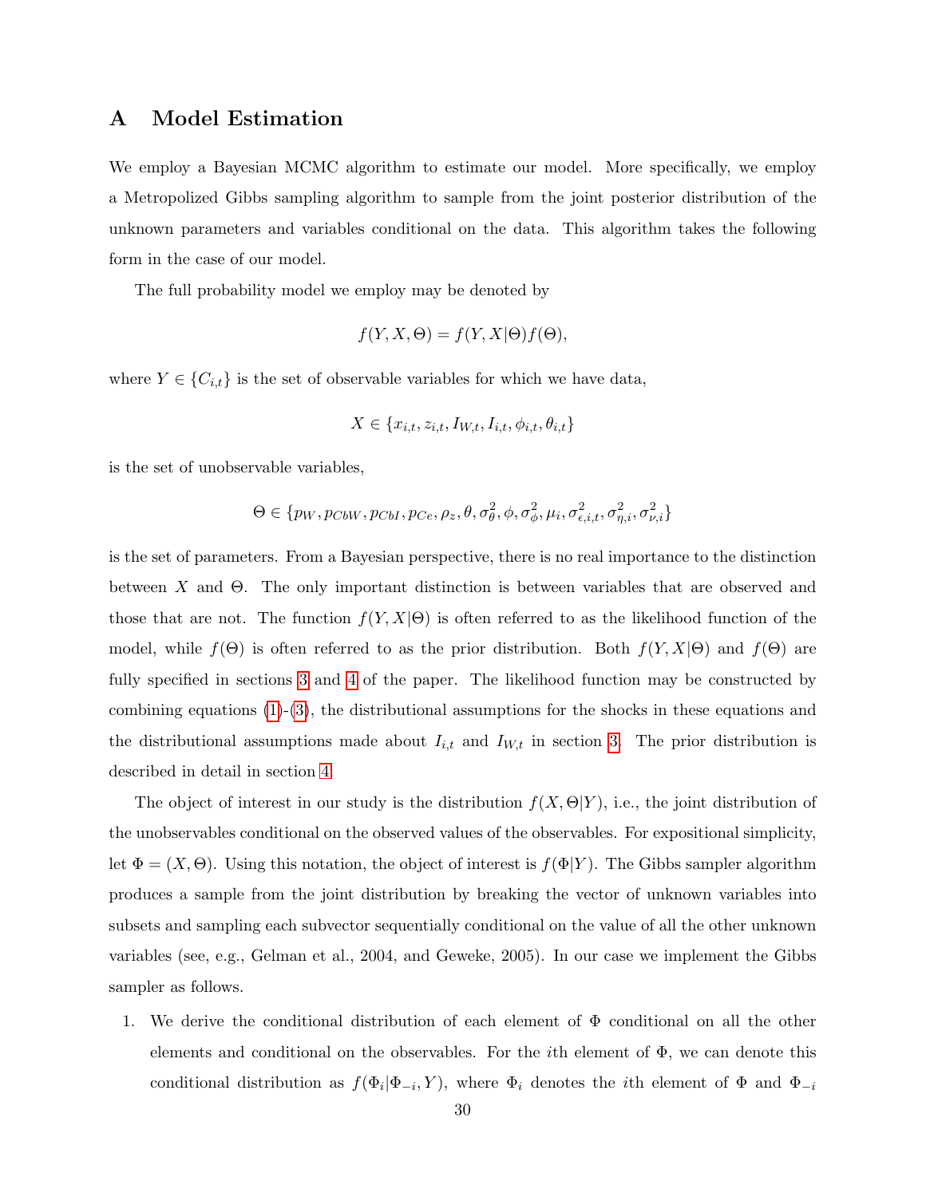# A Model Estimation

We employ a Bayesian MCMC algorithm to estimate our model. More specifically, we employ a Metropolized Gibbs sampling algorithm to sample from the joint posterior distribution of the unknown parameters and variables conditional on the data. This algorithm takes the following form in the case of our model.

The full probability model we employ may be denoted by

$$f(Y, X, \Theta) = f(Y, X|\Theta)f(\Theta),$$

where $Y \in \{C_{i,t}\}$ is the set of observable variables for which we have data,

$$X \in \{x_{i,t}, z_{i,t}, I_{W,t}, I_{i,t}, \phi_{i,t}, \theta_{i,t}\}$$

is the set of unobservable variables,

$$\Theta \in \{p_W, p_{CbW}, p_{CbI}, p_{Ce}, \rho_z, \theta, \sigma_\theta^2, \phi, \sigma_\phi^2, \mu_i, \sigma_{\epsilon,i,t}^2, \sigma_{\eta,i}^2, \sigma_{\nu,i}^2\}$$

is the set of parameters. From a Bayesian perspective, there is no real importance to the distinction between $X$ and $\Theta$. The only important distinction is between variables that are observed and those that are not. The function $f(Y, X|\Theta)$ is often referred to as the likelihood function of the model, while $f(\Theta)$ is often referred to as the prior distribution. Both $f(Y, X|\Theta)$ and $f(\Theta)$ are fully specified in sections 3 and 4 of the paper. The likelihood function may be constructed by combining equations (1)-(3), the distributional assumptions for the shocks in these equations and the distributional assumptions made about $I_{i,t}$ and $I_{W,t}$ in section 3. The prior distribution is described in detail in section 4.

The object of interest in our study is the distribution $f(X, \Theta|Y)$, i.e., the joint distribution of the unobservables conditional on the observed values of the observables. For expositional simplicity, let $\Phi = (X, \Theta)$. Using this notation, the object of interest is $f(\Phi|Y)$. The Gibbs sampler algorithm produces a sample from the joint distribution by breaking the vector of unknown variables into subsets and sampling each subvector sequentially conditional on the value of all the other unknown variables (see, e.g., Gelman et al., 2004, and Geweke, 2005). In our case we implement the Gibbs sampler as follows.

1. We derive the conditional distribution of each element of $\Phi$ conditional on all the other elements and conditional on the observables. For the $i$th element of $\Phi$, we can denote this conditional distribution as $f(\Phi_i|\Phi_{-i}, Y)$, where $\Phi_i$ denotes the $i$th element of $\Phi$ and $\Phi_{-i}$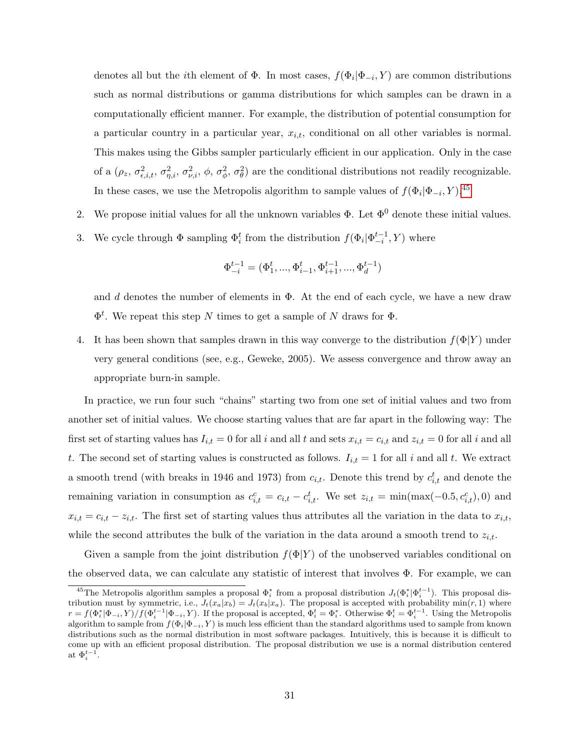denotes all but the $i$th element of $\Phi$. In most cases, $f(\Phi_i|\Phi_{-i}, Y)$ are common distributions such as normal distributions or gamma distributions for which samples can be drawn in a computationally efficient manner. For example, the distribution of potential consumption for a particular country in a particular year, $x_{i,t}$, conditional on all other variables is normal. This makes using the Gibbs sampler particularly efficient in our application. Only in the case of a ($\rho_z$, $\sigma^2_{\epsilon,i,t}$, $\sigma^2_{\eta,i}$, $\sigma^2_{\nu,i}$, $\phi$, $\sigma^2_{\phi}$, $\sigma^2_{\theta}$) are the conditional distributions not readily recognizable. In these cases, we use the Metropolis algorithm to sample values of $f(\Phi_i|\Phi_{-i}, Y)$.[45]

2. We propose initial values for all the unknown variables $\Phi$. Let $\Phi^0$ denote these initial values.

3. We cycle through $\Phi$ sampling $\Phi_i^t$ from the distribution $f(\Phi_i|\Phi_{-i}^{t-1}, Y)$ where

$$\Phi_{-i}^{t-1} = (\Phi_1^t, ..., \Phi_{i-1}^t, \Phi_{i+1}^{t-1}, ..., \Phi_d^{t-1})$$

and $d$ denotes the number of elements in $\Phi$. At the end of each cycle, we have a new draw $\Phi^t$. We repeat this step $N$ times to get a sample of $N$ draws for $\Phi$.

4. It has been shown that samples drawn in this way converge to the distribution $f(\Phi|Y)$ under very general conditions (see, e.g., Geweke, 2005). We assess convergence and throw away an appropriate burn-in sample.

In practice, we run four such "chains" starting two from one set of initial values and two from another set of initial values. We choose starting values that are far apart in the following way: The first set of starting values has $I_{i,t} = 0$ for all $i$ and all $t$ and sets $x_{i,t} = c_{i,t}$ and $z_{i,t} = 0$ for all $i$ and all $t$. The second set of starting values is constructed as follows. $I_{i,t} = 1$ for all $i$ and all $t$. We extract a smooth trend (with breaks in 1946 and 1973) from $c_{i,t}$. Denote this trend by $c_{i,t}^t$ and denote the remaining variation in consumption as $c_{i,t}^c = c_{i,t} - c_{i,t}^t$. We set $z_{i,t} = \min(\max(-0.5, c_{i,t}^c), 0)$ and $x_{i,t} = c_{i,t} - z_{i,t}$. The first set of starting values thus attributes all the variation in the data to $x_{i,t}$, while the second attributes the bulk of the variation in the data around a smooth trend to $z_{i,t}$.

Given a sample from the joint distribution $f(\Phi|Y)$ of the unobserved variables conditional on the observed data, we can calculate any statistic of interest that involves $\Phi$. For example, we can

[45] The Metropolis algorithm samples a proposal $\Phi_i^*$ from a proposal distribution $J_t(\Phi_i^*|\Phi_i^{t-1})$. This proposal distribution must by symmetric, i.e., $J_t(x_a|x_b) = J_t(x_b|x_a)$. The proposal is accepted with probability $\min(r, 1)$ where $r = f(\Phi_i^*|\Phi_{-i}, Y)/f(\Phi_i^{t-1}|\Phi_{-i}, Y)$. If the proposal is accepted, $\Phi_i^t = \Phi_i^*$. Otherwise $\Phi_i^t = \Phi_i^{t-1}$. Using the Metropolis algorithm to sample from $f(\Phi_i|\Phi_{-i}, Y)$ is much less efficient than the standard algorithms used to sample from known distributions such as the normal distribution in most software packages. Intuitively, this is because it is difficult to come up with an efficient proposal distribution. The proposal distribution we use is a normal distribution centered at $\Phi_i^{t-1}$.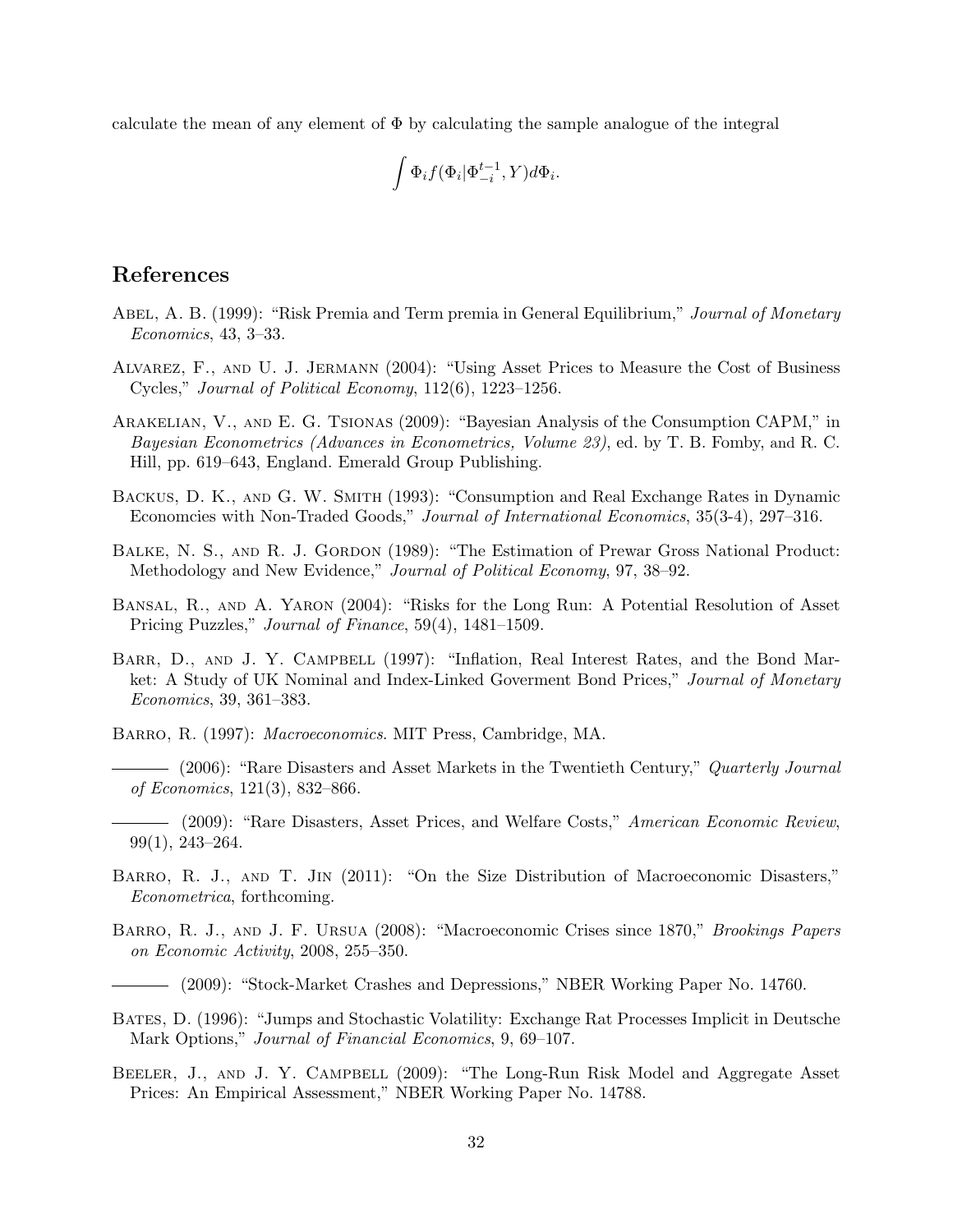calculate the mean of any element of $\Phi$ by calculating the sample analogue of the integral

$$\int \Phi_i f(\Phi_i|\Phi_{-i}^{t-1}, Y) d\Phi_i.$$

## References

Abel, A. B. (1999): "Risk Premia and Term premia in General Equilibrium," *Journal of Monetary Economics*, 43, 3–33.

Alvarez, F., and U. J. Jermann (2004): "Using Asset Prices to Measure the Cost of Business Cycles," *Journal of Political Economy*, 112(6), 1223–1256.

Arakelian, V., and E. G. Tsionas (2009): "Bayesian Analysis of the Consumption CAPM," in *Bayesian Econometrics (Advances in Econometrics, Volume 23)*, ed. by T. B. Fomby, and R. C. Hill, pp. 619–643, England. Emerald Group Publishing.

Backus, D. K., and G. W. Smith (1993): "Consumption and Real Exchange Rates in Dynamic Economcies with Non-Traded Goods," *Journal of International Economics*, 35(3-4), 297–316.

Balke, N. S., and R. J. Gordon (1989): "The Estimation of Prewar Gross National Product: Methodology and New Evidence," *Journal of Political Economy*, 97, 38–92.

Bansal, R., and A. Yaron (2004): "Risks for the Long Run: A Potential Resolution of Asset Pricing Puzzles," *Journal of Finance*, 59(4), 1481–1509.

Barr, D., and J. Y. Campbell (1997): "Inflation, Real Interest Rates, and the Bond Market: A Study of UK Nominal and Index-Linked Goverment Bond Prices," *Journal of Monetary Economics*, 39, 361–383.

Barro, R. (1997): *Macroeconomics*. MIT Press, Cambridge, MA.

——— (2006): "Rare Disasters and Asset Markets in the Twentieth Century," *Quarterly Journal of Economics*, 121(3), 832–866.

——— (2009): "Rare Disasters, Asset Prices, and Welfare Costs," *American Economic Review*, 99(1), 243–264.

Barro, R. J., and T. Jin (2011): "On the Size Distribution of Macroeconomic Disasters," *Econometrica*, forthcoming.

Barro, R. J., and J. F. Ursua (2008): "Macroeconomic Crises since 1870," *Brookings Papers on Economic Activity*, 2008, 255–350.

——— (2009): "Stock-Market Crashes and Depressions," NBER Working Paper No. 14760.

Bates, D. (1996): "Jumps and Stochastic Volatility: Exchange Rat Processes Implicit in Deutsche Mark Options," *Journal of Financial Economics*, 9, 69–107.

Beeler, J., and J. Y. Campbell (2009): "The Long-Run Risk Model and Aggregate Asset Prices: An Empirical Assessment," NBER Working Paper No. 14788.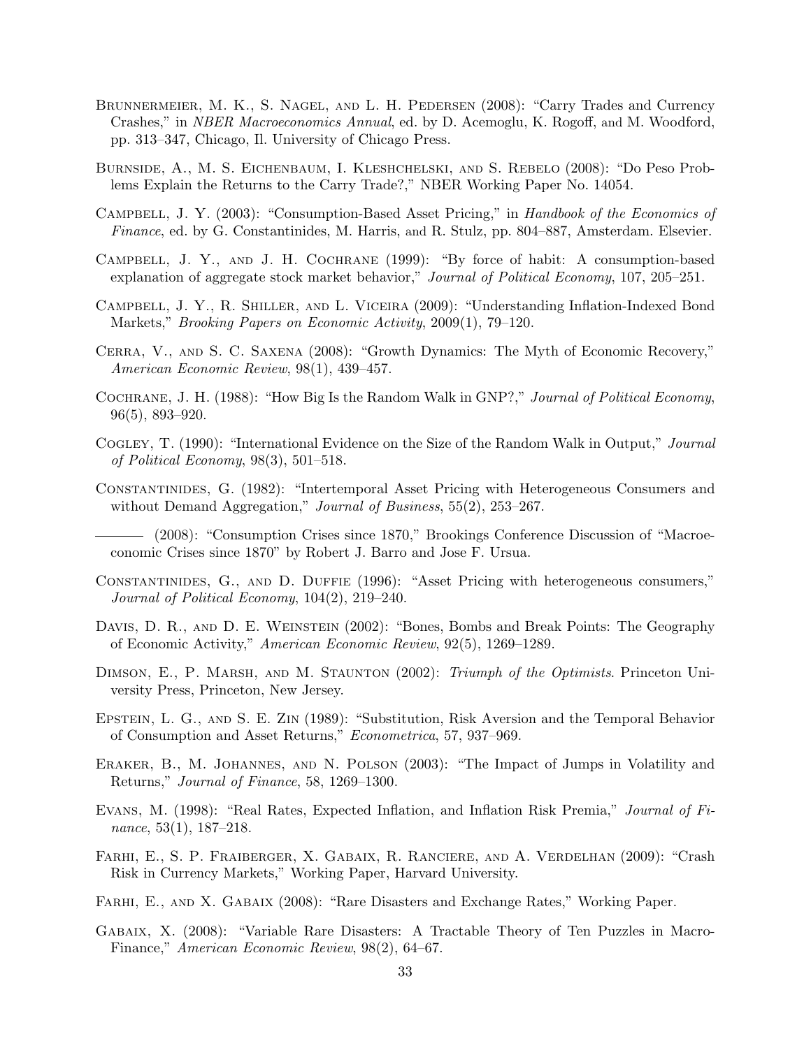Brunnermeier, M. K., S. Nagel, and L. H. Pedersen (2008): "Carry Trades and Currency Crashes," in *NBER Macroeconomics Annual*, ed. by D. Acemoglu, K. Rogoff, and M. Woodford, pp. 313–347, Chicago, Il. University of Chicago Press.

Burnside, A., M. S. Eichenbaum, I. Kleshchelski, and S. Rebelo (2008): "Do Peso Problems Explain the Returns to the Carry Trade?," NBER Working Paper No. 14054.

Campbell, J. Y. (2003): "Consumption-Based Asset Pricing," in *Handbook of the Economics of Finance*, ed. by G. Constantinides, M. Harris, and R. Stulz, pp. 804–887, Amsterdam. Elsevier.

Campbell, J. Y., and J. H. Cochrane (1999): "By force of habit: A consumption-based explanation of aggregate stock market behavior," *Journal of Political Economy*, 107, 205–251.

Campbell, J. Y., R. Shiller, and L. Viceira (2009): "Understanding Inflation-Indexed Bond Markets," *Brooking Papers on Economic Activity*, 2009(1), 79–120.

Cerra, V., and S. C. Saxena (2008): "Growth Dynamics: The Myth of Economic Recovery," *American Economic Review*, 98(1), 439–457.

Cochrane, J. H. (1988): "How Big Is the Random Walk in GNP?," *Journal of Political Economy*, 96(5), 893–920.

Cogley, T. (1990): "International Evidence on the Size of the Random Walk in Output," *Journal of Political Economy*, 98(3), 501–518.

Constantinides, G. (1982): "Intertemporal Asset Pricing with Heterogeneous Consumers and without Demand Aggregation," *Journal of Business*, 55(2), 253–267.

——— (2008): "Consumption Crises since 1870," Brookings Conference Discussion of "Macroeconomic Crises since 1870" by Robert J. Barro and Jose F. Ursua.

Constantinides, G., and D. Duffie (1996): "Asset Pricing with heterogeneous consumers," *Journal of Political Economy*, 104(2), 219–240.

Davis, D. R., and D. E. Weinstein (2002): "Bones, Bombs and Break Points: The Geography of Economic Activity," *American Economic Review*, 92(5), 1269–1289.

Dimson, E., P. Marsh, and M. Staunton (2002): *Triumph of the Optimists*. Princeton University Press, Princeton, New Jersey.

Epstein, L. G., and S. E. Zin (1989): "Substitution, Risk Aversion and the Temporal Behavior of Consumption and Asset Returns," *Econometrica*, 57, 937–969.

Eraker, B., M. Johannes, and N. Polson (2003): "The Impact of Jumps in Volatility and Returns," *Journal of Finance*, 58, 1269–1300.

Evans, M. (1998): "Real Rates, Expected Inflation, and Inflation Risk Premia," *Journal of Finance*, 53(1), 187–218.

Farhi, E., S. P. Fraiberger, X. Gabaix, R. Ranciere, and A. Verdelhan (2009): "Crash Risk in Currency Markets," Working Paper, Harvard University.

Farhi, E., and X. Gabaix (2008): "Rare Disasters and Exchange Rates," Working Paper.

Gabaix, X. (2008): "Variable Rare Disasters: A Tractable Theory of Ten Puzzles in Macro-Finance," *American Economic Review*, 98(2), 64–67.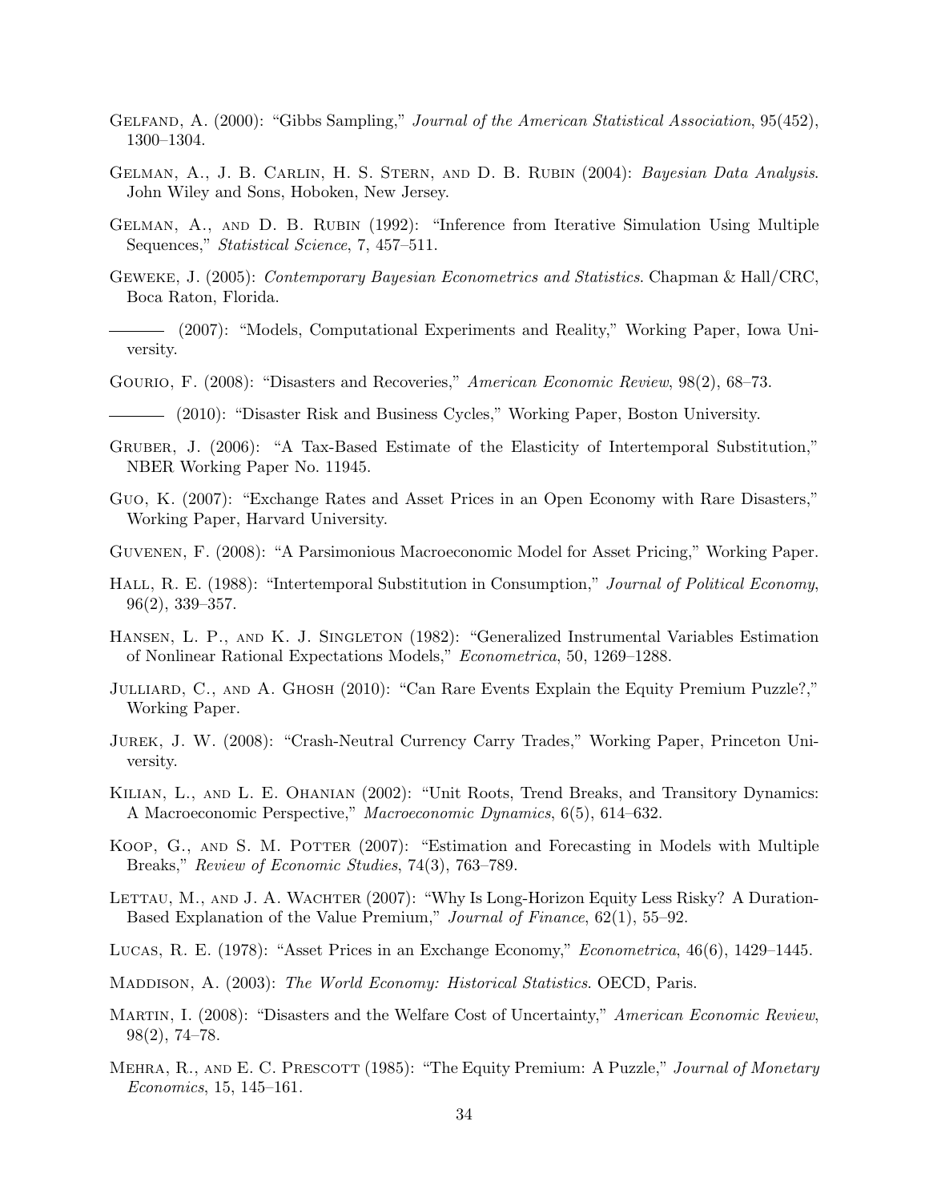Gelfand, A. (2000): "Gibbs Sampling," *Journal of the American Statistical Association*, 95(452), 1300–1304.

Gelman, A., J. B. Carlin, H. S. Stern, and D. B. Rubin (2004): *Bayesian Data Analysis*. John Wiley and Sons, Hoboken, New Jersey.

Gelman, A., and D. B. Rubin (1992): "Inference from Iterative Simulation Using Multiple Sequences," *Statistical Science*, 7, 457–511.

Geweke, J. (2005): *Contemporary Bayesian Econometrics and Statistics*. Chapman & Hall/CRC, Boca Raton, Florida.

——— (2007): "Models, Computational Experiments and Reality," Working Paper, Iowa University.

Gourio, F. (2008): "Disasters and Recoveries," *American Economic Review*, 98(2), 68–73.

——— (2010): "Disaster Risk and Business Cycles," Working Paper, Boston University.

Gruber, J. (2006): "A Tax-Based Estimate of the Elasticity of Intertemporal Substitution," NBER Working Paper No. 11945.

Guo, K. (2007): "Exchange Rates and Asset Prices in an Open Economy with Rare Disasters," Working Paper, Harvard University.

Guvenen, F. (2008): "A Parsimonious Macroeconomic Model for Asset Pricing," Working Paper.

Hall, R. E. (1988): "Intertemporal Substitution in Consumption," *Journal of Political Economy*, 96(2), 339–357.

Hansen, L. P., and K. J. Singleton (1982): "Generalized Instrumental Variables Estimation of Nonlinear Rational Expectations Models," *Econometrica*, 50, 1269–1288.

Julliard, C., and A. Ghosh (2010): "Can Rare Events Explain the Equity Premium Puzzle?," Working Paper.

Jurek, J. W. (2008): "Crash-Neutral Currency Carry Trades," Working Paper, Princeton University.

Kilian, L., and L. E. Ohanian (2002): "Unit Roots, Trend Breaks, and Transitory Dynamics: A Macroeconomic Perspective," *Macroeconomic Dynamics*, 6(5), 614–632.

Koop, G., and S. M. Potter (2007): "Estimation and Forecasting in Models with Multiple Breaks," *Review of Economic Studies*, 74(3), 763–789.

Lettau, M., and J. A. Wachter (2007): "Why Is Long-Horizon Equity Less Risky? A Duration-Based Explanation of the Value Premium," *Journal of Finance*, 62(1), 55–92.

Lucas, R. E. (1978): "Asset Prices in an Exchange Economy," *Econometrica*, 46(6), 1429–1445.

Maddison, A. (2003): *The World Economy: Historical Statistics*. OECD, Paris.

Martin, I. (2008): "Disasters and the Welfare Cost of Uncertainty," *American Economic Review*, 98(2), 74–78.

Mehra, R., and E. C. Prescott (1985): "The Equity Premium: A Puzzle," *Journal of Monetary Economics*, 15, 145–161.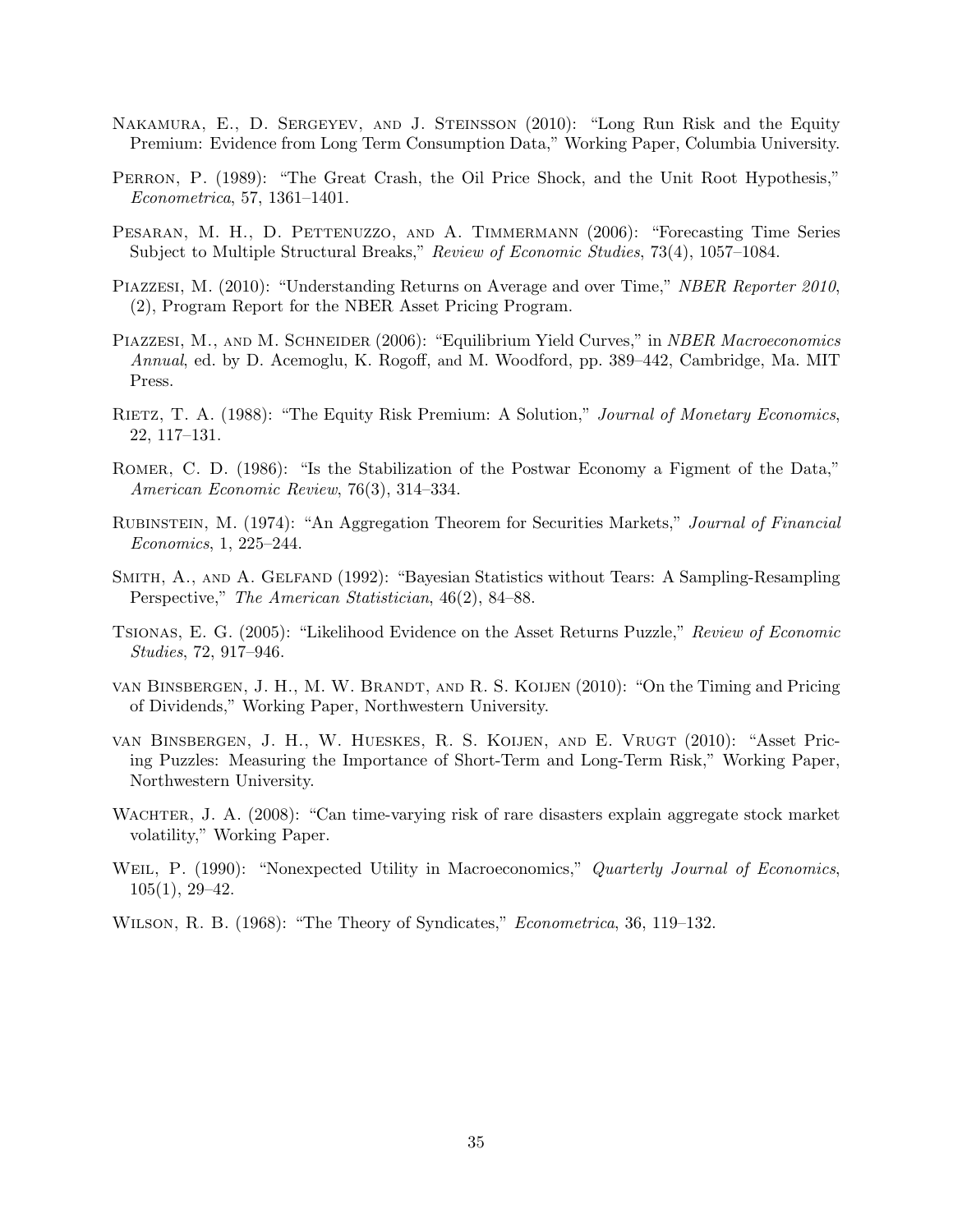Nakamura, E., D. Sergeyev, and J. Steinsson (2010): "Long Run Risk and the Equity Premium: Evidence from Long Term Consumption Data," Working Paper, Columbia University.

Perron, P. (1989): "The Great Crash, the Oil Price Shock, and the Unit Root Hypothesis," *Econometrica*, 57, 1361–1401.

Pesaran, M. H., D. Pettenuzzo, and A. Timmermann (2006): "Forecasting Time Series Subject to Multiple Structural Breaks," *Review of Economic Studies*, 73(4), 1057–1084.

Piazzesi, M. (2010): "Understanding Returns on Average and over Time," *NBER Reporter 2010*, (2), Program Report for the NBER Asset Pricing Program.

Piazzesi, M., and M. Schneider (2006): "Equilibrium Yield Curves," in *NBER Macroeconomics Annual*, ed. by D. Acemoglu, K. Rogoff, and M. Woodford, pp. 389–442, Cambridge, Ma. MIT Press.

Rietz, T. A. (1988): "The Equity Risk Premium: A Solution," *Journal of Monetary Economics*, 22, 117–131.

Romer, C. D. (1986): "Is the Stabilization of the Postwar Economy a Figment of the Data," *American Economic Review*, 76(3), 314–334.

Rubinstein, M. (1974): "An Aggregation Theorem for Securities Markets," *Journal of Financial Economics*, 1, 225–244.

Smith, A., and A. Gelfand (1992): "Bayesian Statistics without Tears: A Sampling-Resampling Perspective," *The American Statistician*, 46(2), 84–88.

Tsionas, E. G. (2005): "Likelihood Evidence on the Asset Returns Puzzle," *Review of Economic Studies*, 72, 917–946.

van Binsbergen, J. H., M. W. Brandt, and R. S. Koijen (2010): "On the Timing and Pricing of Dividends," Working Paper, Northwestern University.

van Binsbergen, J. H., W. Hueskes, R. S. Koijen, and E. Vrugt (2010): "Asset Pricing Puzzles: Measuring the Importance of Short-Term and Long-Term Risk," Working Paper, Northwestern University.

Wachter, J. A. (2008): "Can time-varying risk of rare disasters explain aggregate stock market volatility," Working Paper.

Weil, P. (1990): "Nonexpected Utility in Macroeconomics," *Quarterly Journal of Economics*, 105(1), 29–42.

Wilson, R. B. (1968): "The Theory of Syndicates," *Econometrica*, 36, 119–132.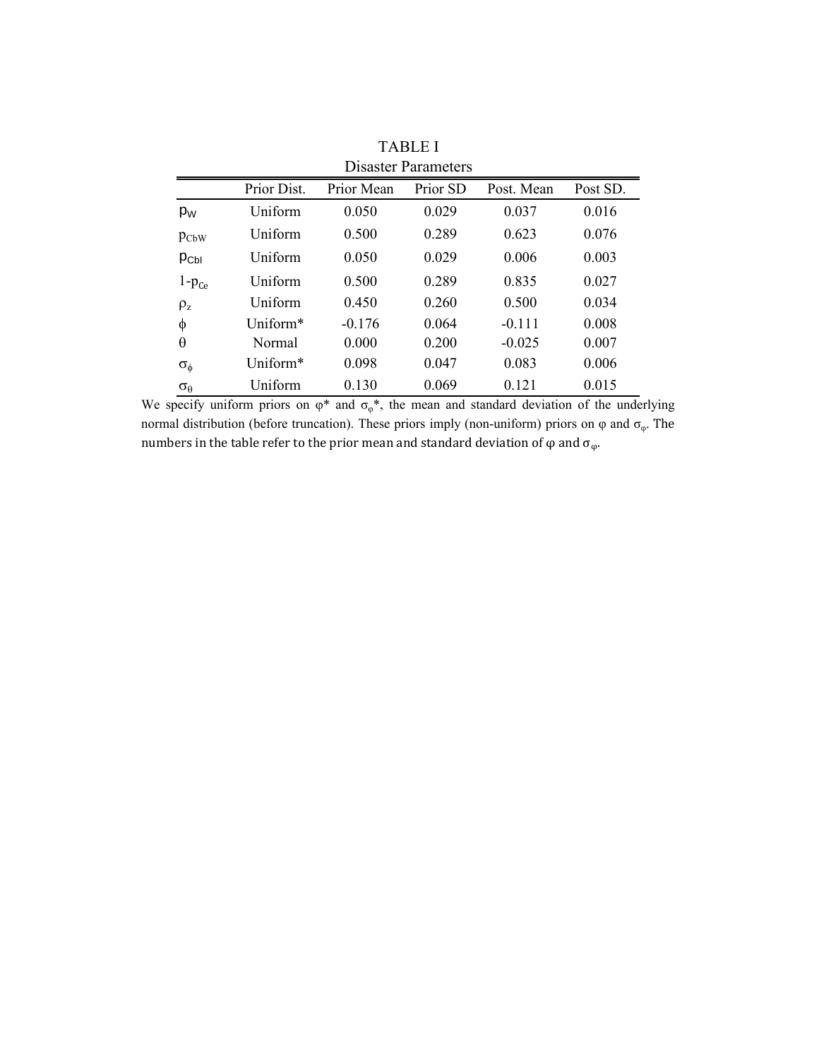TABLE I

Disaster Parameters

| | Prior Dist. | Prior Mean | Prior SD | Post. Mean | Post SD. |
|---|---|---|---|---|---|
| $p_W$ | Uniform | 0.050 | 0.029 | 0.037 | 0.016 |
| $p_{CbW}$ | Uniform | 0.500 | 0.289 | 0.623 | 0.076 |
| $p_{CbI}$ | Uniform | 0.050 | 0.029 | 0.006 | 0.003 |
| $1\text{-}p_{Ce}$ | Uniform | 0.500 | 0.289 | 0.835 | 0.027 |
| $\rho_z$ | Uniform | 0.450 | 0.260 | 0.500 | 0.034 |
| $\phi$ | Uniform* | -0.176 | 0.064 | -0.111 | 0.008 |
| $\theta$ | Normal | 0.000 | 0.200 | -0.025 | 0.007 |
| $\sigma_\phi$ | Uniform* | 0.098 | 0.047 | 0.083 | 0.006 |
| $\sigma_\theta$ | Uniform | 0.130 | 0.069 | 0.121 | 0.015 |

We specify uniform priors on $\varphi^*$ and $\sigma_\varphi^*$, the mean and standard deviation of the underlying normal distribution (before truncation). These priors imply (non-uniform) priors on $\varphi$ and $\sigma_\varphi$. The numbers in the table refer to the prior mean and standard deviation of $\varphi$ and $\sigma_\varphi$.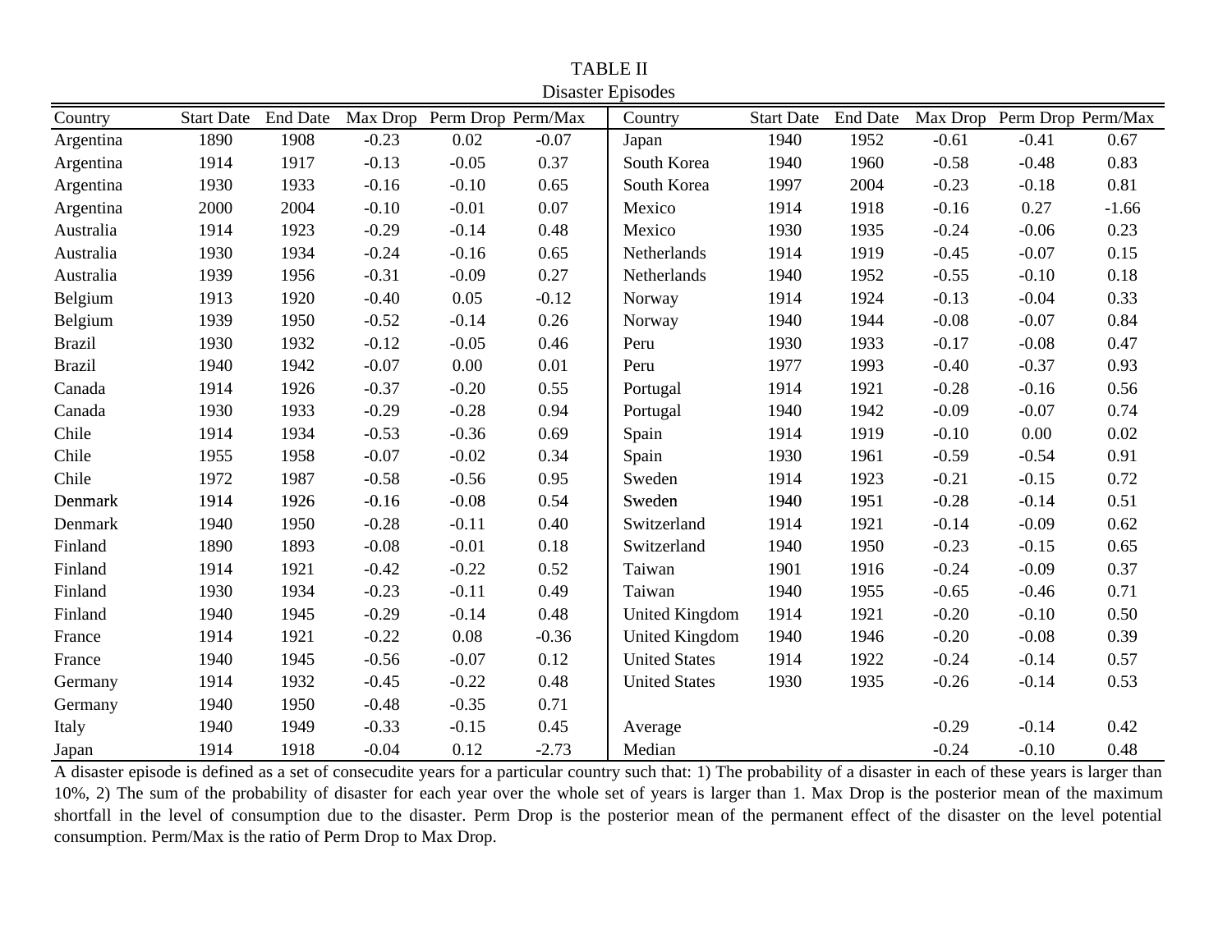TABLE II

Disaster Episodes

| Country | Start Date | End Date | Max Drop | Perm Drop | Perm/Max | Country | Start Date | End Date | Max Drop | Perm Drop | Perm/Max |
|---|---|---|---|---|---|---|---|---|---|---|---|
| Argentina | 1890 | 1908 | -0.23 | 0.02 | -0.07 | Japan | 1940 | 1952 | -0.61 | -0.41 | 0.67 |
| Argentina | 1914 | 1917 | -0.13 | -0.05 | 0.37 | South Korea | 1940 | 1960 | -0.58 | -0.48 | 0.83 |
| Argentina | 1930 | 1933 | -0.16 | -0.10 | 0.65 | South Korea | 1997 | 2004 | -0.23 | -0.18 | 0.81 |
| Argentina | 2000 | 2004 | -0.10 | -0.01 | 0.07 | Mexico | 1914 | 1918 | -0.16 | 0.27 | -1.66 |
| Australia | 1914 | 1923 | -0.29 | -0.14 | 0.48 | Mexico | 1930 | 1935 | -0.24 | -0.06 | 0.23 |
| Australia | 1930 | 1934 | -0.24 | -0.16 | 0.65 | Netherlands | 1914 | 1919 | -0.45 | -0.07 | 0.15 |
| Australia | 1939 | 1956 | -0.31 | -0.09 | 0.27 | Netherlands | 1940 | 1952 | -0.55 | -0.10 | 0.18 |
| Belgium | 1913 | 1920 | -0.40 | 0.05 | -0.12 | Norway | 1914 | 1924 | -0.13 | -0.04 | 0.33 |
| Belgium | 1939 | 1950 | -0.52 | -0.14 | 0.26 | Norway | 1940 | 1944 | -0.08 | -0.07 | 0.84 |
| Brazil | 1930 | 1932 | -0.12 | -0.05 | 0.46 | Peru | 1930 | 1933 | -0.17 | -0.08 | 0.47 |
| Brazil | 1940 | 1942 | -0.07 | 0.00 | 0.01 | Peru | 1977 | 1993 | -0.40 | -0.37 | 0.93 |
| Canada | 1914 | 1926 | -0.37 | -0.20 | 0.55 | Portugal | 1914 | 1921 | -0.28 | -0.16 | 0.56 |
| Canada | 1930 | 1933 | -0.29 | -0.28 | 0.94 | Portugal | 1940 | 1942 | -0.09 | -0.07 | 0.74 |
| Chile | 1914 | 1934 | -0.53 | -0.36 | 0.69 | Spain | 1914 | 1919 | -0.10 | 0.00 | 0.02 |
| Chile | 1955 | 1958 | -0.07 | -0.02 | 0.34 | Spain | 1930 | 1961 | -0.59 | -0.54 | 0.91 |
| Chile | 1972 | 1987 | -0.58 | -0.56 | 0.95 | Sweden | 1914 | 1923 | -0.21 | -0.15 | 0.72 |
| Denmark | 1914 | 1926 | -0.16 | -0.08 | 0.54 | Sweden | 1940 | 1951 | -0.28 | -0.14 | 0.51 |
| Denmark | 1940 | 1950 | -0.28 | -0.11 | 0.40 | Switzerland | 1914 | 1921 | -0.14 | -0.09 | 0.62 |
| Finland | 1890 | 1893 | -0.08 | -0.01 | 0.18 | Switzerland | 1940 | 1950 | -0.23 | -0.15 | 0.65 |
| Finland | 1914 | 1921 | -0.42 | -0.22 | 0.52 | Taiwan | 1901 | 1916 | -0.24 | -0.09 | 0.37 |
| Finland | 1930 | 1934 | -0.23 | -0.11 | 0.49 | Taiwan | 1940 | 1955 | -0.65 | -0.46 | 0.71 |
| Finland | 1940 | 1945 | -0.29 | -0.14 | 0.48 | United Kingdom | 1914 | 1921 | -0.20 | -0.10 | 0.50 |
| France | 1914 | 1921 | -0.22 | 0.08 | -0.36 | United Kingdom | 1940 | 1946 | -0.20 | -0.08 | 0.39 |
| France | 1940 | 1945 | -0.56 | -0.07 | 0.12 | United States | 1914 | 1922 | -0.24 | -0.14 | 0.57 |
| Germany | 1914 | 1932 | -0.45 | -0.22 | 0.48 | United States | 1930 | 1935 | -0.26 | -0.14 | 0.53 |
| Germany | 1940 | 1950 | -0.48 | -0.35 | 0.71 | | | | | | |
| Italy | 1940 | 1949 | -0.33 | -0.15 | 0.45 | Average | | | -0.29 | -0.14 | 0.42 |
| Japan | 1914 | 1918 | -0.04 | 0.12 | -2.73 | Median | | | -0.24 | -0.10 | 0.48 |

A disaster episode is defined as a set of consecudite years for a particular country such that: 1) The probability of a disaster in each of these years is larger than 10%, 2) The sum of the probability of disaster for each year over the whole set of years is larger than 1. Max Drop is the posterior mean of the maximum shortfall in the level of consumption due to the disaster. Perm Drop is the posterior mean of the permanent effect of the disaster on the level potential consumption. Perm/Max is the ratio of Perm Drop to Max Drop.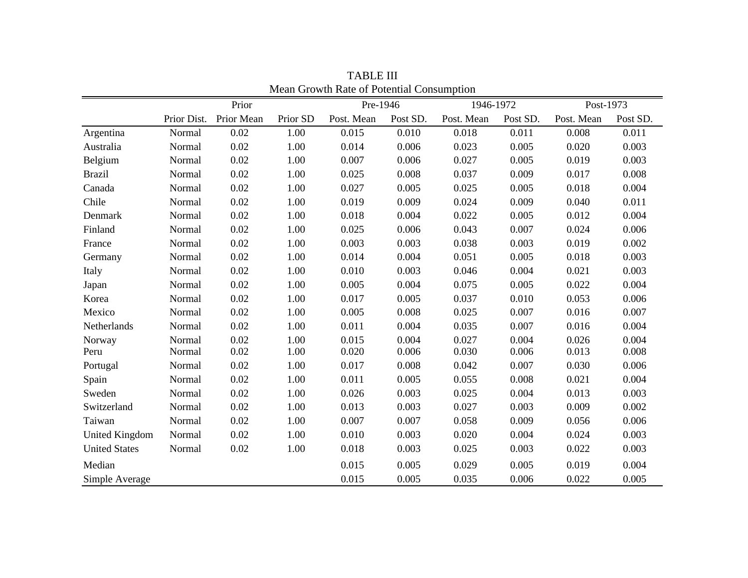TABLE III

Mean Growth Rate of Potential Consumption

| | | Prior | | Pre-1946 | | 1946-1972 | | Post-1973 | |
|---|---|---|---|---|---|---|---|---|---|
| | Prior Dist. | Prior Mean | Prior SD | Post. Mean | Post SD. | Post. Mean | Post SD. | Post. Mean | Post SD. |
| Argentina | Normal | 0.02 | 1.00 | 0.015 | 0.010 | 0.018 | 0.011 | 0.008 | 0.011 |
| Australia | Normal | 0.02 | 1.00 | 0.014 | 0.006 | 0.023 | 0.005 | 0.020 | 0.003 |
| Belgium | Normal | 0.02 | 1.00 | 0.007 | 0.006 | 0.027 | 0.005 | 0.019 | 0.003 |
| Brazil | Normal | 0.02 | 1.00 | 0.025 | 0.008 | 0.037 | 0.009 | 0.017 | 0.008 |
| Canada | Normal | 0.02 | 1.00 | 0.027 | 0.005 | 0.025 | 0.005 | 0.018 | 0.004 |
| Chile | Normal | 0.02 | 1.00 | 0.019 | 0.009 | 0.024 | 0.009 | 0.040 | 0.011 |
| Denmark | Normal | 0.02 | 1.00 | 0.018 | 0.004 | 0.022 | 0.005 | 0.012 | 0.004 |
| Finland | Normal | 0.02 | 1.00 | 0.025 | 0.006 | 0.043 | 0.007 | 0.024 | 0.006 |
| France | Normal | 0.02 | 1.00 | 0.003 | 0.003 | 0.038 | 0.003 | 0.019 | 0.002 |
| Germany | Normal | 0.02 | 1.00 | 0.014 | 0.004 | 0.051 | 0.005 | 0.018 | 0.003 |
| Italy | Normal | 0.02 | 1.00 | 0.010 | 0.003 | 0.046 | 0.004 | 0.021 | 0.003 |
| Japan | Normal | 0.02 | 1.00 | 0.005 | 0.004 | 0.075 | 0.005 | 0.022 | 0.004 |
| Korea | Normal | 0.02 | 1.00 | 0.017 | 0.005 | 0.037 | 0.010 | 0.053 | 0.006 |
| Mexico | Normal | 0.02 | 1.00 | 0.005 | 0.008 | 0.025 | 0.007 | 0.016 | 0.007 |
| Netherlands | Normal | 0.02 | 1.00 | 0.011 | 0.004 | 0.035 | 0.007 | 0.016 | 0.004 |
| Norway | Normal | 0.02 | 1.00 | 0.015 | 0.004 | 0.027 | 0.004 | 0.026 | 0.004 |
| Peru | Normal | 0.02 | 1.00 | 0.020 | 0.006 | 0.030 | 0.006 | 0.013 | 0.008 |
| Portugal | Normal | 0.02 | 1.00 | 0.017 | 0.008 | 0.042 | 0.007 | 0.030 | 0.006 |
| Spain | Normal | 0.02 | 1.00 | 0.011 | 0.005 | 0.055 | 0.008 | 0.021 | 0.004 |
| Sweden | Normal | 0.02 | 1.00 | 0.026 | 0.003 | 0.025 | 0.004 | 0.013 | 0.003 |
| Switzerland | Normal | 0.02 | 1.00 | 0.013 | 0.003 | 0.027 | 0.003 | 0.009 | 0.002 |
| Taiwan | Normal | 0.02 | 1.00 | 0.007 | 0.007 | 0.058 | 0.009 | 0.056 | 0.006 |
| United Kingdom | Normal | 0.02 | 1.00 | 0.010 | 0.003 | 0.020 | 0.004 | 0.024 | 0.003 |
| United States | Normal | 0.02 | 1.00 | 0.018 | 0.003 | 0.025 | 0.003 | 0.022 | 0.003 |
| Median | | | | 0.015 | 0.005 | 0.029 | 0.005 | 0.019 | 0.004 |
| Simple Average | | | | 0.015 | 0.005 | 0.035 | 0.006 | 0.022 | 0.005 |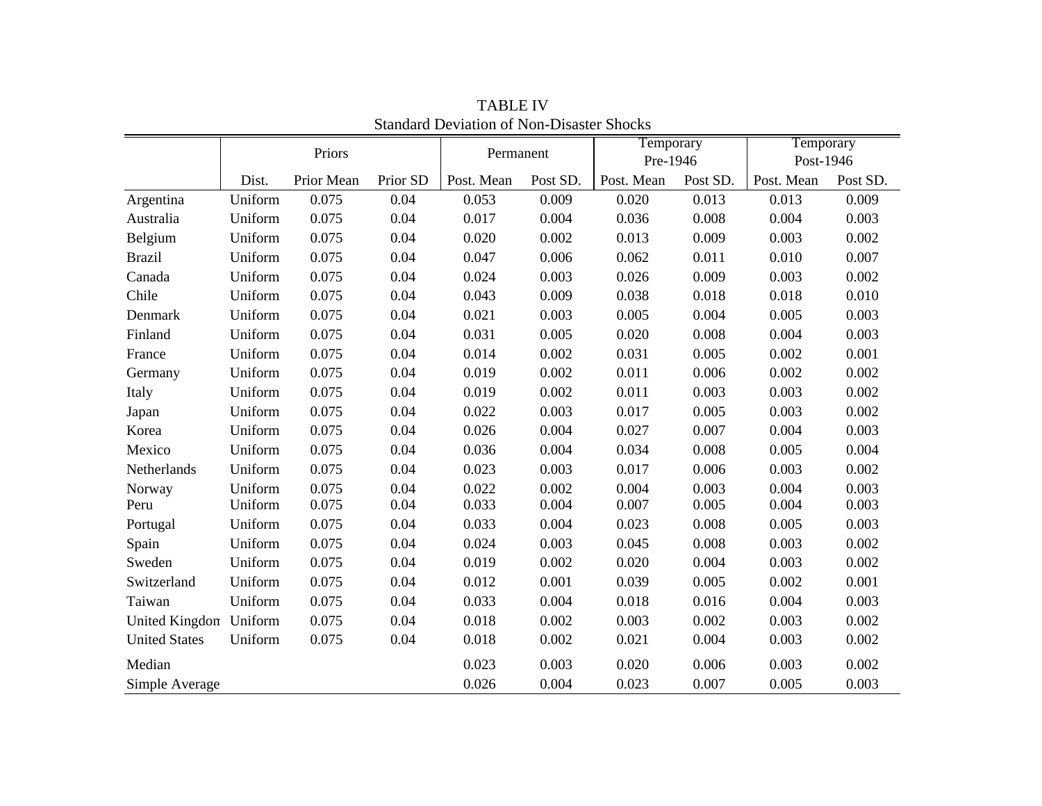TABLE IV
Standard Deviation of Non-Disaster Shocks

| | Priors | | | Permanent | | Temporary Pre-1946 | | Temporary Post-1946 | |
|---|---|---|---|---|---|---|---|---|---|
| | Dist. | Prior Mean | Prior SD | Post. Mean | Post SD. | Post. Mean | Post SD. | Post. Mean | Post SD. |
| Argentina | Uniform | 0.075 | 0.04 | 0.053 | 0.009 | 0.020 | 0.013 | 0.013 | 0.009 |
| Australia | Uniform | 0.075 | 0.04 | 0.017 | 0.004 | 0.036 | 0.008 | 0.004 | 0.003 |
| Belgium | Uniform | 0.075 | 0.04 | 0.020 | 0.002 | 0.013 | 0.009 | 0.003 | 0.002 |
| Brazil | Uniform | 0.075 | 0.04 | 0.047 | 0.006 | 0.062 | 0.011 | 0.010 | 0.007 |
| Canada | Uniform | 0.075 | 0.04 | 0.024 | 0.003 | 0.026 | 0.009 | 0.003 | 0.002 |
| Chile | Uniform | 0.075 | 0.04 | 0.043 | 0.009 | 0.038 | 0.018 | 0.018 | 0.010 |
| Denmark | Uniform | 0.075 | 0.04 | 0.021 | 0.003 | 0.005 | 0.004 | 0.005 | 0.003 |
| Finland | Uniform | 0.075 | 0.04 | 0.031 | 0.005 | 0.020 | 0.008 | 0.004 | 0.003 |
| France | Uniform | 0.075 | 0.04 | 0.014 | 0.002 | 0.031 | 0.005 | 0.002 | 0.001 |
| Germany | Uniform | 0.075 | 0.04 | 0.019 | 0.002 | 0.011 | 0.006 | 0.002 | 0.002 |
| Italy | Uniform | 0.075 | 0.04 | 0.019 | 0.002 | 0.011 | 0.003 | 0.003 | 0.002 |
| Japan | Uniform | 0.075 | 0.04 | 0.022 | 0.003 | 0.017 | 0.005 | 0.003 | 0.002 |
| Korea | Uniform | 0.075 | 0.04 | 0.026 | 0.004 | 0.027 | 0.007 | 0.004 | 0.003 |
| Mexico | Uniform | 0.075 | 0.04 | 0.036 | 0.004 | 0.034 | 0.008 | 0.005 | 0.004 |
| Netherlands | Uniform | 0.075 | 0.04 | 0.023 | 0.003 | 0.017 | 0.006 | 0.003 | 0.002 |
| Norway | Uniform | 0.075 | 0.04 | 0.022 | 0.002 | 0.004 | 0.003 | 0.004 | 0.003 |
| Peru | Uniform | 0.075 | 0.04 | 0.033 | 0.004 | 0.007 | 0.005 | 0.004 | 0.003 |
| Portugal | Uniform | 0.075 | 0.04 | 0.033 | 0.004 | 0.023 | 0.008 | 0.005 | 0.003 |
| Spain | Uniform | 0.075 | 0.04 | 0.024 | 0.003 | 0.045 | 0.008 | 0.003 | 0.002 |
| Sweden | Uniform | 0.075 | 0.04 | 0.019 | 0.002 | 0.020 | 0.004 | 0.003 | 0.002 |
| Switzerland | Uniform | 0.075 | 0.04 | 0.012 | 0.001 | 0.039 | 0.005 | 0.002 | 0.001 |
| Taiwan | Uniform | 0.075 | 0.04 | 0.033 | 0.004 | 0.018 | 0.016 | 0.004 | 0.003 |
| United Kingdom | Uniform | 0.075 | 0.04 | 0.018 | 0.002 | 0.003 | 0.002 | 0.003 | 0.002 |
| United States | Uniform | 0.075 | 0.04 | 0.018 | 0.002 | 0.021 | 0.004 | 0.003 | 0.002 |
| Median | | | | 0.023 | 0.003 | 0.020 | 0.006 | 0.003 | 0.002 |
| Simple Average | | | | 0.026 | 0.004 | 0.023 | 0.007 | 0.005 | 0.003 |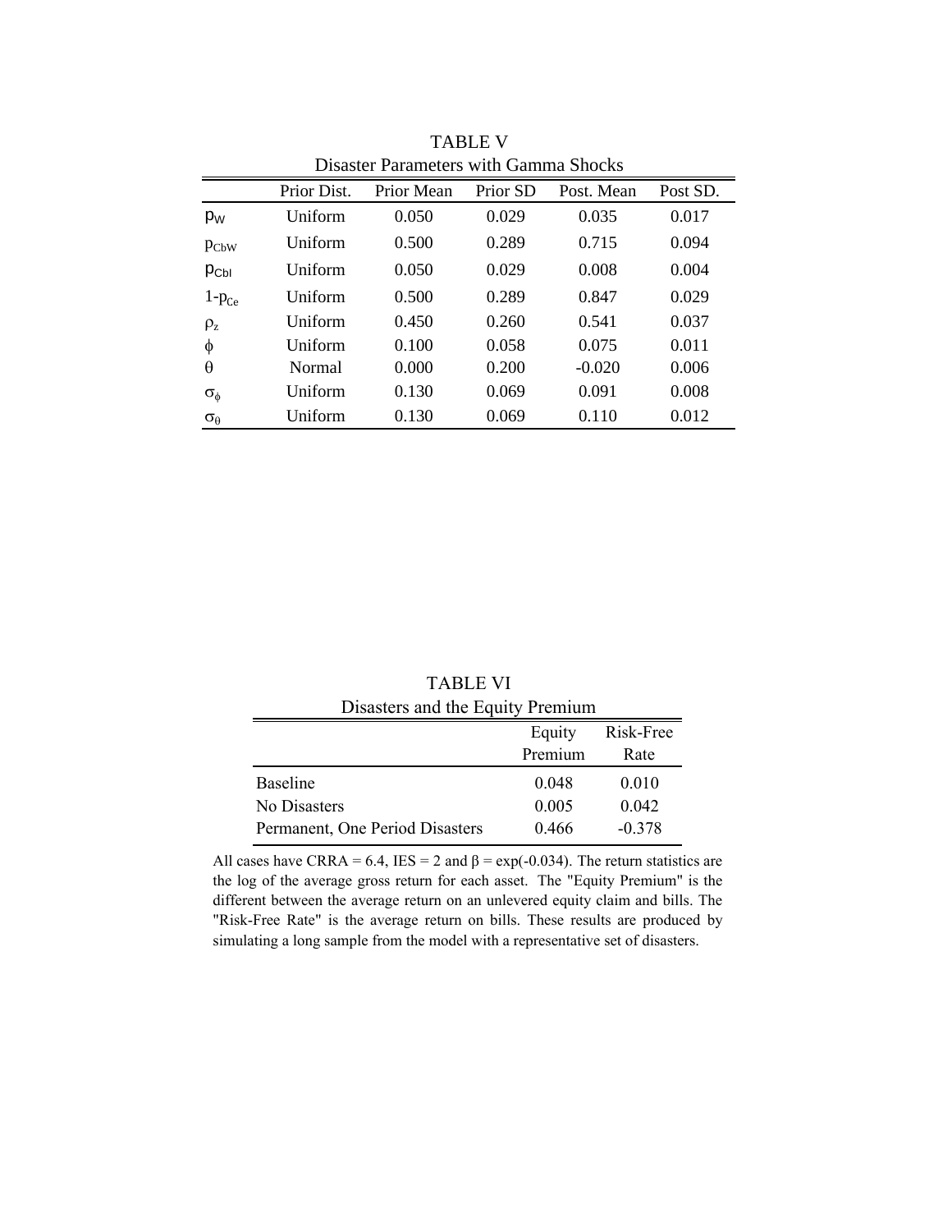TABLE V

Disaster Parameters with Gamma Shocks

| | Prior Dist. | Prior Mean | Prior SD | Post. Mean | Post SD. |
|---|---|---|---|---|---|
| $p_W$ | Uniform | 0.050 | 0.029 | 0.035 | 0.017 |
| $p_{CbW}$ | Uniform | 0.500 | 0.289 | 0.715 | 0.094 |
| $p_{CbI}$ | Uniform | 0.050 | 0.029 | 0.008 | 0.004 |
| $1\text{-}p_{Ce}$ | Uniform | 0.500 | 0.289 | 0.847 | 0.029 |
| $\rho_z$ | Uniform | 0.450 | 0.260 | 0.541 | 0.037 |
| $\phi$ | Uniform | 0.100 | 0.058 | 0.075 | 0.011 |
| $\theta$ | Normal | 0.000 | 0.200 | -0.020 | 0.006 |
| $\sigma_\phi$ | Uniform | 0.130 | 0.069 | 0.091 | 0.008 |
| $\sigma_\theta$ | Uniform | 0.130 | 0.069 | 0.110 | 0.012 |

TABLE VI

Disasters and the Equity Premium

| | Equity Premium | Risk-Free Rate |
|---|---|---|
| Baseline | 0.048 | 0.010 |
| No Disasters | 0.005 | 0.042 |
| Permanent, One Period Disasters | 0.466 | -0.378 |

All cases have CRRA = 6.4, IES = 2 and $\beta = \exp(-0.034)$. The return statistics are the log of the average gross return for each asset. The "Equity Premium" is the different between the average return on an unlevered equity claim and bills. The "Risk-Free Rate" is the average return on bills. These results are produced by simulating a long sample from the model with a representative set of disasters.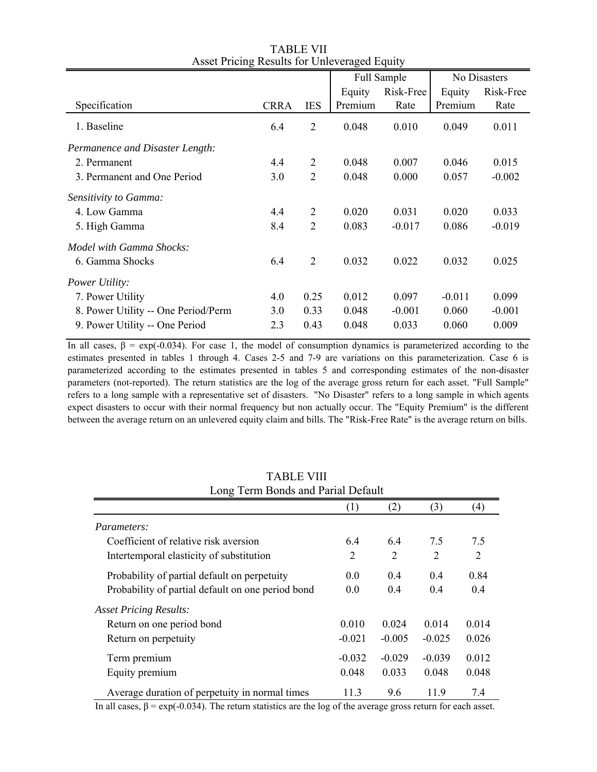TABLE VII
Asset Pricing Results for Unleveraged Equity

| Specification | CRRA | IES | Full Sample | | No Disasters | |
|---|---|---|---|---|---|---|
| | | | Equity Premium | Risk-Free Rate | Equity Premium | Risk-Free Rate |
| 1. Baseline | 6.4 | 2 | 0.048 | 0.010 | 0.049 | 0.011 |
| *Permanence and Disaster Length:* | | | | | | |
| 2. Permanent | 4.4 | 2 | 0.048 | 0.007 | 0.046 | 0.015 |
| 3. Permanent and One Period | 3.0 | 2 | 0.048 | 0.000 | 0.057 | -0.002 |
| *Sensitivity to Gamma:* | | | | | | |
| 4. Low Gamma | 4.4 | 2 | 0.020 | 0.031 | 0.020 | 0.033 |
| 5. High Gamma | 8.4 | 2 | 0.083 | -0.017 | 0.086 | -0.019 |
| *Model with Gamma Shocks:* | | | | | | |
| 6. Gamma Shocks | 6.4 | 2 | 0.032 | 0.022 | 0.032 | 0.025 |
| *Power Utility:* | | | | | | |
| 7. Power Utility | 4.0 | 0.25 | 0.012 | 0.097 | -0.011 | 0.099 |
| 8. Power Utility -- One Period/Perm | 3.0 | 0.33 | 0.048 | -0.001 | 0.060 | -0.001 |
| 9. Power Utility -- One Period | 2.3 | 0.43 | 0.048 | 0.033 | 0.060 | 0.009 |

In all cases, $\beta = \exp(-0.034)$. For case 1, the model of consumption dynamics is parameterized according to the estimates presented in tables 1 through 4. Cases 2-5 and 7-9 are variations on this parameterization. Case 6 is parameterized according to the estimates presented in tables 5 and corresponding estimates of the non-disaster parameters (not-reported). The return statistics are the log of the average gross return for each asset. "Full Sample" refers to a long sample with a representative set of disasters. "No Disaster" refers to a long sample in which agents expect disasters to occur with their normal frequency but non actually occur. The "Equity Premium" is the different between the average return on an unlevered equity claim and bills. The "Risk-Free Rate" is the average return on bills.

TABLE VIII
Long Term Bonds and Parial Default

| | (1) | (2) | (3) | (4) |
|---|---|---|---|---|
| *Parameters:* | | | | |
| Coefficient of relative risk aversion | 6.4 | 6.4 | 7.5 | 7.5 |
| Intertemporal elasticity of substitution | 2 | 2 | 2 | 2 |
| Probability of partial default on perpetuity | 0.0 | 0.4 | 0.4 | 0.84 |
| Probability of partial default on one period bond | 0.0 | 0.4 | 0.4 | 0.4 |
| *Asset Pricing Results:* | | | | |
| Return on one period bond | 0.010 | 0.024 | 0.014 | 0.014 |
| Return on perpetuity | -0.021 | -0.005 | -0.025 | 0.026 |
| Term premium | -0.032 | -0.029 | -0.039 | 0.012 |
| Equity premium | 0.048 | 0.033 | 0.048 | 0.048 |
| Average duration of perpetuity in normal times | 11.3 | 9.6 | 11.9 | 7.4 |

In all cases, $\beta = \exp(-0.034)$. The return statistics are the log of the average gross return for each asset.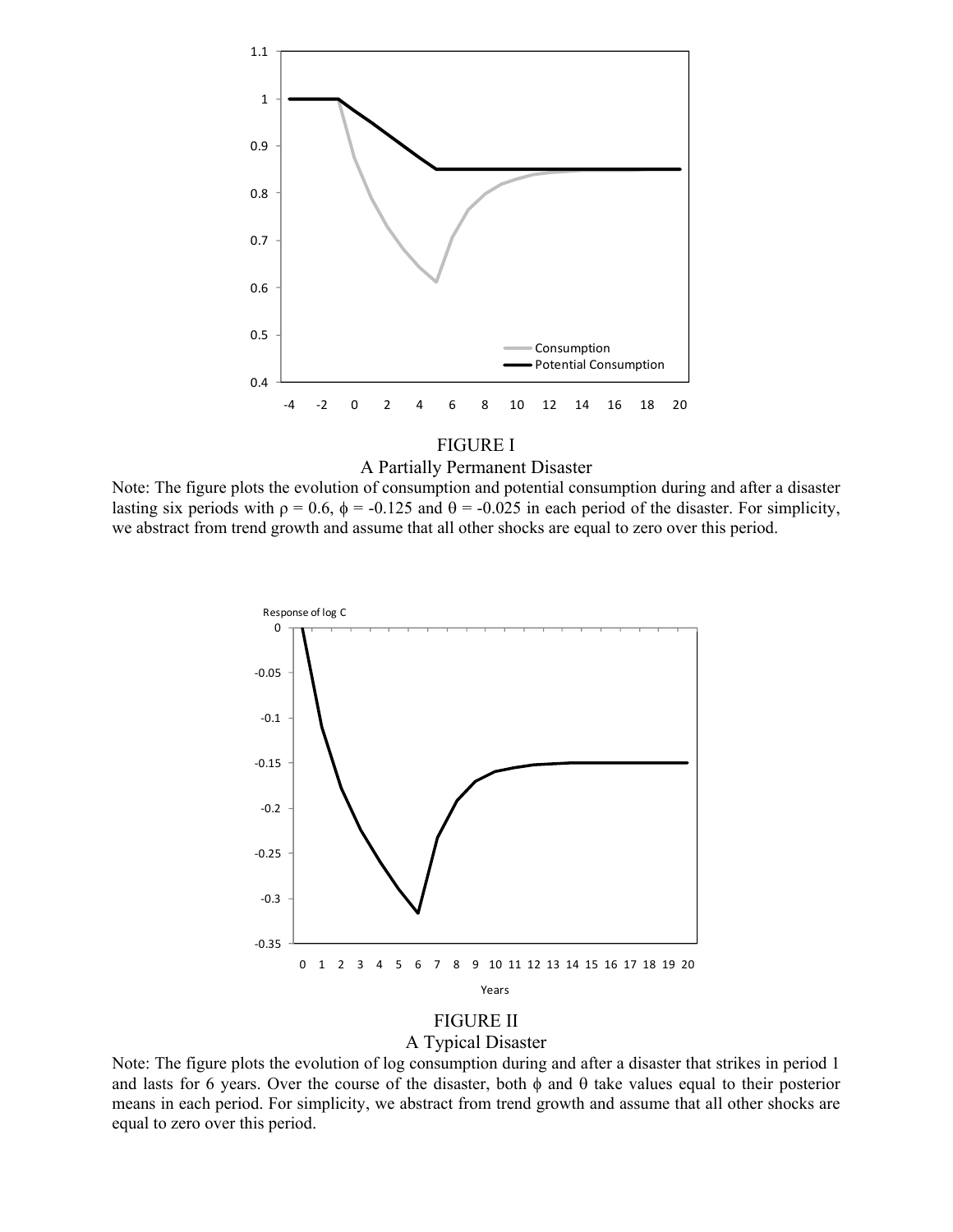FIGURE I

A Partially Permanent Disaster

Note: The figure plots the evolution of consumption and potential consumption during and after a disaster lasting six periods with $\rho = 0.6$, $\phi = -0.125$ and $\theta = -0.025$ in each period of the disaster. For simplicity, we abstract from trend growth and assume that all other shocks are equal to zero over this period.

FIGURE II

A Typical Disaster

Note: The figure plots the evolution of log consumption during and after a disaster that strikes in period 1 and lasts for 6 years. Over the course of the disaster, both $\phi$ and $\theta$ take values equal to their posterior means in each period. For simplicity, we abstract from trend growth and assume that all other shocks are equal to zero over this period.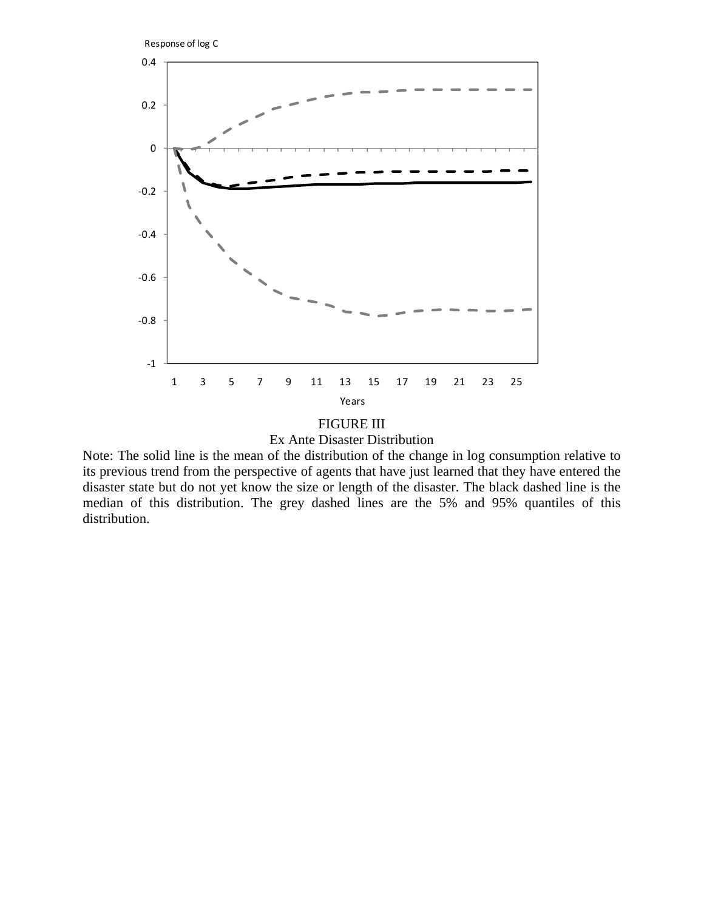FIGURE III

Ex Ante Disaster Distribution

Note: The solid line is the mean of the distribution of the change in log consumption relative to its previous trend from the perspective of agents that have just learned that they have entered the disaster state but do not yet know the size or length of the disaster. The black dashed line is the median of this distribution. The grey dashed lines are the 5% and 95% quantiles of this distribution.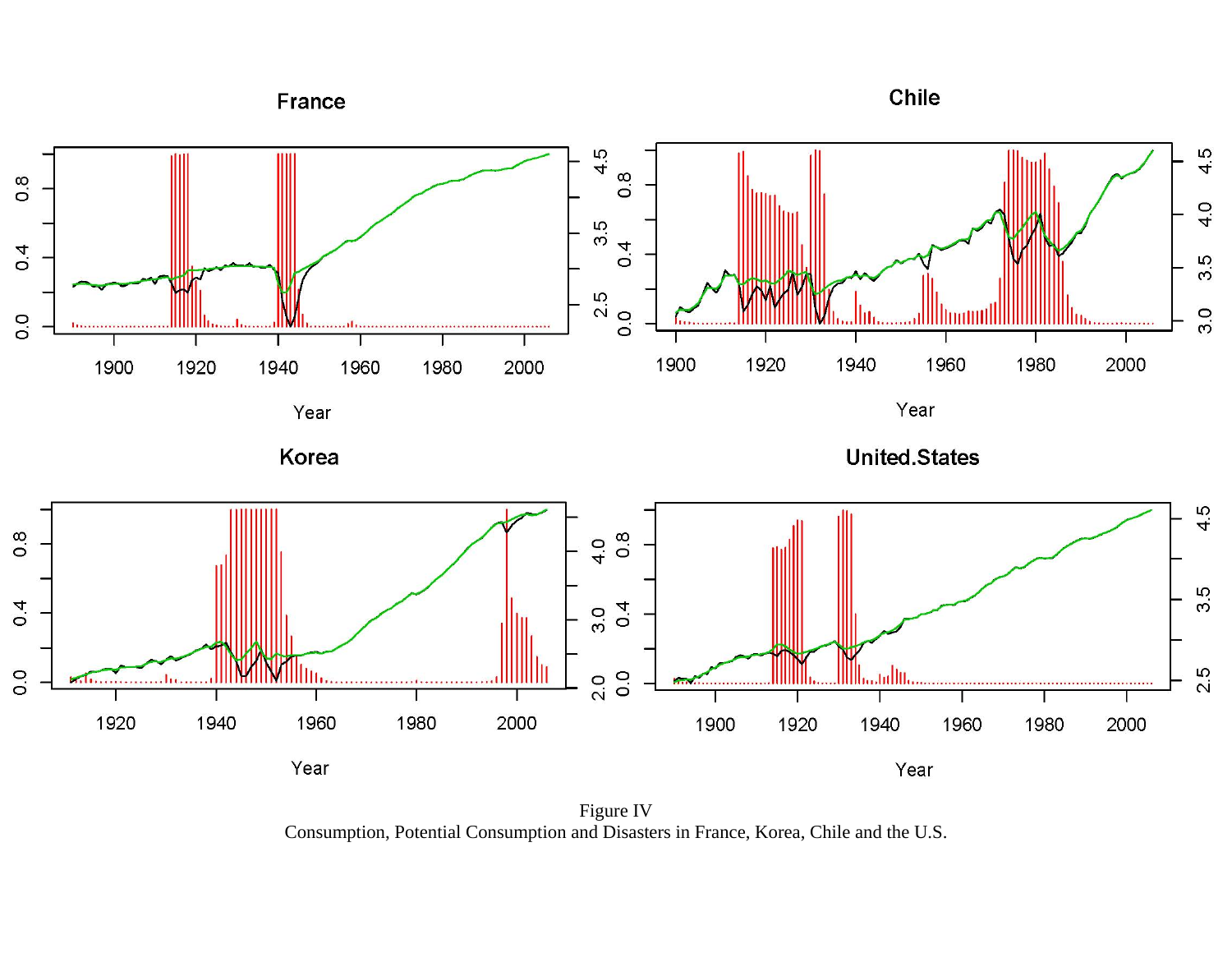Figure IV
Consumption, Potential Consumption and Disasters in France, Korea, Chile and the U.S.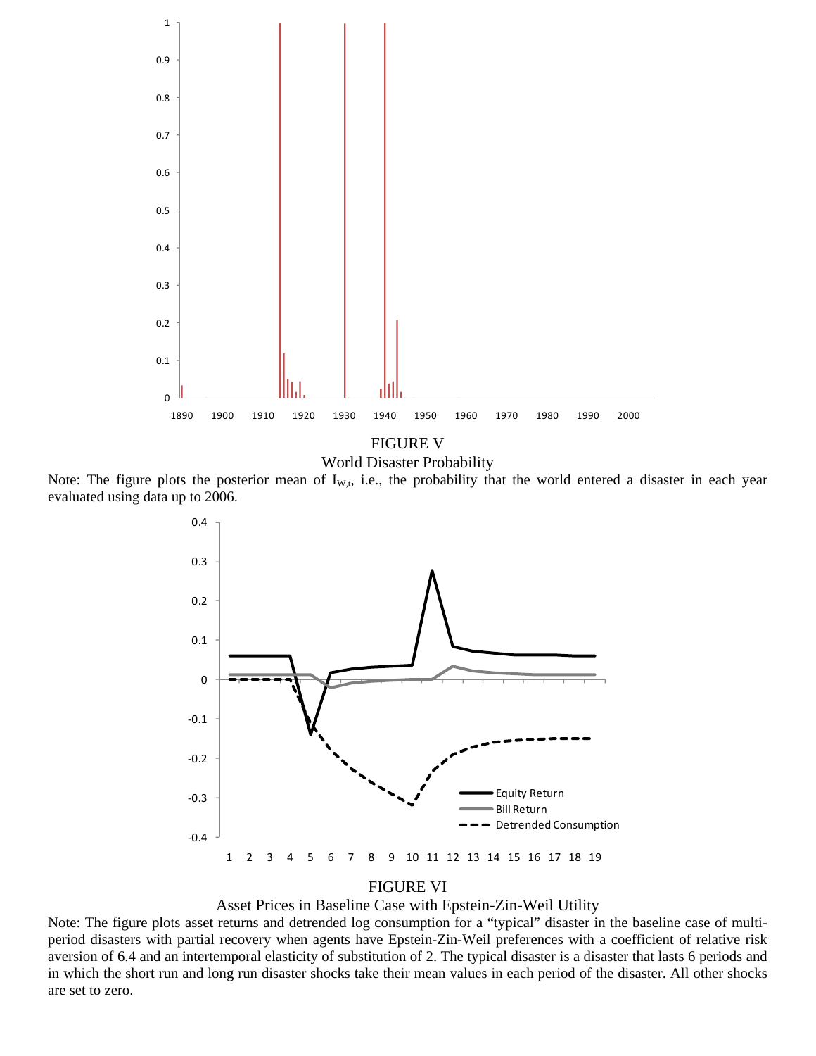FIGURE V

World Disaster Probability

Note: The figure plots the posterior mean of $I_{W,t}$, i.e., the probability that the world entered a disaster in each year evaluated using data up to 2006.

FIGURE VI

Asset Prices in Baseline Case with Epstein-Zin-Weil Utility

Note: The figure plots asset returns and detrended log consumption for a "typical" disaster in the baseline case of multi-period disasters with partial recovery when agents have Epstein-Zin-Weil preferences with a coefficient of relative risk aversion of 6.4 and an intertemporal elasticity of substitution of 2. The typical disaster is a disaster that lasts 6 periods and in which the short run and long run disaster shocks take their mean values in each period of the disaster. All other shocks are set to zero.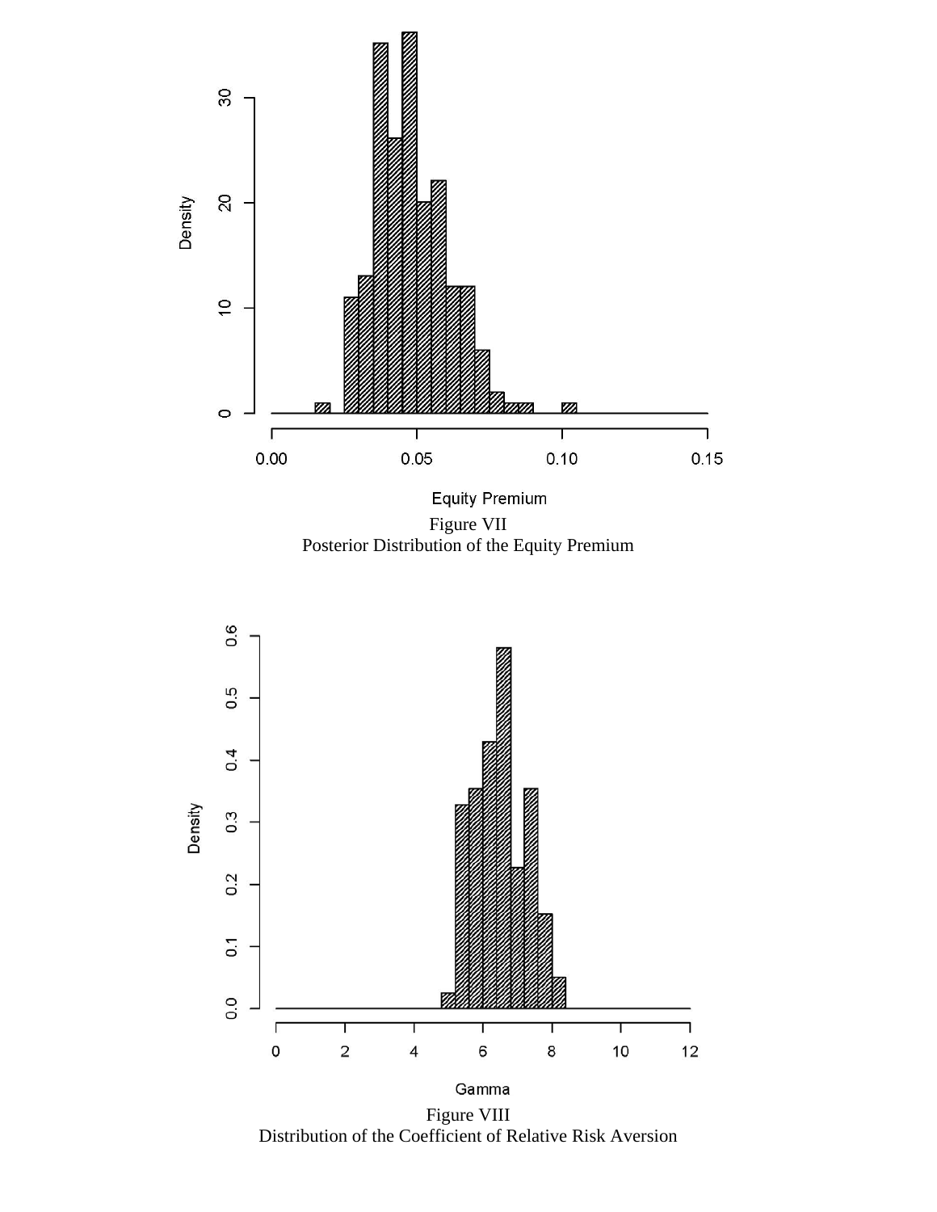Figure VII
Posterior Distribution of the Equity Premium

Figure VIII
Distribution of the Coefficient of Relative Risk Aversion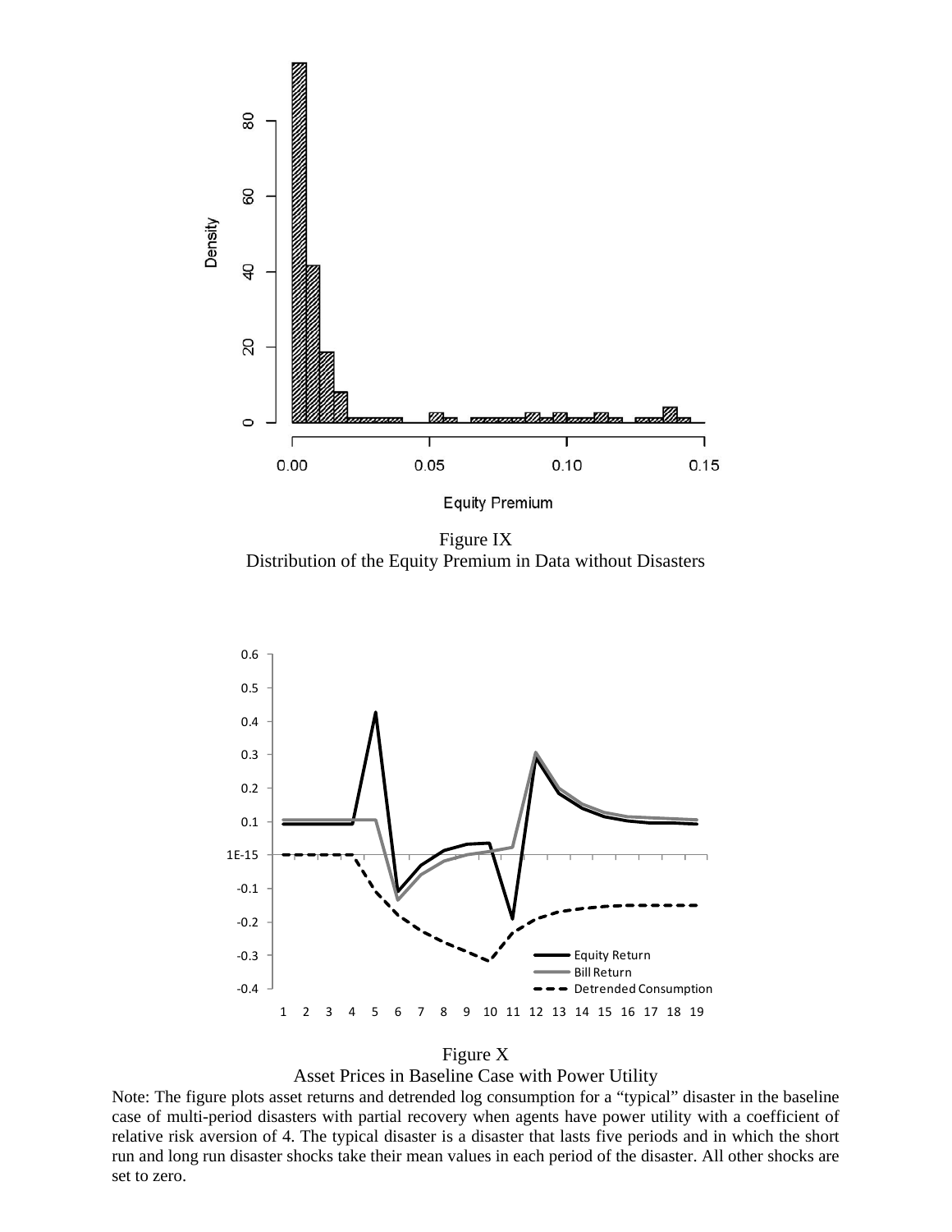Figure IX
Distribution of the Equity Premium in Data without Disasters

Figure X
Asset Prices in Baseline Case with Power Utility

Note: The figure plots asset returns and detrended log consumption for a “typical” disaster in the baseline case of multi-period disasters with partial recovery when agents have power utility with a coefficient of relative risk aversion of 4. The typical disaster is a disaster that lasts five periods and in which the short run and long run disaster shocks take their mean values in each period of the disaster. All other shocks are set to zero.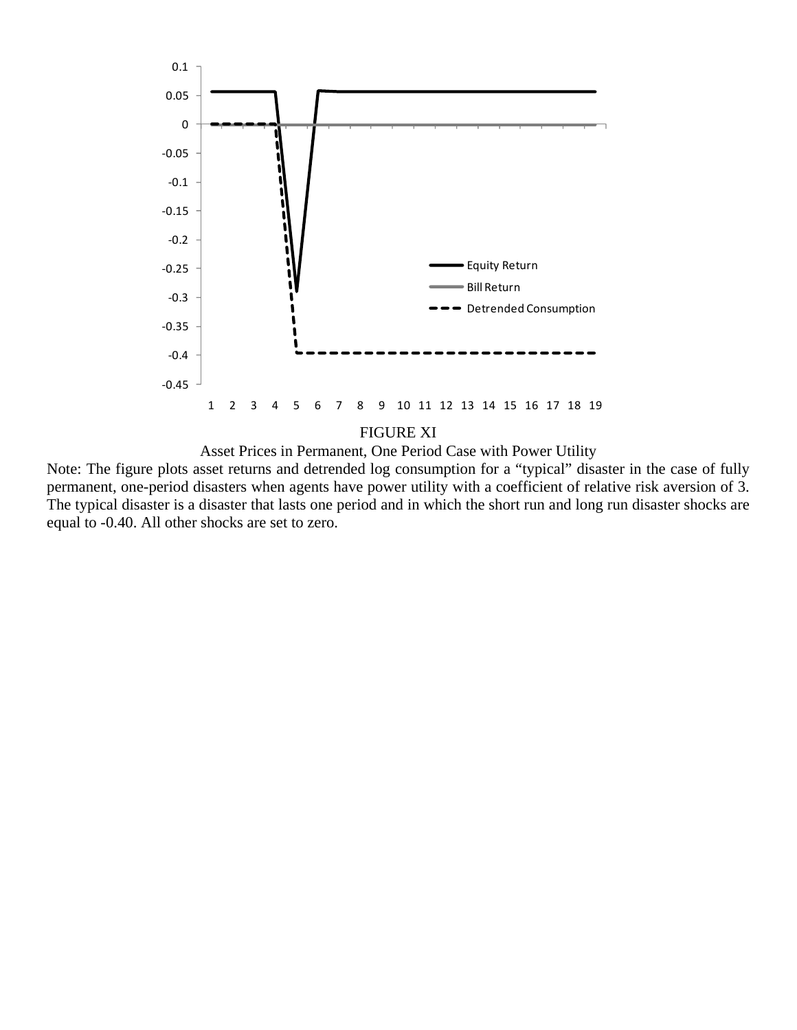0.1
0.05
0
-0.05
-0.1
-0.15
-0.2
-0.25
-0.3
-0.35
-0.4
-0.45

1 2 3 4 5 6 7 8 9 10 11 12 13 14 15 16 17 18 19

Equity Return
Bill Return
Detrended Consumption

FIGURE XI

Asset Prices in Permanent, One Period Case with Power Utility

Note: The figure plots asset returns and detrended log consumption for a "typical" disaster in the case of fully permanent, one-period disasters when agents have power utility with a coefficient of relative risk aversion of 3. The typical disaster is a disaster that lasts one period and in which the short run and long run disaster shocks are equal to -0.40. All other shocks are set to zero.